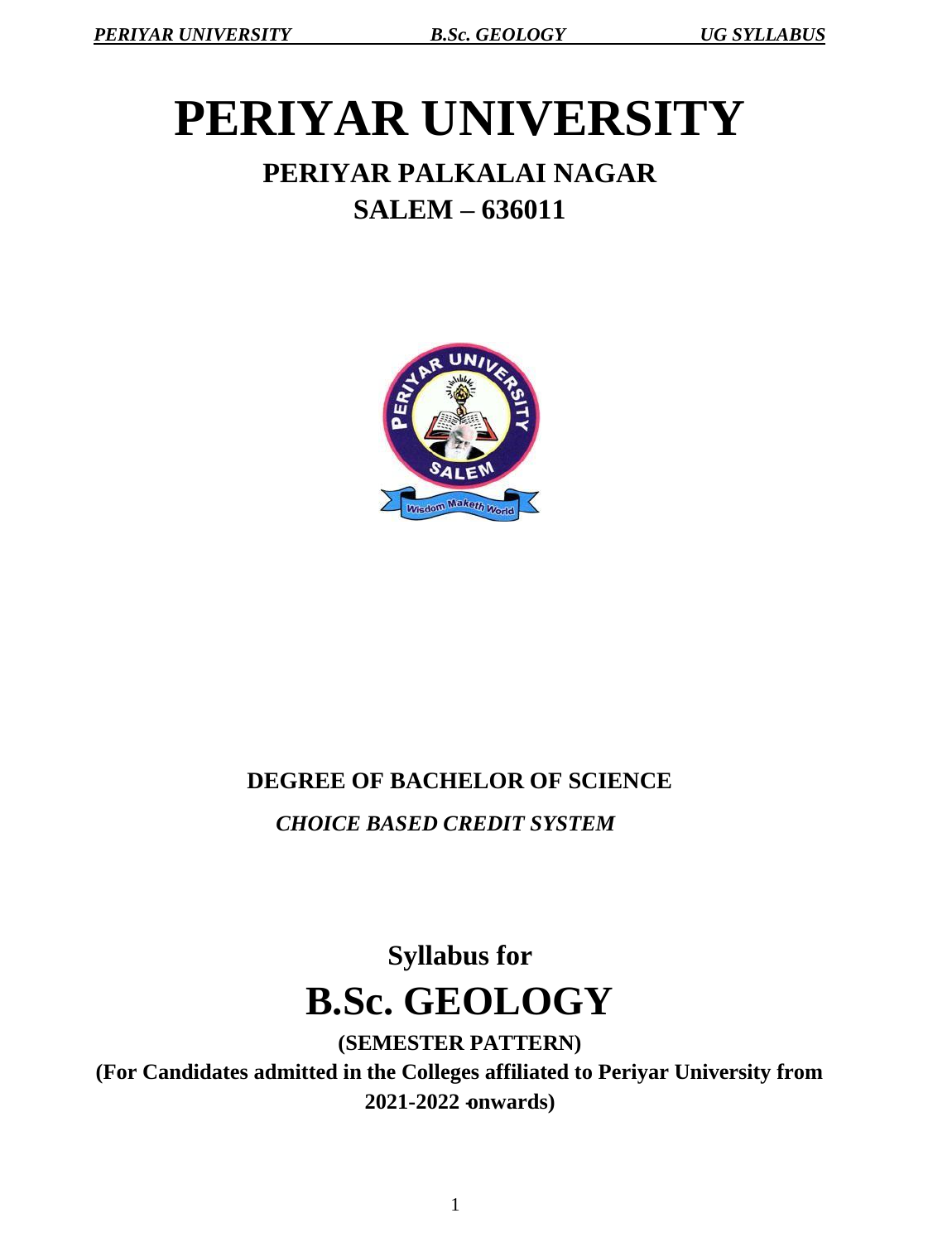# PERIYAR UNIVERSITY

## PERIYAR PALKALAI NAGAR

## SALEM – 636011

**DEGREE OF BACHELOR OF SCIENCE**

***CHOICE BASED CREDIT SYSTEM***

**Syllabus for**

# B.Sc. GEOLOGY

**(SEMESTER PATTERN)**

**(For Candidates admitted in the Colleges affiliated to Periyar University from 2021-2022 onwards)**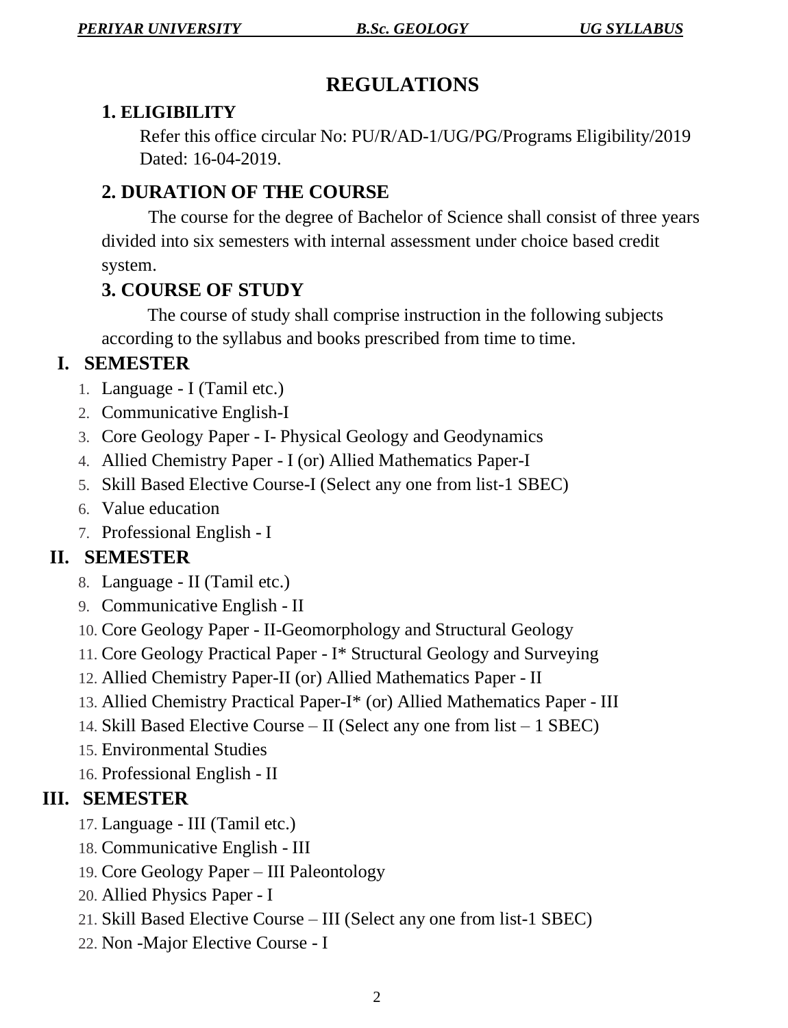# REGULATIONS

## 1. ELIGIBILITY

Refer this office circular No: PU/R/AD-1/UG/PG/Programs Eligibility/2019 Dated: 16-04-2019.

## 2. DURATION OF THE COURSE

The course for the degree of Bachelor of Science shall consist of three years divided into six semesters with internal assessment under choice based credit system.

## 3. COURSE OF STUDY

The course of study shall comprise instruction in the following subjects according to the syllabus and books prescribed from time to time.

## I. SEMESTER

1. Language - I (Tamil etc.)
2. Communicative English-I
3. Core Geology Paper - I- Physical Geology and Geodynamics
4. Allied Chemistry Paper - I (or) Allied Mathematics Paper-I
5. Skill Based Elective Course-I (Select any one from list-1 SBEC)
6. Value education
7. Professional English - I

## II. SEMESTER

8. Language - II (Tamil etc.)
9. Communicative English - II
10. Core Geology Paper - II-Geomorphology and Structural Geology
11. Core Geology Practical Paper - I* Structural Geology and Surveying
12. Allied Chemistry Paper-II (or) Allied Mathematics Paper - II
13. Allied Chemistry Practical Paper-I* (or) Allied Mathematics Paper - III
14. Skill Based Elective Course – II (Select any one from list – 1 SBEC)
15. Environmental Studies
16. Professional English - II

## III. SEMESTER

17. Language - III (Tamil etc.)
18. Communicative English - III
19. Core Geology Paper – III Paleontology
20. Allied Physics Paper - I
21. Skill Based Elective Course – III (Select any one from list-1 SBEC)
22. Non -Major Elective Course - I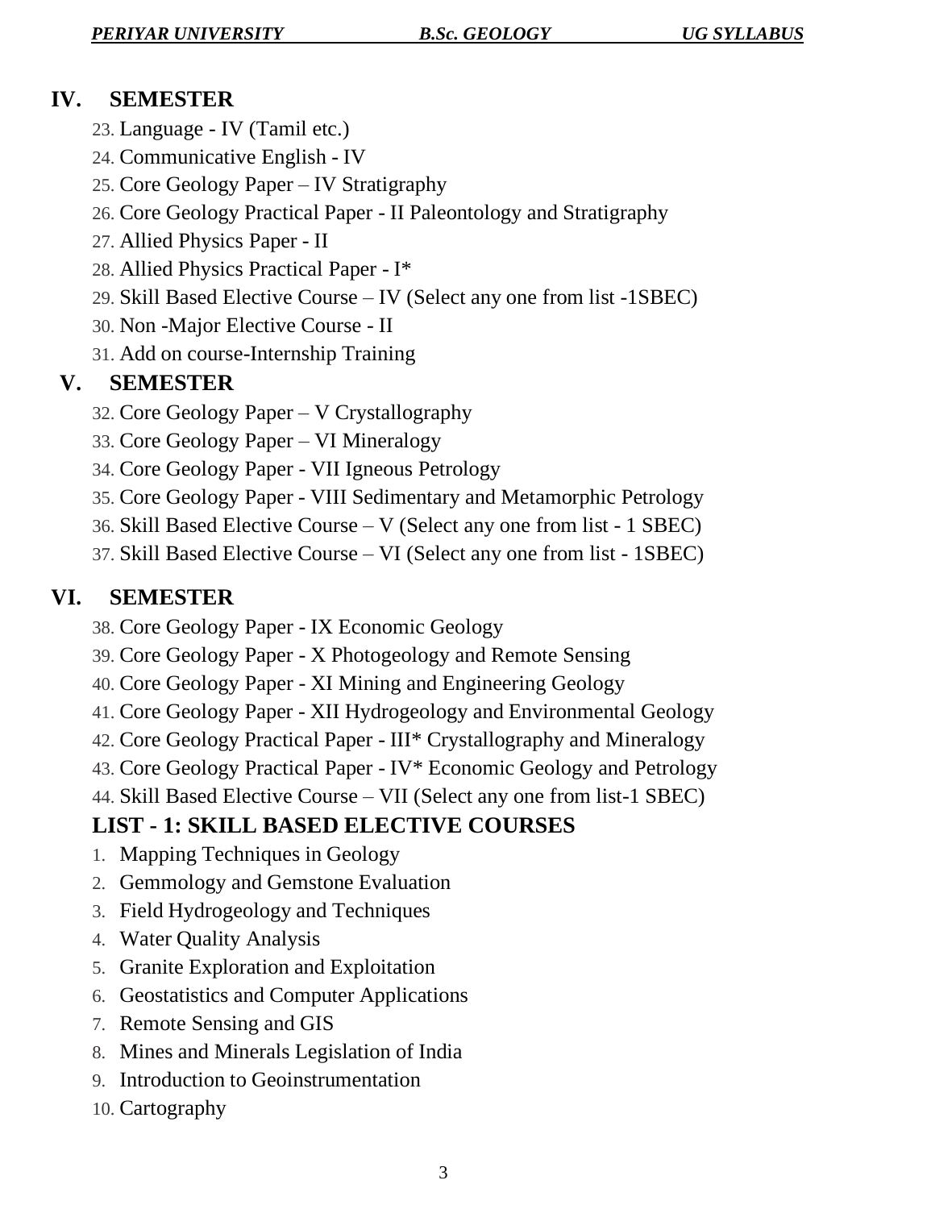## IV. SEMESTER

23. Language - IV (Tamil etc.)
24. Communicative English - IV
25. Core Geology Paper – IV Stratigraphy
26. Core Geology Practical Paper - II Paleontology and Stratigraphy
27. Allied Physics Paper - II
28. Allied Physics Practical Paper - I*
29. Skill Based Elective Course – IV (Select any one from list -1SBEC)
30. Non -Major Elective Course - II
31. Add on course-Internship Training

## V. SEMESTER

32. Core Geology Paper – V Crystallography
33. Core Geology Paper – VI Mineralogy
34. Core Geology Paper - VII Igneous Petrology
35. Core Geology Paper - VIII Sedimentary and Metamorphic Petrology
36. Skill Based Elective Course – V (Select any one from list - 1 SBEC)
37. Skill Based Elective Course – VI (Select any one from list - 1SBEC)

## VI. SEMESTER

38. Core Geology Paper - IX Economic Geology
39. Core Geology Paper - X Photogeology and Remote Sensing
40. Core Geology Paper - XI Mining and Engineering Geology
41. Core Geology Paper - XII Hydrogeology and Environmental Geology
42. Core Geology Practical Paper - III* Crystallography and Mineralogy
43. Core Geology Practical Paper - IV* Economic Geology and Petrology
44. Skill Based Elective Course – VII (Select any one from list-1 SBEC)

### LIST - 1: SKILL BASED ELECTIVE COURSES

1. Mapping Techniques in Geology
2. Gemmology and Gemstone Evaluation
3. Field Hydrogeology and Techniques
4. Water Quality Analysis
5. Granite Exploration and Exploitation
6. Geostatistics and Computer Applications
7. Remote Sensing and GIS
8. Mines and Minerals Legislation of India
9. Introduction to Geoinstrumentation
10. Cartography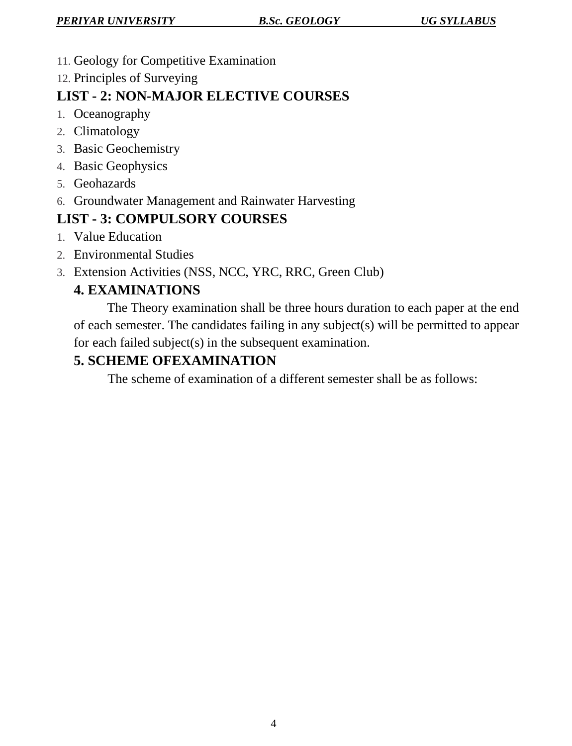11. Geology for Competitive Examination
12. Principles of Surveying

## LIST - 2: NON-MAJOR ELECTIVE COURSES

1. Oceanography
2. Climatology
3. Basic Geochemistry
4. Basic Geophysics
5. Geohazards
6. Groundwater Management and Rainwater Harvesting

## LIST - 3: COMPULSORY COURSES

1. Value Education
2. Environmental Studies
3. Extension Activities (NSS, NCC, YRC, RRC, Green Club)

## 4. EXAMINATIONS

The Theory examination shall be three hours duration to each paper at the end of each semester. The candidates failing in any subject(s) will be permitted to appear for each failed subject(s) in the subsequent examination.

## 5. SCHEME OFEXAMINATION

The scheme of examination of a different semester shall be as follows: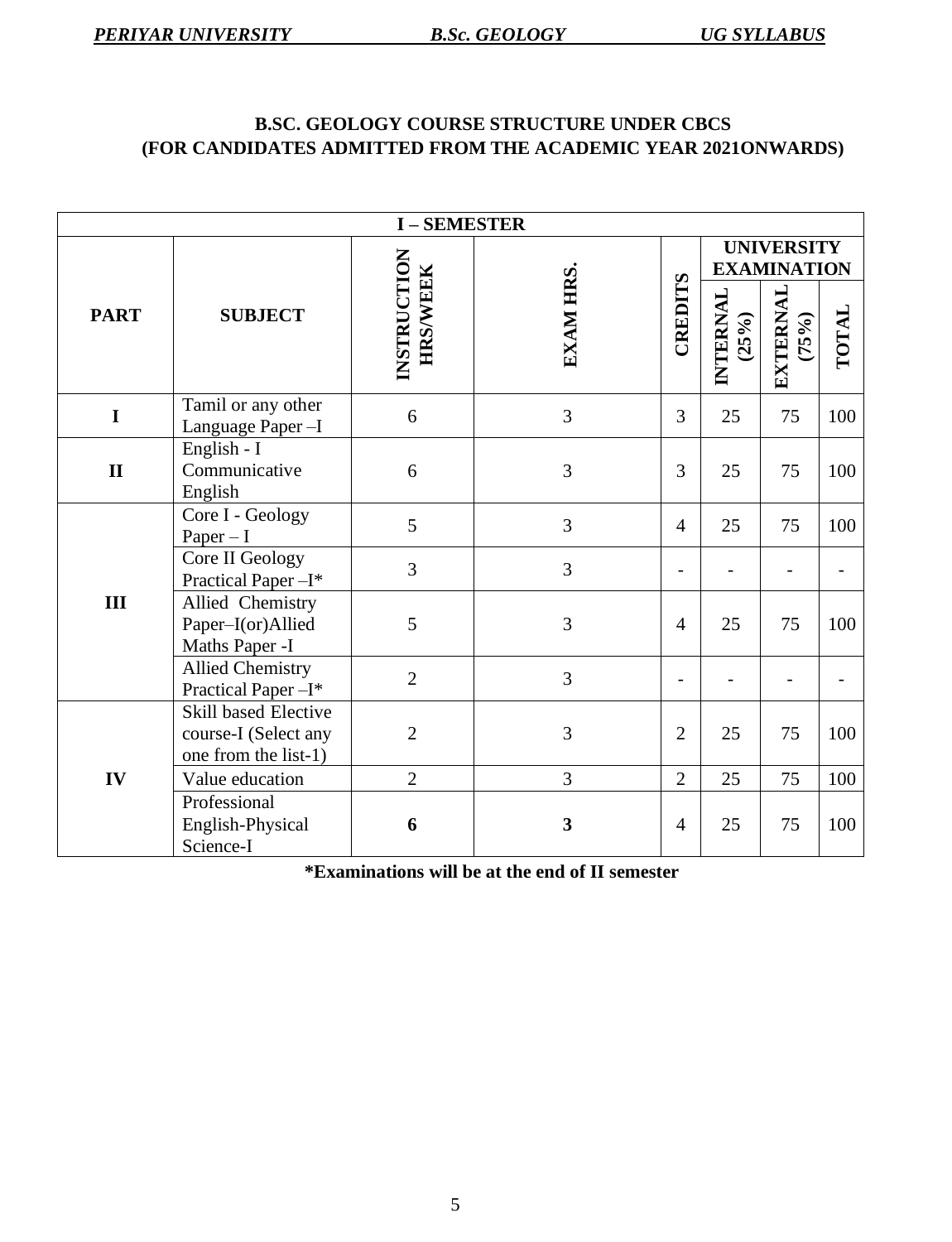**B.SC. GEOLOGY COURSE STRUCTURE UNDER CBCS**
**(FOR CANDIDATES ADMITTED FROM THE ACADEMIC YEAR 2021ONWARDS)**

| I – SEMESTER | | | | | | | |
|---|---|---|---|---|---|---|---|
| **PART** | **SUBJECT** | **INSTRUCTION HRS/WEEK** | **EXAM HRS.** | **CREDITS** | **UNIVERSITY EXAMINATION** | | |
| | | | | | **INTERNAL (25%)** | **EXTERNAL (75%)** | **TOTAL** |
| **I** | Tamil or any other Language Paper –I | 6 | 3 | 3 | 25 | 75 | 100 |
| **II** | English - I Communicative English | 6 | 3 | 3 | 25 | 75 | 100 |
| **III** | Core I - Geology Paper – I | 5 | 3 | 4 | 25 | 75 | 100 |
| | Core II Geology Practical Paper –I* | 3 | 3 | - | - | - | - |
| | Allied Chemistry Paper–I(or)Allied Maths Paper -I | 5 | 3 | 4 | 25 | 75 | 100 |
| | Allied Chemistry Practical Paper –I* | 2 | 3 | - | - | - | - |
| **IV** | Skill based Elective course-I (Select any one from the list-1) | 2 | 3 | 2 | 25 | 75 | 100 |
| | Value education | 2 | 3 | 2 | 25 | 75 | 100 |
| | Professional English-Physical Science-I | **6** | **3** | 4 | 25 | 75 | 100 |

**\*Examinations will be at the end of II semester**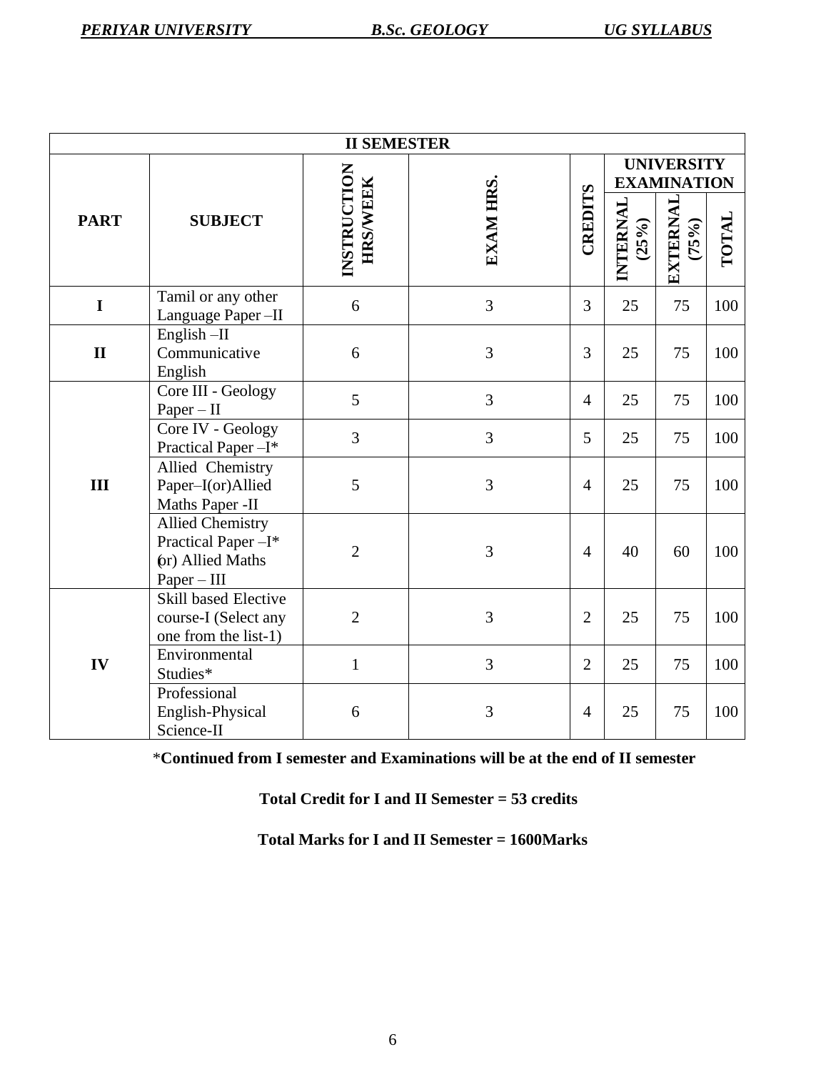| II SEMESTER | | | | | | | |
|---|---|---|---|---|---|---|---|
| PART | SUBJECT | INSTRUCTION HRS/WEEK | EXAM HRS. | CREDITS | UNIVERSITY EXAMINATION | | |
| | | | | | INTERNAL (25%) | EXTERNAL (75%) | TOTAL |
| I | Tamil or any other Language Paper –II | 6 | 3 | 3 | 25 | 75 | 100 |
| II | English –II Communicative English | 6 | 3 | 3 | 25 | 75 | 100 |
| III | Core III - Geology Paper – II | 5 | 3 | 4 | 25 | 75 | 100 |
| | Core IV - Geology Practical Paper –I* | 3 | 3 | 5 | 25 | 75 | 100 |
| | Allied Chemistry Paper–I(or)Allied Maths Paper -II | 5 | 3 | 4 | 25 | 75 | 100 |
| | Allied Chemistry Practical Paper –I* (or) Allied Maths Paper – III | 2 | 3 | 4 | 40 | 60 | 100 |
| IV | Skill based Elective course-I (Select any one from the list-1) | 2 | 3 | 2 | 25 | 75 | 100 |
| | Environmental Studies* | 1 | 3 | 2 | 25 | 75 | 100 |
| | Professional English-Physical Science-II | 6 | 3 | 4 | 25 | 75 | 100 |

*Continued from I semester and Examinations will be at the end of II semester**

**Total Credit for I and II Semester = 53 credits**

**Total Marks for I and II Semester = 1600Marks**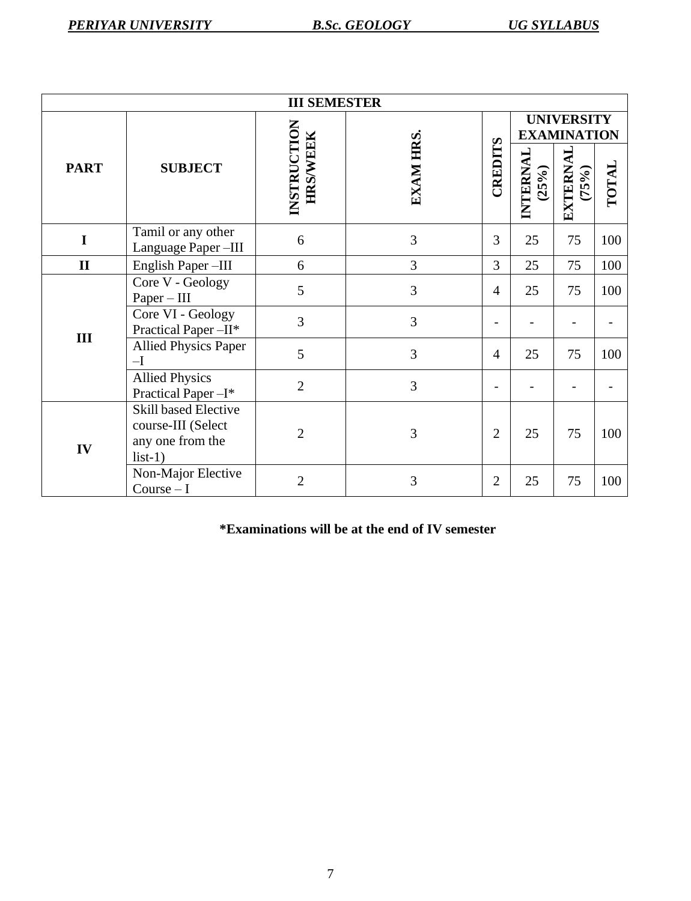| III SEMESTER | | | | | | | |
|---|---|---|---|---|---|---|---|
| PART | SUBJECT | INSTRUCTION HRS/WEEK | EXAM HRS. | CREDITS | UNIVERSITY EXAMINATION | | |
| | | | | | INTERNAL (25%) | EXTERNAL (75%) | TOTAL |
| I | Tamil or any other Language Paper –III | 6 | 3 | 3 | 25 | 75 | 100 |
| II | English Paper –III | 6 | 3 | 3 | 25 | 75 | 100 |
| III | Core V - Geology Paper – III | 5 | 3 | 4 | 25 | 75 | 100 |
| | Core VI - Geology Practical Paper –II* | 3 | 3 | - | - | - | - |
| | Allied Physics Paper –I | 5 | 3 | 4 | 25 | 75 | 100 |
| | Allied Physics Practical Paper –I* | 2 | 3 | - | - | - | - |
| IV | Skill based Elective course-III (Select any one from the list-1) | 2 | 3 | 2 | 25 | 75 | 100 |
| | Non-Major Elective Course – I | 2 | 3 | 2 | 25 | 75 | 100 |

**\*Examinations will be at the end of IV semester**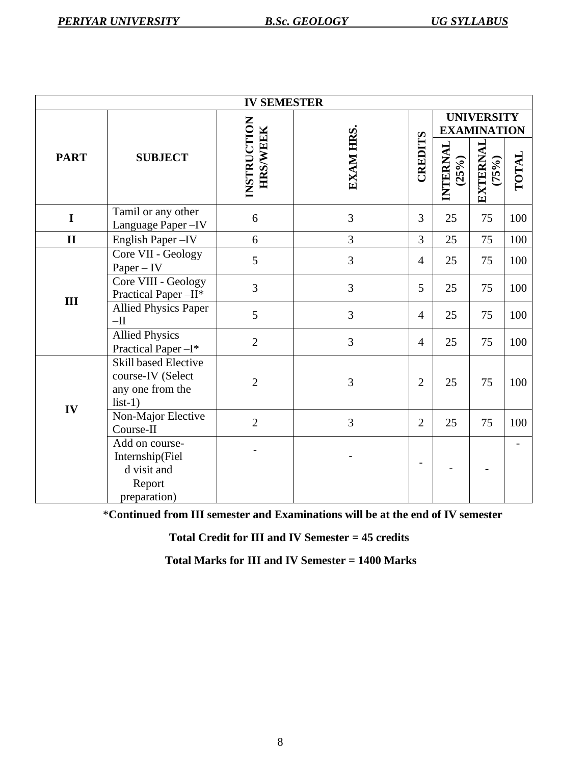| IV SEMESTER | | | | | | | | |
|---|---|---|---|---|---|---|---|---|
| PART | SUBJECT | INSTRUCTION HRS/WEEK | EXAM HRS. | CREDITS | UNIVERSITY EXAMINATION | | |
| | | | | | INTERNAL (25%) | EXTERNAL (75%) | TOTAL |
| I | Tamil or any other Language Paper –IV | 6 | 3 | 3 | 25 | 75 | 100 |
| II | English Paper –IV | 6 | 3 | 3 | 25 | 75 | 100 |
| III | Core VII - Geology Paper – IV | 5 | 3 | 4 | 25 | 75 | 100 |
| | Core VIII - Geology Practical Paper –II* | 3 | 3 | 5 | 25 | 75 | 100 |
| | Allied Physics Paper –II | 5 | 3 | 4 | 25 | 75 | 100 |
| | Allied Physics Practical Paper –I* | 2 | 3 | 4 | 25 | 75 | 100 |
| IV | Skill based Elective course-IV (Select any one from the list-1) | 2 | 3 | 2 | 25 | 75 | 100 |
| | Non-Major Elective Course-II | 2 | 3 | 2 | 25 | 75 | 100 |
| | Add on course-Internship(Field visit and Report preparation) | - | - | - | - | - | - |

*Continued from III semester and Examinations will be at the end of IV semester**

**Total Credit for III and IV Semester = 45 credits**

**Total Marks for III and IV Semester = 1400 Marks**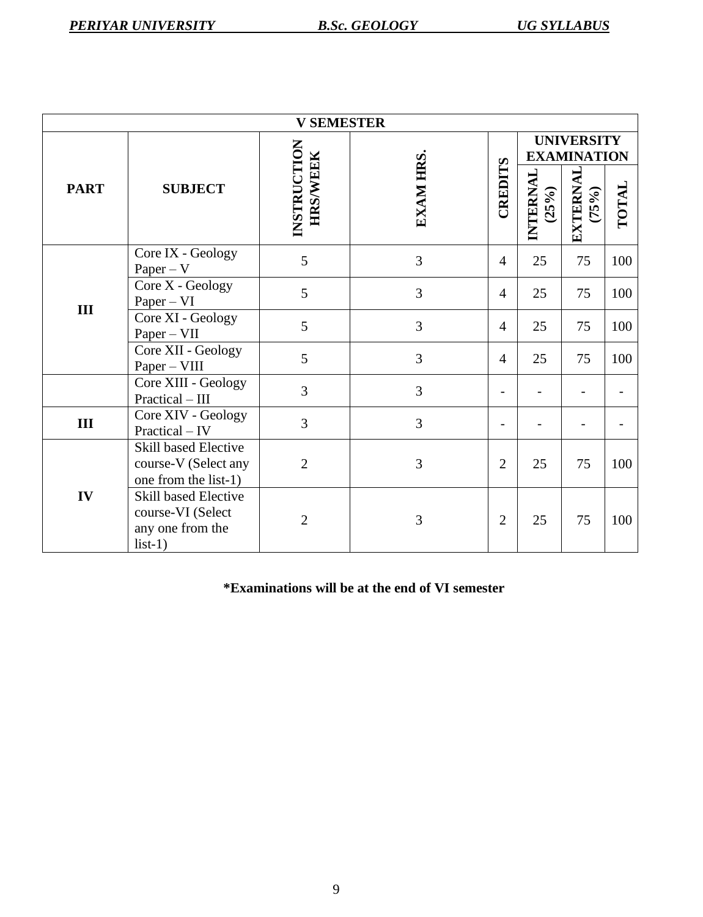| V SEMESTER | | | | | | | |
|---|---|---|---|---|---|---|---|
| PART | SUBJECT | INSTRUCTION HRS/WEEK | EXAM HRS. | CREDITS | UNIVERSITY EXAMINATION | | |
| | | | | | INTERNAL (25%) | EXTERNAL (75%) | TOTAL |
| III | Core IX - Geology Paper – V | 5 | 3 | 4 | 25 | 75 | 100 |
| | Core X - Geology Paper – VI | 5 | 3 | 4 | 25 | 75 | 100 |
| | Core XI - Geology Paper – VII | 5 | 3 | 4 | 25 | 75 | 100 |
| | Core XII - Geology Paper – VIII | 5 | 3 | 4 | 25 | 75 | 100 |
| | Core XIII - Geology Practical – III | 3 | 3 | - | - | - | - |
| III | Core XIV - Geology Practical – IV | 3 | 3 | - | - | - | - |
| IV | Skill based Elective course-V (Select any one from the list-1) | 2 | 3 | 2 | 25 | 75 | 100 |
| | Skill based Elective course-VI (Select any one from the list-1) | 2 | 3 | 2 | 25 | 75 | 100 |

**\*Examinations will be at the end of VI semester**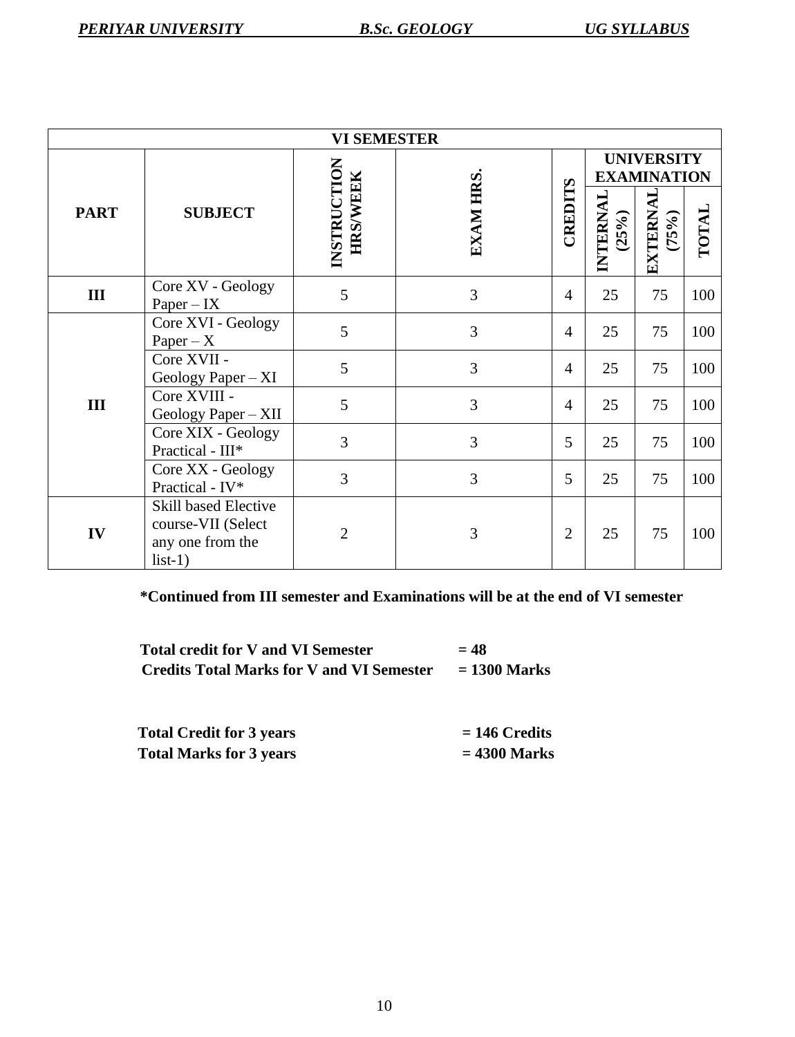| VI SEMESTER | | | | | | | |
|---|---|---|---|---|---|---|---|
| PART | SUBJECT | INSTRUCTION HRS/WEEK | EXAM HRS. | CREDITS | UNIVERSITY EXAMINATION | | |
| | | | | | INTERNAL (25%) | EXTERNAL (75%) | TOTAL |
| III | Core XV - Geology Paper – IX | 5 | 3 | 4 | 25 | 75 | 100 |
| III | Core XVI - Geology Paper – X | 5 | 3 | 4 | 25 | 75 | 100 |
| | Core XVII - Geology Paper – XI | 5 | 3 | 4 | 25 | 75 | 100 |
| | Core XVIII - Geology Paper – XII | 5 | 3 | 4 | 25 | 75 | 100 |
| | Core XIX - Geology Practical - III* | 3 | 3 | 5 | 25 | 75 | 100 |
| | Core XX - Geology Practical - IV* | 3 | 3 | 5 | 25 | 75 | 100 |
| IV | Skill based Elective course-VII (Select any one from the list-1) | 2 | 3 | 2 | 25 | 75 | 100 |

**\*Continued from III semester and Examinations will be at the end of VI semester**

**Total credit for V and VI Semester = 48**
**Credits Total Marks for V and VI Semester = 1300 Marks**

**Total Credit for 3 years = 146 Credits**
**Total Marks for 3 years = 4300 Marks**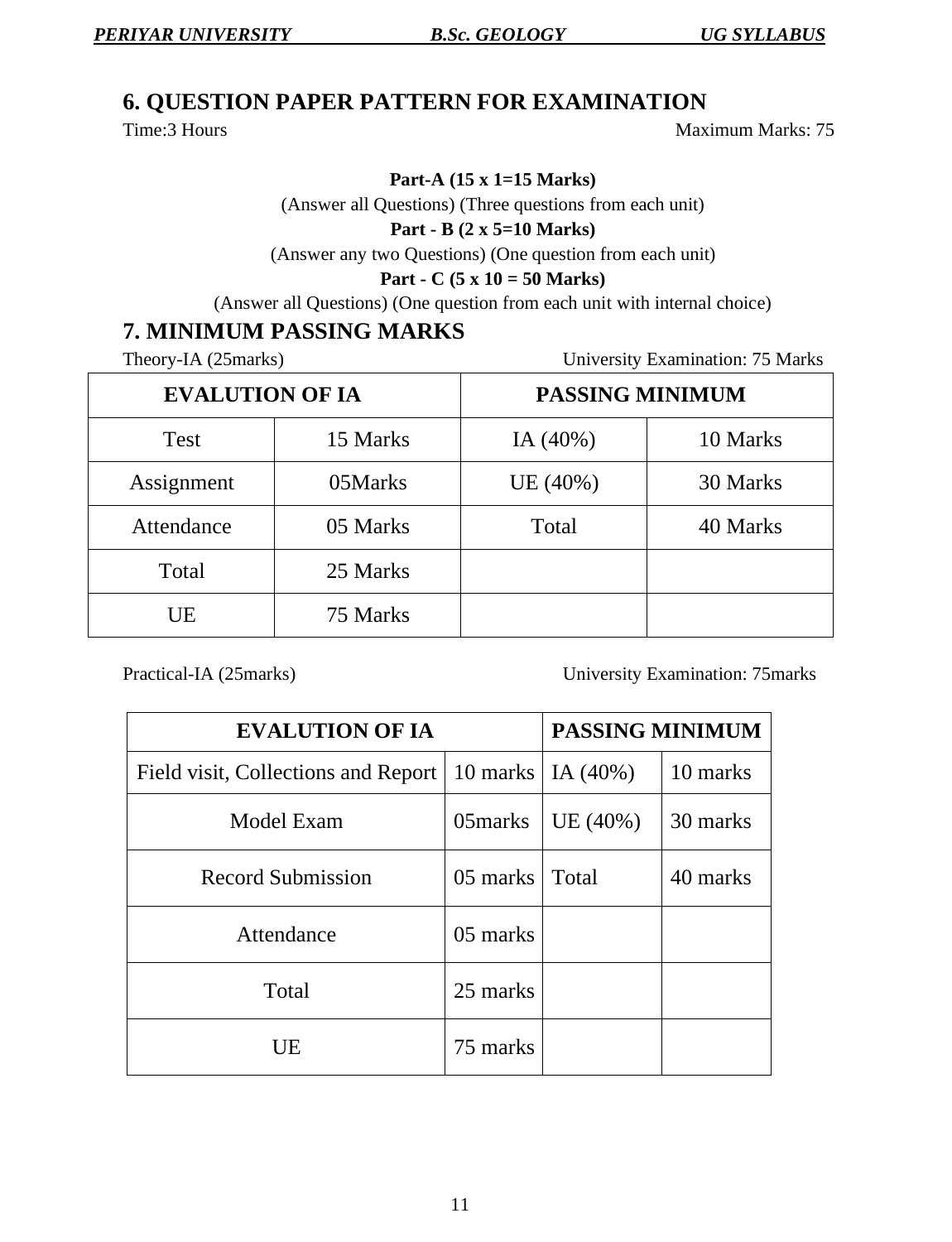## 6. QUESTION PAPER PATTERN FOR EXAMINATION

Time:3 Hours　　　　　　　　　　　　　　　　　　　　Maximum Marks: 75

**Part-A (15 x 1=15 Marks)**

(Answer all Questions) (Three questions from each unit)

**Part - B (2 x 5=10 Marks)**

(Answer any two Questions) (One question from each unit)

**Part - C (5 x 10 = 50 Marks)**

(Answer all Questions) (One question from each unit with internal choice)

## 7. MINIMUM PASSING MARKS

Theory-IA (25marks)　　　　　　　　　　　　　　University Examination: 75 Marks

| EVALUTION OF IA | | PASSING MINIMUM | |
|---|---|---|---|
| Test | 15 Marks | IA (40%) | 10 Marks |
| Assignment | 05Marks | UE (40%) | 30 Marks |
| Attendance | 05 Marks | Total | 40 Marks |
| Total | 25 Marks | | |
| UE | 75 Marks | | |

Practical-IA (25marks)　　　　　　　　　　　　　　University Examination: 75marks

| EVALUTION OF IA | | PASSING MINIMUM | |
|---|---|---|---|
| Field visit, Collections and Report | 10 marks | IA (40%) | 10 marks |
| Model Exam | 05marks | UE (40%) | 30 marks |
| Record Submission | 05 marks | Total | 40 marks |
| Attendance | 05 marks | | |
| Total | 25 marks | | |
| UE | 75 marks | | |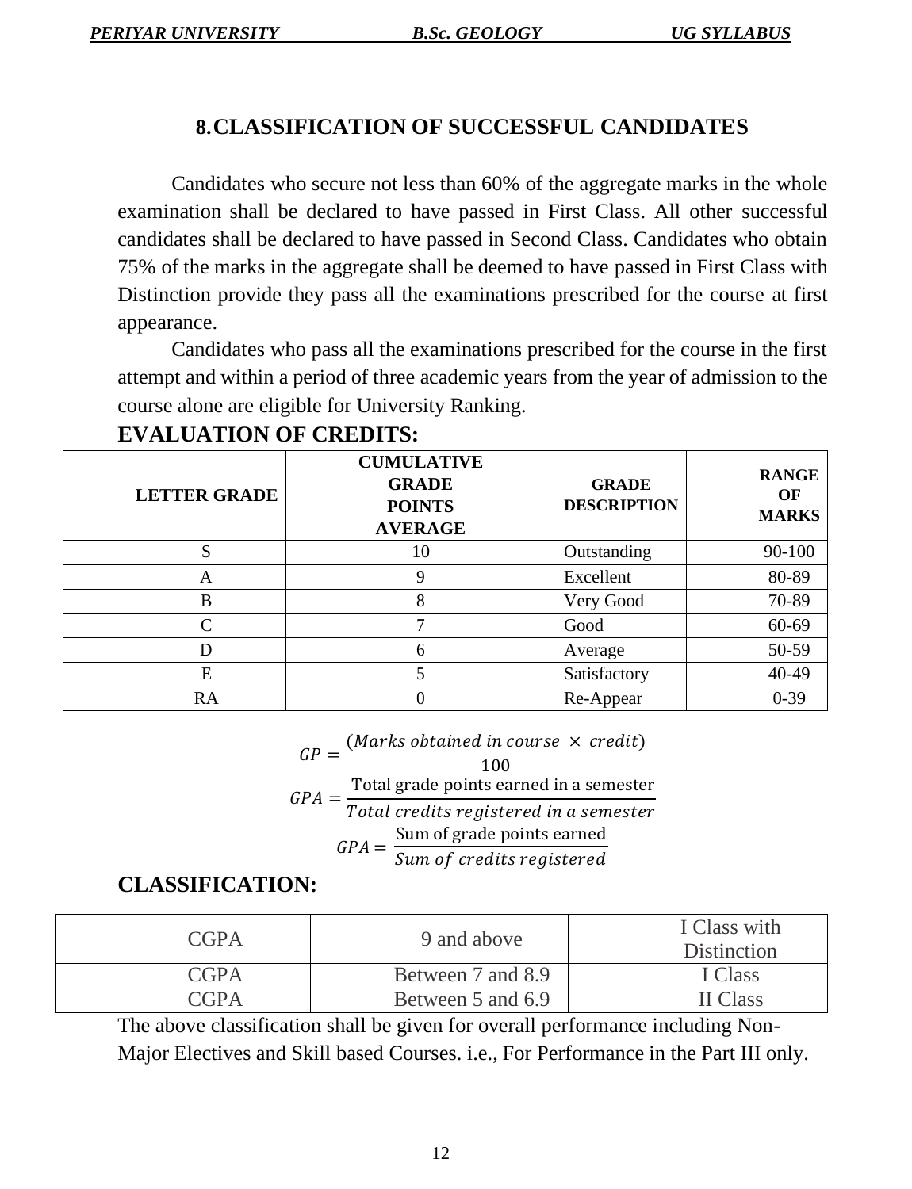## 8. CLASSIFICATION OF SUCCESSFUL CANDIDATES

Candidates who secure not less than 60% of the aggregate marks in the whole examination shall be declared to have passed in First Class. All other successful candidates shall be declared to have passed in Second Class. Candidates who obtain 75% of the marks in the aggregate shall be deemed to have passed in First Class with Distinction provide they pass all the examinations prescribed for the course at first appearance.

Candidates who pass all the examinations prescribed for the course in the first attempt and within a period of three academic years from the year of admission to the course alone are eligible for University Ranking.

### EVALUATION OF CREDITS:

| LETTER GRADE | CUMULATIVE GRADE POINTS AVERAGE | GRADE DESCRIPTION | RANGE OF MARKS |
|---|---|---|---|
| S | 10 | Outstanding | 90-100 |
| A | 9 | Excellent | 80-89 |
| B | 8 | Very Good | 70-89 |
| C | 7 | Good | 60-69 |
| D | 6 | Average | 50-59 |
| E | 5 | Satisfactory | 40-49 |
| RA | 0 | Re-Appear | 0-39 |

$$GP = \frac{(Marks\ obtained\ in\ course\ \times\ credit)}{100}$$

$$GPA = \frac{\text{Total grade points earned in a semester}}{Total\ credits\ registered\ in\ a\ semester}$$

$$GPA = \frac{\text{Sum of grade points earned}}{Sum\ of\ credits\ registered}$$

### CLASSIFICATION:

| CGPA | 9 and above | I Class with Distinction |
|---|---|---|
| CGPA | Between 7 and 8.9 | I Class |
| CGPA | Between 5 and 6.9 | II Class |

The above classification shall be given for overall performance including Non-Major Electives and Skill based Courses. i.e., For Performance in the Part III only.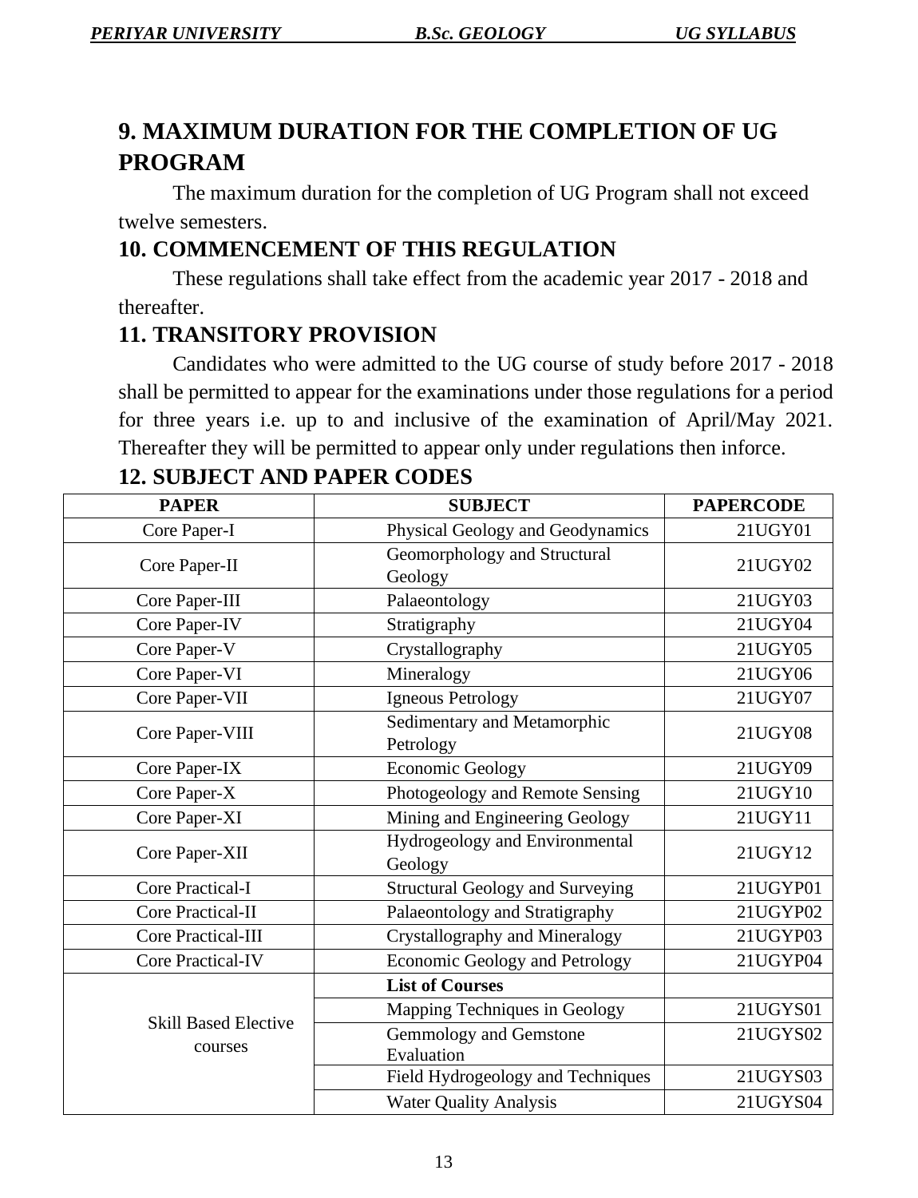## 9. MAXIMUM DURATION FOR THE COMPLETION OF UG PROGRAM

The maximum duration for the completion of UG Program shall not exceed twelve semesters.

## 10. COMMENCEMENT OF THIS REGULATION

These regulations shall take effect from the academic year 2017 - 2018 and thereafter.

## 11. TRANSITORY PROVISION

Candidates who were admitted to the UG course of study before 2017 - 2018 shall be permitted to appear for the examinations under those regulations for a period for three years i.e. up to and inclusive of the examination of April/May 2021. Thereafter they will be permitted to appear only under regulations then inforce.

## 12. SUBJECT AND PAPER CODES

| PAPER | SUBJECT | PAPERCODE |
|---|---|---|
| Core Paper-I | Physical Geology and Geodynamics | 21UGY01 |
| Core Paper-II | Geomorphology and Structural Geology | 21UGY02 |
| Core Paper-III | Palaeontology | 21UGY03 |
| Core Paper-IV | Stratigraphy | 21UGY04 |
| Core Paper-V | Crystallography | 21UGY05 |
| Core Paper-VI | Mineralogy | 21UGY06 |
| Core Paper-VII | Igneous Petrology | 21UGY07 |
| Core Paper-VIII | Sedimentary and Metamorphic Petrology | 21UGY08 |
| Core Paper-IX | Economic Geology | 21UGY09 |
| Core Paper-X | Photogeology and Remote Sensing | 21UGY10 |
| Core Paper-XI | Mining and Engineering Geology | 21UGY11 |
| Core Paper-XII | Hydrogeology and Environmental Geology | 21UGY12 |
| Core Practical-I | Structural Geology and Surveying | 21UGYP01 |
| Core Practical-II | Palaeontology and Stratigraphy | 21UGYP02 |
| Core Practical-III | Crystallography and Mineralogy | 21UGYP03 |
| Core Practical-IV | Economic Geology and Petrology | 21UGYP04 |
| Skill Based Elective courses | **List of Courses** | |
| | Mapping Techniques in Geology | 21UGYS01 |
| | Gemmology and Gemstone Evaluation | 21UGYS02 |
| | Field Hydrogeology and Techniques | 21UGYS03 |
| | Water Quality Analysis | 21UGYS04 |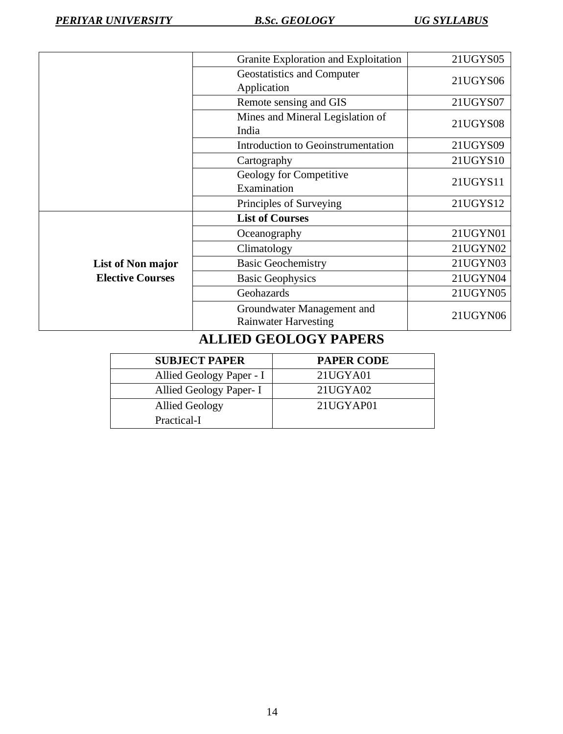| | | |
|---|---|---|
| | Granite Exploration and Exploitation | 21UGYS05 |
| | Geostatistics and Computer Application | 21UGYS06 |
| | Remote sensing and GIS | 21UGYS07 |
| | Mines and Mineral Legislation of India | 21UGYS08 |
| | Introduction to Geoinstrumentation | 21UGYS09 |
| | Cartography | 21UGYS10 |
| | Geology for Competitive Examination | 21UGYS11 |
| | Principles of Surveying | 21UGYS12 |
| **List of Non major Elective Courses** | **List of Courses** | |
| | Oceanography | 21UGYN01 |
| | Climatology | 21UGYN02 |
| | Basic Geochemistry | 21UGYN03 |
| | Basic Geophysics | 21UGYN04 |
| | Geohazards | 21UGYN05 |
| | Groundwater Management and Rainwater Harvesting | 21UGYN06 |

## ALLIED GEOLOGY PAPERS

| SUBJECT PAPER | PAPER CODE |
|---|---|
| Allied Geology Paper - I | 21UGYA01 |
| Allied Geology Paper- I | 21UGYA02 |
| Allied Geology Practical-I | 21UGYAP01 |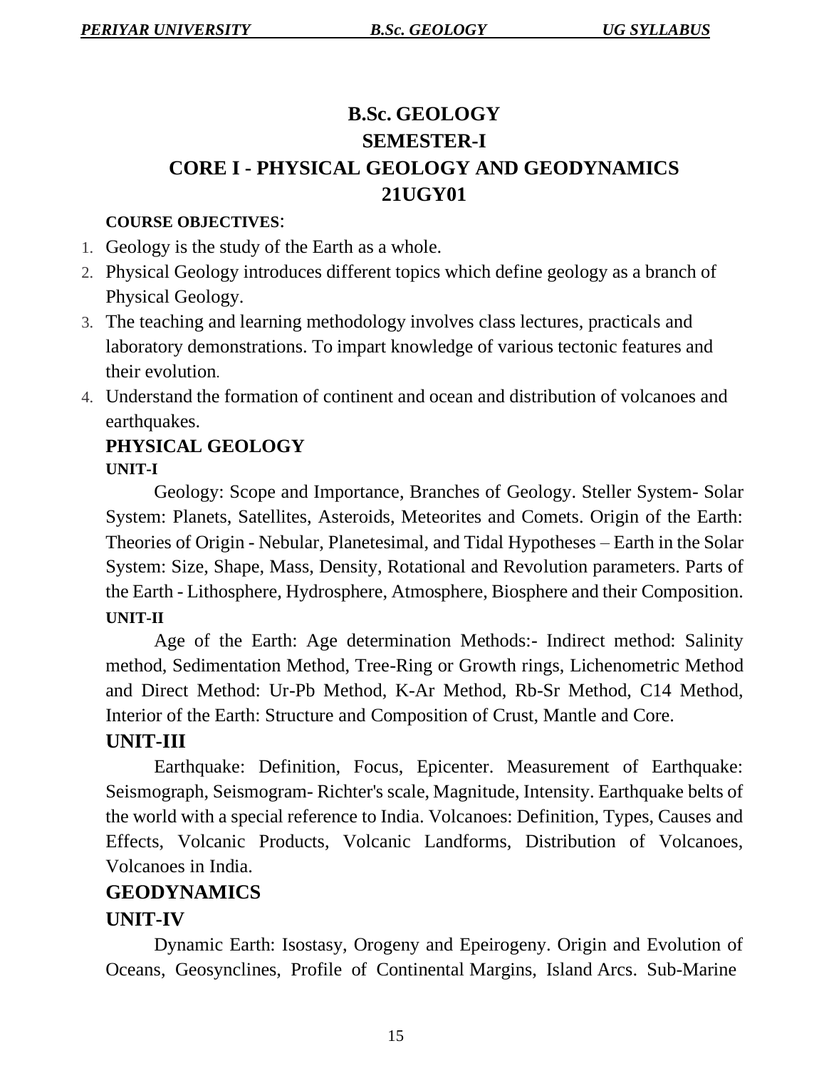# B.Sc. GEOLOGY
## SEMESTER-I
## CORE I - PHYSICAL GEOLOGY AND GEODYNAMICS
## 21UGY01

**COURSE OBJECTIVES**:

1. Geology is the study of the Earth as a whole.
2. Physical Geology introduces different topics which define geology as a branch of Physical Geology.
3. The teaching and learning methodology involves class lectures, practicals and laboratory demonstrations. To impart knowledge of various tectonic features and their evolution.
4. Understand the formation of continent and ocean and distribution of volcanoes and earthquakes.

### PHYSICAL GEOLOGY

**UNIT-I**

Geology: Scope and Importance, Branches of Geology. Steller System- Solar System: Planets, Satellites, Asteroids, Meteorites and Comets. Origin of the Earth: Theories of Origin - Nebular, Planetesimal, and Tidal Hypotheses – Earth in the Solar System: Size, Shape, Mass, Density, Rotational and Revolution parameters. Parts of the Earth - Lithosphere, Hydrosphere, Atmosphere, Biosphere and their Composition.

**UNIT-II**

Age of the Earth: Age determination Methods:- Indirect method: Salinity method, Sedimentation Method, Tree-Ring or Growth rings, Lichenometric Method and Direct Method: Ur-Pb Method, K-Ar Method, Rb-Sr Method, C14 Method, Interior of the Earth: Structure and Composition of Crust, Mantle and Core.

**UNIT-III**

Earthquake: Definition, Focus, Epicenter. Measurement of Earthquake: Seismograph, Seismogram- Richter's scale, Magnitude, Intensity. Earthquake belts of the world with a special reference to India. Volcanoes: Definition, Types, Causes and Effects, Volcanic Products, Volcanic Landforms, Distribution of Volcanoes, Volcanoes in India.

### GEODYNAMICS

**UNIT-IV**

Dynamic Earth: Isostasy, Orogeny and Epeirogeny. Origin and Evolution of Oceans, Geosynclines, Profile of Continental Margins, Island Arcs. Sub-Marine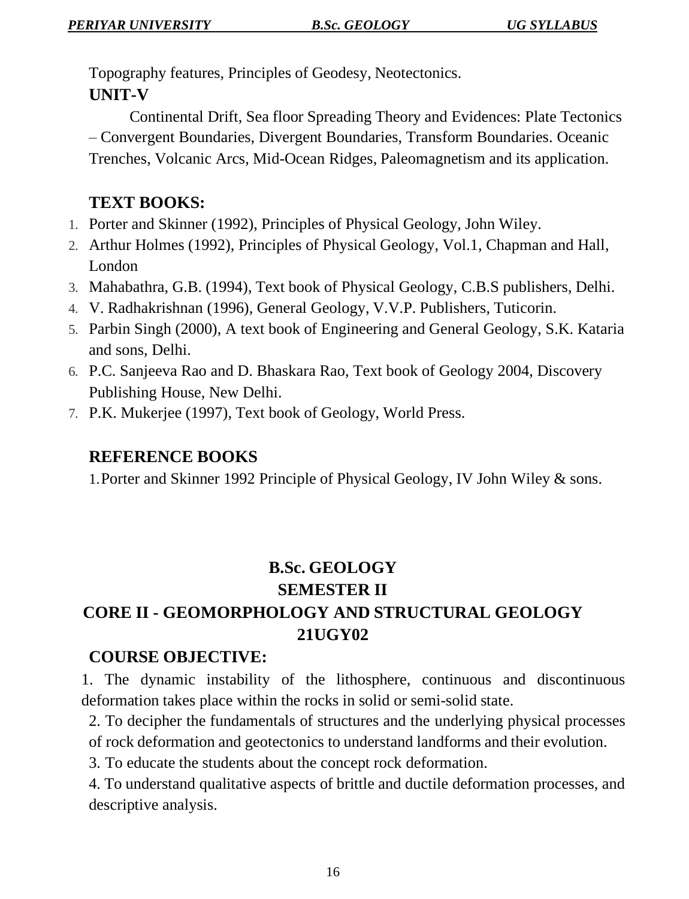Topography features, Principles of Geodesy, Neotectonics.

**UNIT-V**

Continental Drift, Sea floor Spreading Theory and Evidences: Plate Tectonics – Convergent Boundaries, Divergent Boundaries, Transform Boundaries. Oceanic Trenches, Volcanic Arcs, Mid-Ocean Ridges, Paleomagnetism and its application.

**TEXT BOOKS:**

1. Porter and Skinner (1992), Principles of Physical Geology, John Wiley.
2. Arthur Holmes (1992), Principles of Physical Geology, Vol.1, Chapman and Hall, London
3. Mahabathra, G.B. (1994), Text book of Physical Geology, C.B.S publishers, Delhi.
4. V. Radhakrishnan (1996), General Geology, V.V.P. Publishers, Tuticorin.
5. Parbin Singh (2000), A text book of Engineering and General Geology, S.K. Kataria and sons, Delhi.
6. P.C. Sanjeeva Rao and D. Bhaskara Rao, Text book of Geology 2004, Discovery Publishing House, New Delhi.
7. P.K. Mukerjee (1997), Text book of Geology, World Press.

**REFERENCE BOOKS**

1. Porter and Skinner 1992 Principle of Physical Geology, IV John Wiley & sons.

## B.Sc. GEOLOGY
## SEMESTER II
## CORE II - GEOMORPHOLOGY AND STRUCTURAL GEOLOGY
## 21UGY02

**COURSE OBJECTIVE:**

1. The dynamic instability of the lithosphere, continuous and discontinuous deformation takes place within the rocks in solid or semi-solid state.
2. To decipher the fundamentals of structures and the underlying physical processes of rock deformation and geotectonics to understand landforms and their evolution.
3. To educate the students about the concept rock deformation.
4. To understand qualitative aspects of brittle and ductile deformation processes, and descriptive analysis.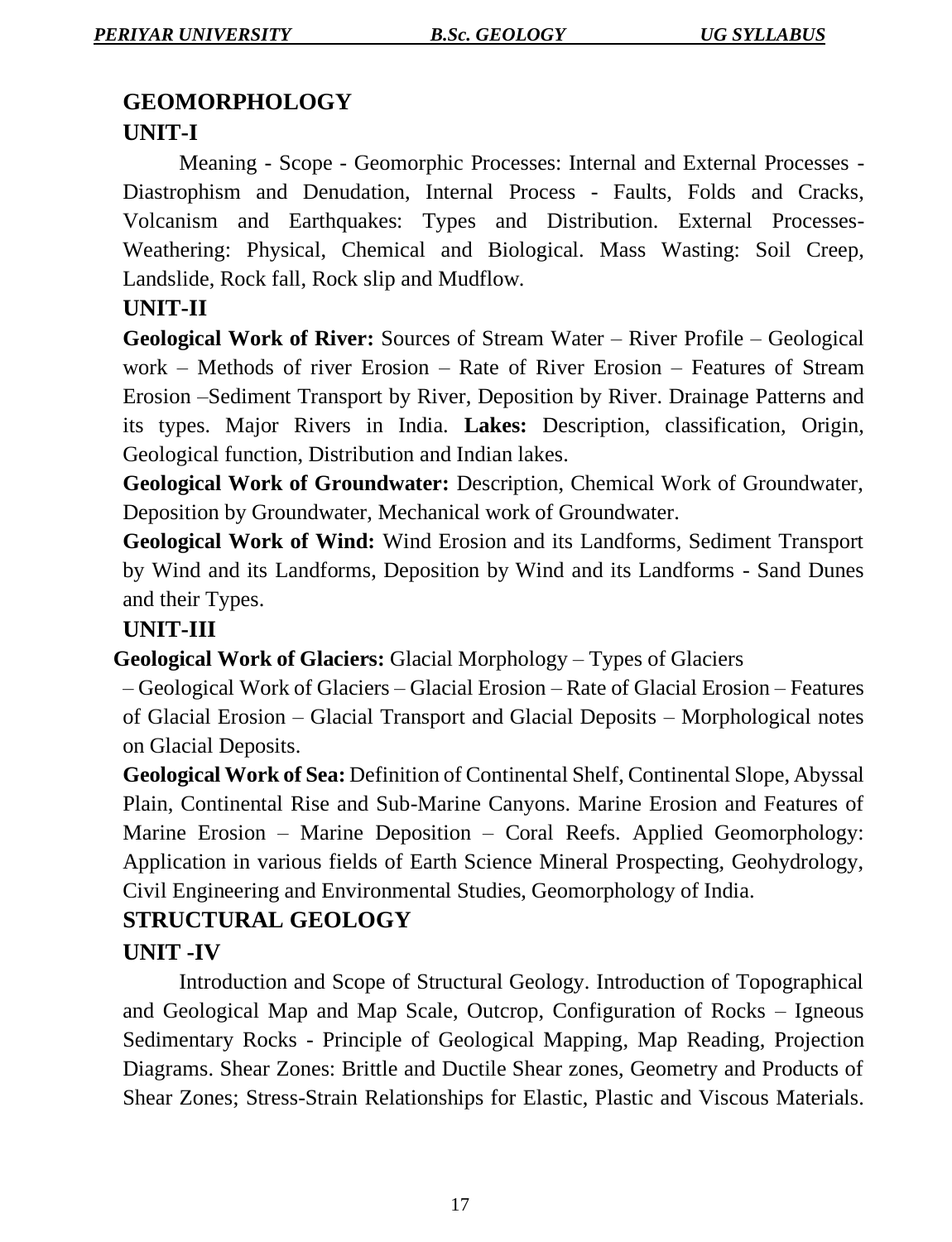# GEOMORPHOLOGY

## UNIT-I

Meaning - Scope - Geomorphic Processes: Internal and External Processes - Diastrophism and Denudation, Internal Process - Faults, Folds and Cracks, Volcanism and Earthquakes: Types and Distribution. External Processes- Weathering: Physical, Chemical and Biological. Mass Wasting: Soil Creep, Landslide, Rock fall, Rock slip and Mudflow.

## UNIT-II

**Geological Work of River:** Sources of Stream Water – River Profile – Geological work – Methods of river Erosion – Rate of River Erosion – Features of Stream Erosion –Sediment Transport by River, Deposition by River. Drainage Patterns and its types. Major Rivers in India. **Lakes:** Description, classification, Origin, Geological function, Distribution and Indian lakes.

**Geological Work of Groundwater:** Description, Chemical Work of Groundwater, Deposition by Groundwater, Mechanical work of Groundwater.

**Geological Work of Wind:** Wind Erosion and its Landforms, Sediment Transport by Wind and its Landforms, Deposition by Wind and its Landforms - Sand Dunes and their Types.

## UNIT-III

**Geological Work of Glaciers:** Glacial Morphology – Types of Glaciers – Geological Work of Glaciers – Glacial Erosion – Rate of Glacial Erosion – Features of Glacial Erosion – Glacial Transport and Glacial Deposits – Morphological notes on Glacial Deposits.

**Geological Work of Sea:** Definition of Continental Shelf, Continental Slope, Abyssal Plain, Continental Rise and Sub-Marine Canyons. Marine Erosion and Features of Marine Erosion – Marine Deposition – Coral Reefs. Applied Geomorphology: Application in various fields of Earth Science Mineral Prospecting, Geohydrology, Civil Engineering and Environmental Studies, Geomorphology of India.

# STRUCTURAL GEOLOGY

## UNIT -IV

Introduction and Scope of Structural Geology. Introduction of Topographical and Geological Map and Map Scale, Outcrop, Configuration of Rocks – Igneous Sedimentary Rocks - Principle of Geological Mapping, Map Reading, Projection Diagrams. Shear Zones: Brittle and Ductile Shear zones, Geometry and Products of Shear Zones; Stress-Strain Relationships for Elastic, Plastic and Viscous Materials.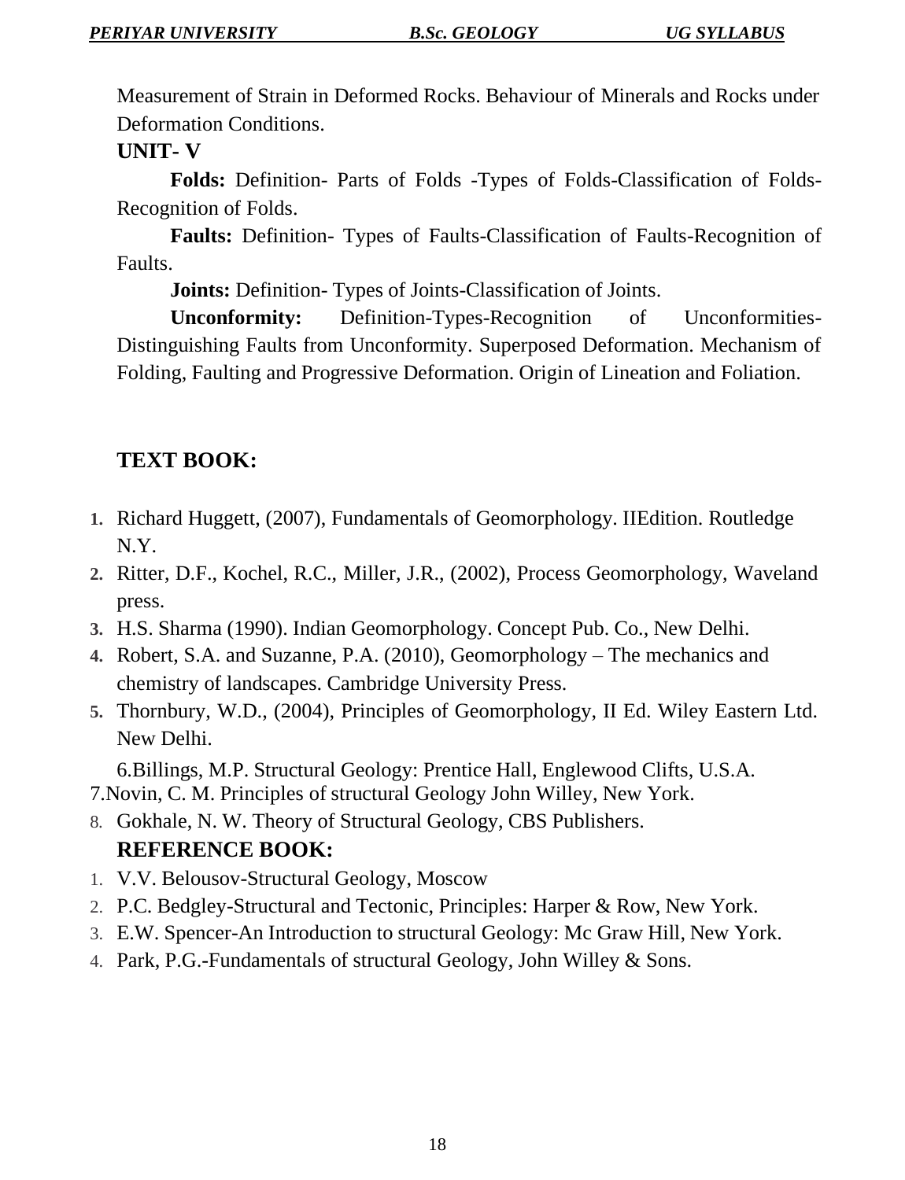Measurement of Strain in Deformed Rocks. Behaviour of Minerals and Rocks under Deformation Conditions.

**UNIT- V**

**Folds:** Definition- Parts of Folds -Types of Folds-Classification of Folds-Recognition of Folds.

**Faults:** Definition- Types of Faults-Classification of Faults-Recognition of Faults.

**Joints:** Definition- Types of Joints-Classification of Joints.

**Unconformity:** Definition-Types-Recognition of Unconformities-Distinguishing Faults from Unconformity. Superposed Deformation. Mechanism of Folding, Faulting and Progressive Deformation. Origin of Lineation and Foliation.

## TEXT BOOK:

1. Richard Huggett, (2007), Fundamentals of Geomorphology. IIEdition. Routledge N.Y.
2. Ritter, D.F., Kochel, R.C., Miller, J.R., (2002), Process Geomorphology, Waveland press.
3. H.S. Sharma (1990). Indian Geomorphology. Concept Pub. Co., New Delhi.
4. Robert, S.A. and Suzanne, P.A. (2010), Geomorphology – The mechanics and chemistry of landscapes. Cambridge University Press.
5. Thornbury, W.D., (2004), Principles of Geomorphology, II Ed. Wiley Eastern Ltd. New Delhi.
6. Billings, M.P. Structural Geology: Prentice Hall, Englewood Clifts, U.S.A.
7. Novin, C. M. Principles of structural Geology John Willey, New York.
8. Gokhale, N. W. Theory of Structural Geology, CBS Publishers.

## REFERENCE BOOK:

1. V.V. Belousov-Structural Geology, Moscow
2. P.C. Bedgley-Structural and Tectonic, Principles: Harper & Row, New York.
3. E.W. Spencer-An Introduction to structural Geology: Mc Graw Hill, New York.
4. Park, P.G.-Fundamentals of structural Geology, John Willey & Sons.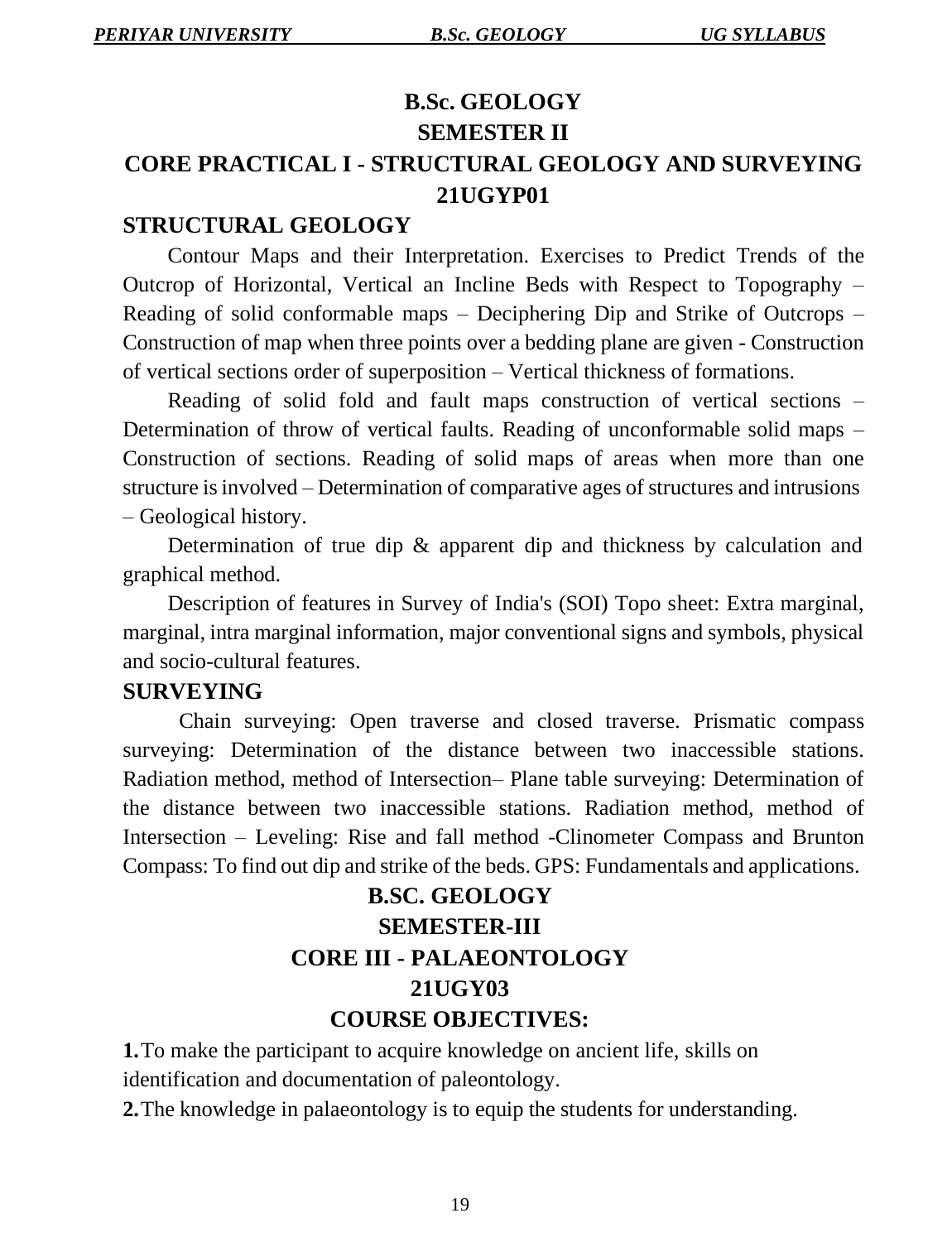# B.Sc. GEOLOGY

# SEMESTER II

# CORE PRACTICAL I - STRUCTURAL GEOLOGY AND SURVEYING

# 21UGYP01

## STRUCTURAL GEOLOGY

Contour Maps and their Interpretation. Exercises to Predict Trends of the Outcrop of Horizontal, Vertical an Incline Beds with Respect to Topography – Reading of solid conformable maps – Deciphering Dip and Strike of Outcrops – Construction of map when three points over a bedding plane are given - Construction of vertical sections order of superposition – Vertical thickness of formations.

Reading of solid fold and fault maps construction of vertical sections – Determination of throw of vertical faults. Reading of unconformable solid maps – Construction of sections. Reading of solid maps of areas when more than one structure is involved – Determination of comparative ages of structures and intrusions – Geological history.

Determination of true dip & apparent dip and thickness by calculation and graphical method.

Description of features in Survey of India's (SOI) Topo sheet: Extra marginal, marginal, intra marginal information, major conventional signs and symbols, physical and socio-cultural features.

## SURVEYING

Chain surveying: Open traverse and closed traverse. Prismatic compass surveying: Determination of the distance between two inaccessible stations. Radiation method, method of Intersection– Plane table surveying: Determination of the distance between two inaccessible stations. Radiation method, method of Intersection – Leveling: Rise and fall method -Clinometer Compass and Brunton Compass: To find out dip and strike of the beds. GPS: Fundamentals and applications.

# B.SC. GEOLOGY

# SEMESTER-III

# CORE III - PALAEONTOLOGY

# 21UGY03

## COURSE OBJECTIVES:

**1.** To make the participant to acquire knowledge on ancient life, skills on identification and documentation of paleontology.

**2.** The knowledge in palaeontology is to equip the students for understanding.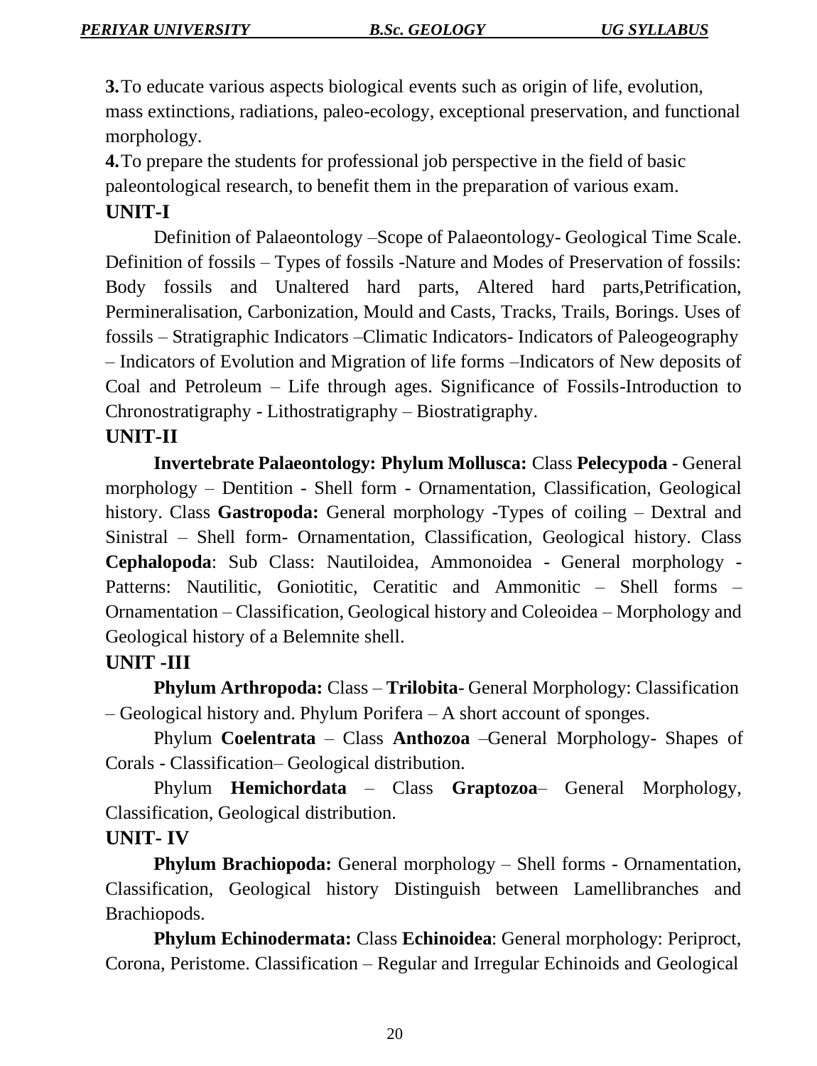**3.** To educate various aspects biological events such as origin of life, evolution, mass extinctions, radiations, paleo-ecology, exceptional preservation, and functional morphology.

**4.** To prepare the students for professional job perspective in the field of basic paleontological research, to benefit them in the preparation of various exam.

## UNIT-I

Definition of Palaeontology –Scope of Palaeontology- Geological Time Scale. Definition of fossils – Types of fossils -Nature and Modes of Preservation of fossils: Body fossils and Unaltered hard parts, Altered hard parts,Petrification, Permineralisation, Carbonization, Mould and Casts, Tracks, Trails, Borings. Uses of fossils – Stratigraphic Indicators –Climatic Indicators- Indicators of Paleogeography – Indicators of Evolution and Migration of life forms –Indicators of New deposits of Coal and Petroleum – Life through ages. Significance of Fossils-Introduction to Chronostratigraphy - Lithostratigraphy – Biostratigraphy.

## UNIT-II

**Invertebrate Palaeontology: Phylum Mollusca:** Class **Pelecypoda** - General morphology – Dentition - Shell form - Ornamentation, Classification, Geological history. Class **Gastropoda:** General morphology -Types of coiling – Dextral and Sinistral – Shell form- Ornamentation, Classification, Geological history. Class **Cephalopoda**: Sub Class: Nautiloidea, Ammonoidea - General morphology - Patterns: Nautilitic, Goniotitic, Ceratitic and Ammonitic – Shell forms – Ornamentation – Classification, Geological history and Coleoidea – Morphology and Geological history of a Belemnite shell.

## UNIT -III

**Phylum Arthropoda:** Class – **Trilobita**- General Morphology: Classification – Geological history and. Phylum Porifera – A short account of sponges.

Phylum **Coelentrata** – Class **Anthozoa** –General Morphology- Shapes of Corals - Classification– Geological distribution.

Phylum **Hemichordata** – Class **Graptozoa**– General Morphology, Classification, Geological distribution.

## UNIT- IV

**Phylum Brachiopoda:** General morphology – Shell forms - Ornamentation, Classification, Geological history Distinguish between Lamellibranches and Brachiopods.

**Phylum Echinodermata:** Class **Echinoidea**: General morphology: Periproct, Corona, Peristome. Classification – Regular and Irregular Echinoids and Geological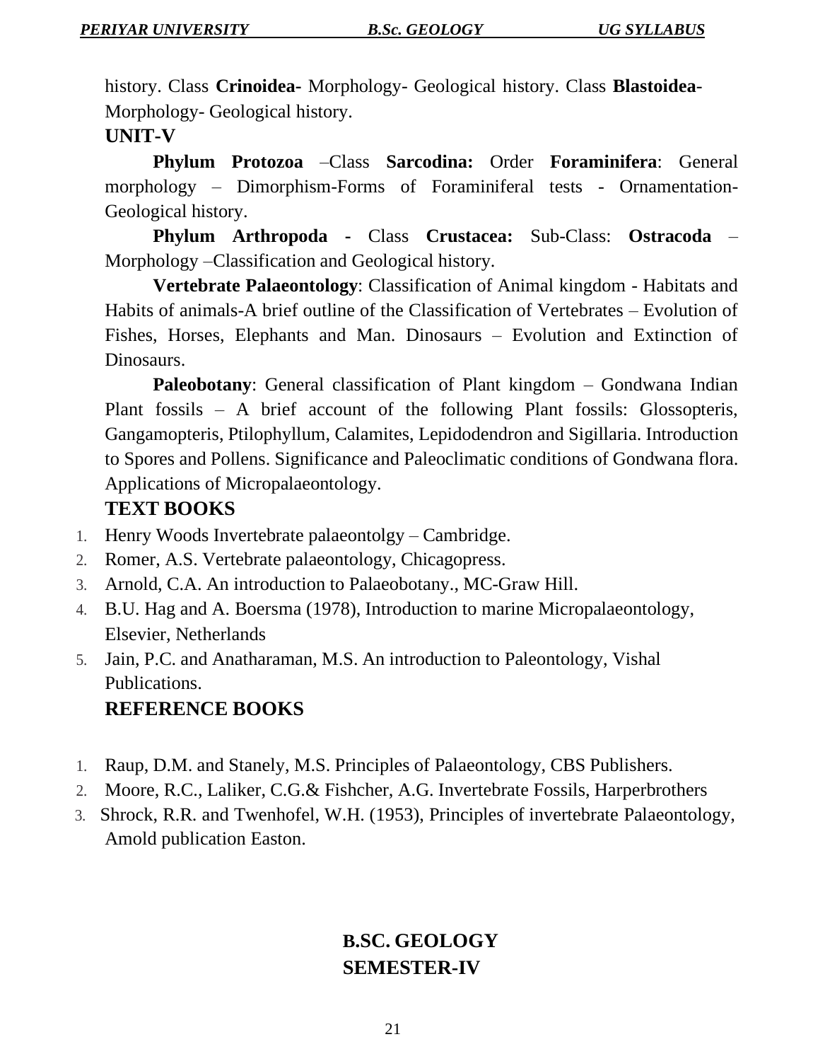history. Class **Crinoidea-** Morphology- Geological history. Class **Blastoidea**- Morphology- Geological history.

## UNIT-V

**Phylum Protozoa** –Class **Sarcodina:** Order **Foraminifera**: General morphology – Dimorphism-Forms of Foraminiferal tests - Ornamentation- Geological history.

**Phylum Arthropoda -** Class **Crustacea:** Sub-Class: **Ostracoda** – Morphology –Classification and Geological history.

**Vertebrate Palaeontology**: Classification of Animal kingdom - Habitats and Habits of animals-A brief outline of the Classification of Vertebrates – Evolution of Fishes, Horses, Elephants and Man. Dinosaurs – Evolution and Extinction of Dinosaurs.

**Paleobotany**: General classification of Plant kingdom – Gondwana Indian Plant fossils – A brief account of the following Plant fossils: Glossopteris, Gangamopteris, Ptilophyllum, Calamites, Lepidodendron and Sigillaria. Introduction to Spores and Pollens. Significance and Paleoclimatic conditions of Gondwana flora. Applications of Micropalaeontology.

## TEXT BOOKS

1. Henry Woods Invertebrate palaeontolgy – Cambridge.
2. Romer, A.S. Vertebrate palaeontology, Chicagopress.
3. Arnold, C.A. An introduction to Palaeobotany., MC-Graw Hill.
4. B.U. Hag and A. Boersma (1978), Introduction to marine Micropalaeontology, Elsevier, Netherlands
5. Jain, P.C. and Anatharaman, M.S. An introduction to Paleontology, Vishal Publications.

## REFERENCE BOOKS

1. Raup, D.M. and Stanely, M.S. Principles of Palaeontology, CBS Publishers.
2. Moore, R.C., Laliker, C.G.& Fishcher, A.G. Invertebrate Fossils, Harperbrothers
3. Shrock, R.R. and Twenhofel, W.H. (1953), Principles of invertebrate Palaeontology, Amold publication Easton.

## B.SC. GEOLOGY
## SEMESTER-IV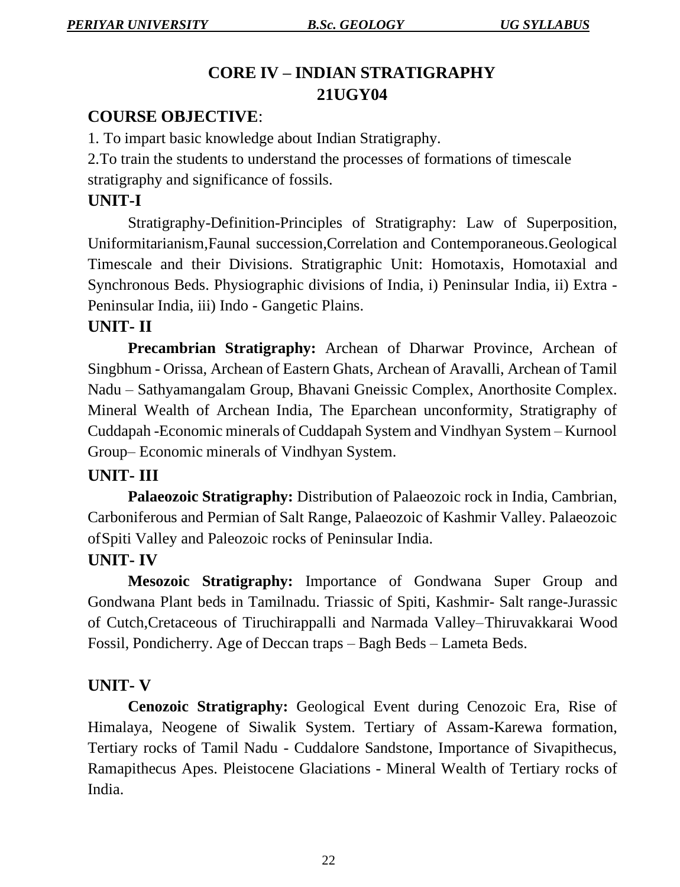# CORE IV – INDIAN STRATIGRAPHY
## 21UGY04

### COURSE OBJECTIVE:

1. To impart basic knowledge about Indian Stratigraphy.
2. To train the students to understand the processes of formations of timescale stratigraphy and significance of fossils.

### UNIT-I

Stratigraphy-Definition-Principles of Stratigraphy: Law of Superposition, Uniformitarianism,Faunal succession,Correlation and Contemporaneous.Geological Timescale and their Divisions. Stratigraphic Unit: Homotaxis, Homotaxial and Synchronous Beds. Physiographic divisions of India, i) Peninsular India, ii) Extra - Peninsular India, iii) Indo - Gangetic Plains.

### UNIT- II

**Precambrian Stratigraphy:** Archean of Dharwar Province, Archean of Singbhum - Orissa, Archean of Eastern Ghats, Archean of Aravalli, Archean of Tamil Nadu – Sathyamangalam Group, Bhavani Gneissic Complex, Anorthosite Complex. Mineral Wealth of Archean India, The Eparchean unconformity, Stratigraphy of Cuddapah -Economic minerals of Cuddapah System and Vindhyan System – Kurnool Group– Economic minerals of Vindhyan System.

### UNIT- III

**Palaeozoic Stratigraphy:** Distribution of Palaeozoic rock in India, Cambrian, Carboniferous and Permian of Salt Range, Palaeozoic of Kashmir Valley. Palaeozoic ofSpiti Valley and Paleozoic rocks of Peninsular India.

### UNIT- IV

**Mesozoic Stratigraphy:** Importance of Gondwana Super Group and Gondwana Plant beds in Tamilnadu. Triassic of Spiti, Kashmir- Salt range-Jurassic of Cutch,Cretaceous of Tiruchirappalli and Narmada Valley–Thiruvakkarai Wood Fossil, Pondicherry. Age of Deccan traps – Bagh Beds – Lameta Beds.

### UNIT- V

**Cenozoic Stratigraphy:** Geological Event during Cenozoic Era, Rise of Himalaya, Neogene of Siwalik System. Tertiary of Assam-Karewa formation, Tertiary rocks of Tamil Nadu - Cuddalore Sandstone, Importance of Sivapithecus, Ramapithecus Apes. Pleistocene Glaciations - Mineral Wealth of Tertiary rocks of India.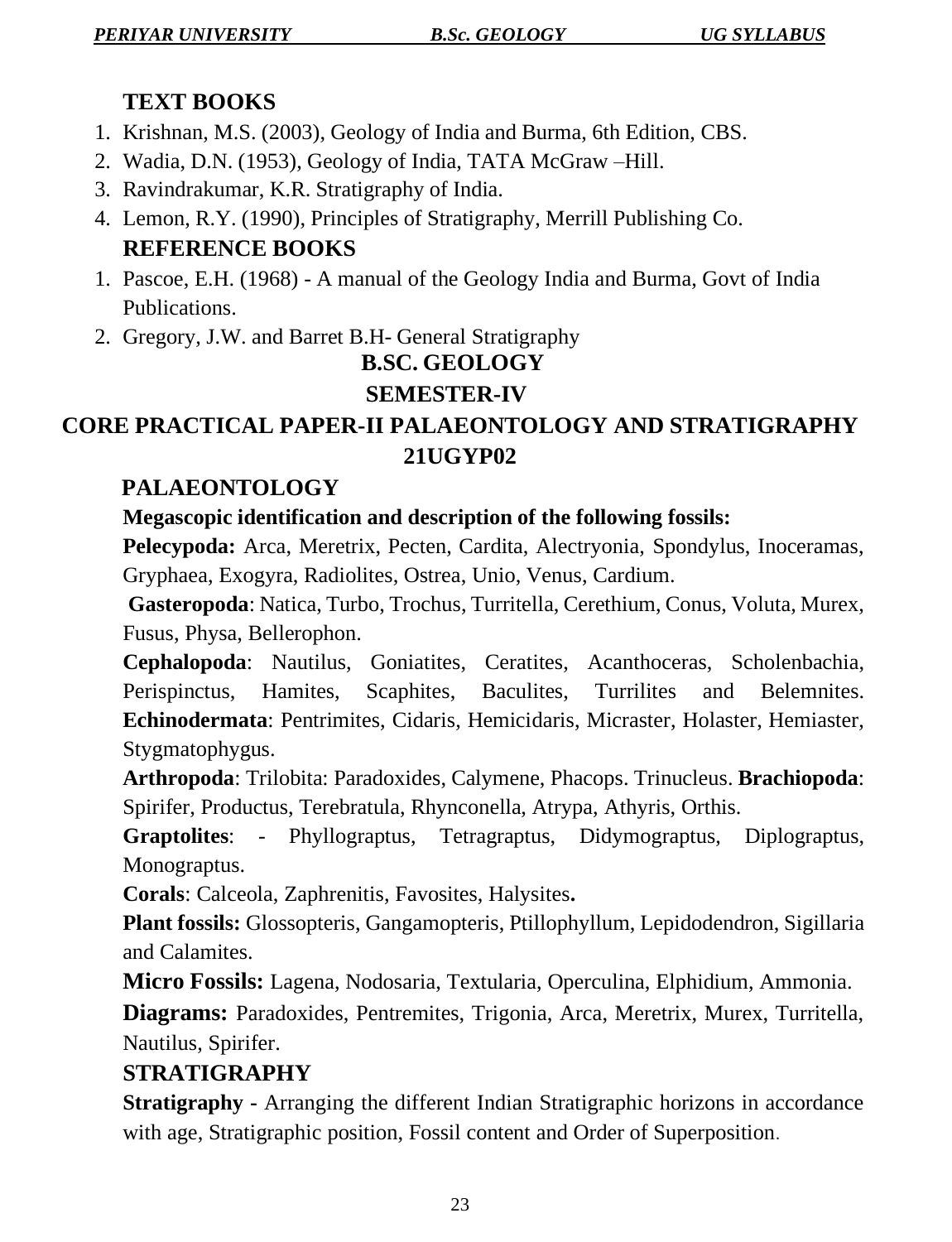### TEXT BOOKS

1. Krishnan, M.S. (2003), Geology of India and Burma, 6th Edition, CBS.
2. Wadia, D.N. (1953), Geology of India, TATA McGraw –Hill.
3. Ravindrakumar, K.R. Stratigraphy of India.
4. Lemon, R.Y. (1990), Principles of Stratigraphy, Merrill Publishing Co.

### REFERENCE BOOKS

1. Pascoe, E.H. (1968) - A manual of the Geology India and Burma, Govt of India Publications.
2. Gregory, J.W. and Barret B.H- General Stratigraphy

## B.SC. GEOLOGY

## SEMESTER-IV

## CORE PRACTICAL PAPER-II PALAEONTOLOGY AND STRATIGRAPHY 21UGYP02

### PALAEONTOLOGY

**Megascopic identification and description of the following fossils:**

**Pelecypoda:** Arca, Meretrix, Pecten, Cardita, Alectryonia, Spondylus, Inoceramas, Gryphaea, Exogyra, Radiolites, Ostrea, Unio, Venus, Cardium.

**Gasteropoda**: Natica, Turbo, Trochus, Turritella, Cerethium, Conus, Voluta, Murex, Fusus, Physa, Bellerophon.

**Cephalopoda**: Nautilus, Goniatites, Ceratites, Acanthoceras, Scholenbachia, Perispinctus, Hamites, Scaphites, Baculites, Turrilites and Belemnites. **Echinodermata**: Pentrimites, Cidaris, Hemicidaris, Micraster, Holaster, Hemiaster, Stygmatophygus.

**Arthropoda**: Trilobita: Paradoxides, Calymene, Phacops. Trinucleus. **Brachiopoda**: Spirifer, Productus, Terebratula, Rhynconella, Atrypa, Athyris, Orthis.

**Graptolites**: - Phyllograptus, Tetragraptus, Didymograptus, Diplograptus, Monograptus.

**Corals**: Calceola, Zaphrenitis, Favosites, Halysites**.**

**Plant fossils:** Glossopteris, Gangamopteris, Ptillophyllum, Lepidodendron, Sigillaria and Calamites.

**Micro Fossils:** Lagena, Nodosaria, Textularia, Operculina, Elphidium, Ammonia.

**Diagrams:** Paradoxides, Pentremites, Trigonia, Arca, Meretrix, Murex, Turritella, Nautilus, Spirifer.

### STRATIGRAPHY

**Stratigraphy -** Arranging the different Indian Stratigraphic horizons in accordance with age, Stratigraphic position, Fossil content and Order of Superposition.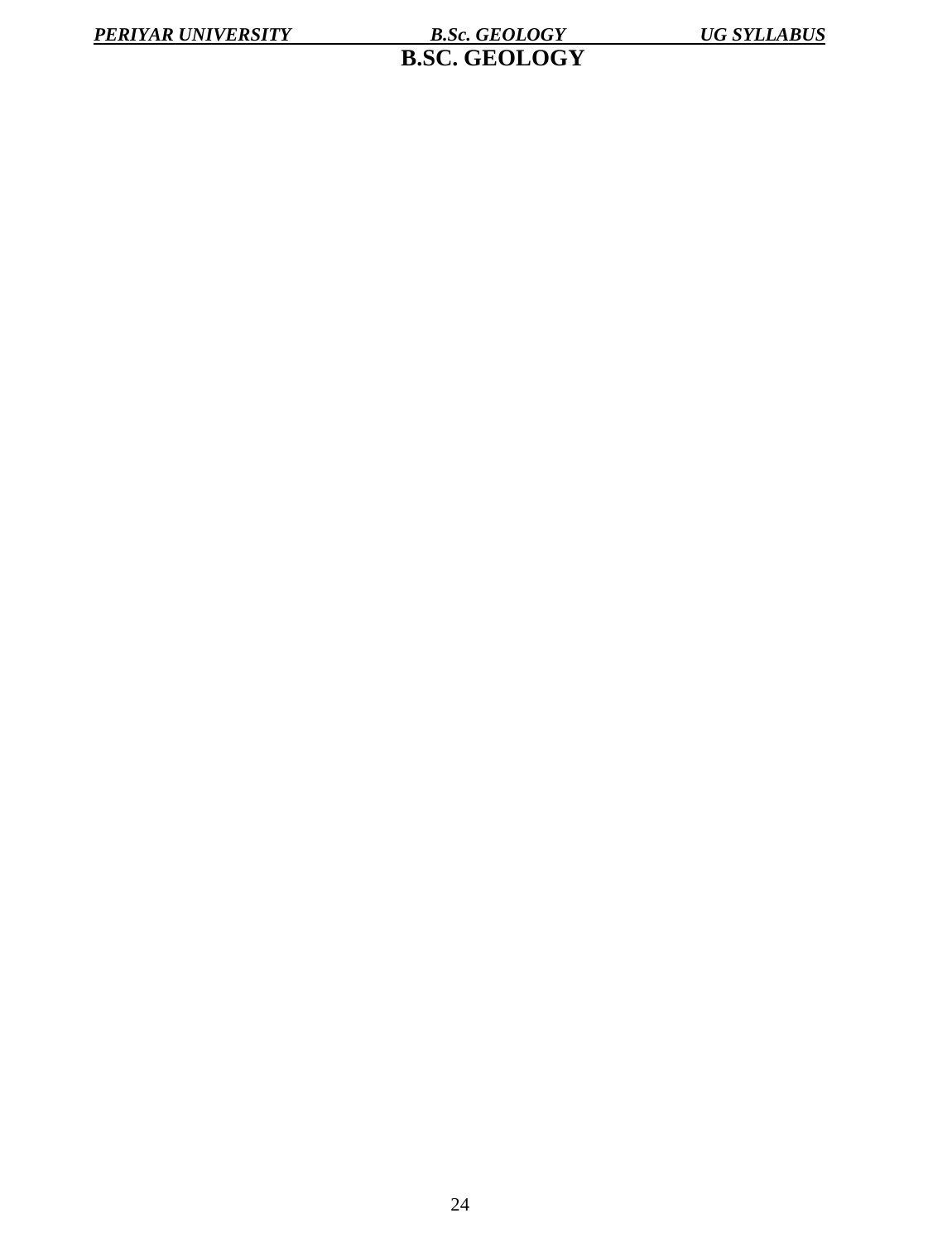# B.SC. GEOLOGY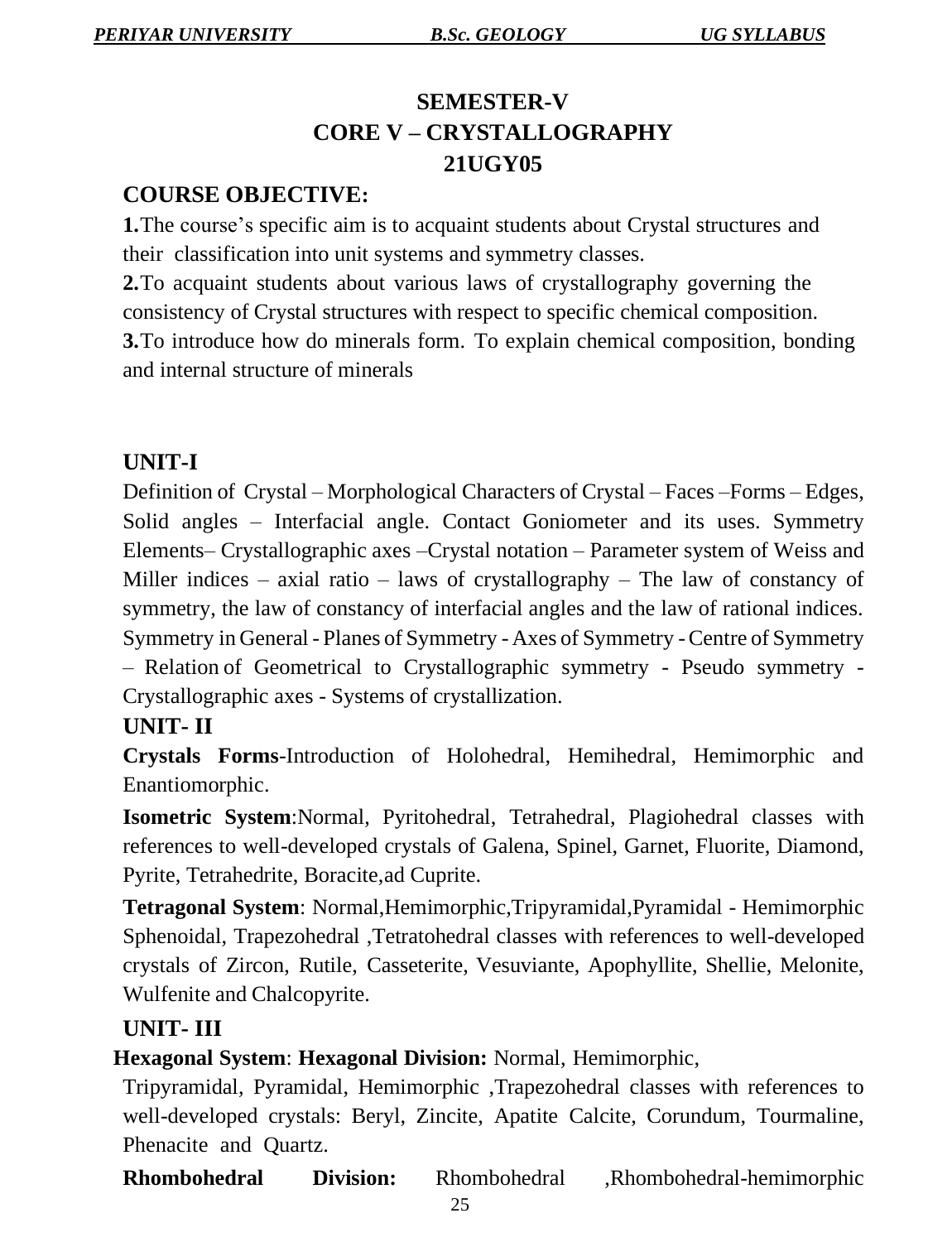# SEMESTER-V
# CORE V – CRYSTALLOGRAPHY
# 21UGY05

## COURSE OBJECTIVE:

**1.**The course's specific aim is to acquaint students about Crystal structures and their classification into unit systems and symmetry classes.

**2.**To acquaint students about various laws of crystallography governing the consistency of Crystal structures with respect to specific chemical composition.

**3.**To introduce how do minerals form. To explain chemical composition, bonding and internal structure of minerals

## UNIT-I

Definition of Crystal – Morphological Characters of Crystal – Faces –Forms – Edges, Solid angles – Interfacial angle. Contact Goniometer and its uses. Symmetry Elements– Crystallographic axes –Crystal notation – Parameter system of Weiss and Miller indices – axial ratio – laws of crystallography – The law of constancy of symmetry, the law of constancy of interfacial angles and the law of rational indices. Symmetry in General - Planes of Symmetry - Axes of Symmetry - Centre of Symmetry – Relation of Geometrical to Crystallographic symmetry - Pseudo symmetry - Crystallographic axes - Systems of crystallization.

## UNIT- II

**Crystals Forms**-Introduction of Holohedral, Hemihedral, Hemimorphic and Enantiomorphic.

**Isometric System**:Normal, Pyritohedral, Tetrahedral, Plagiohedral classes with references to well-developed crystals of Galena, Spinel, Garnet, Fluorite, Diamond, Pyrite, Tetrahedrite, Boracite,ad Cuprite.

**Tetragonal System**: Normal,Hemimorphic,Tripyramidal,Pyramidal - Hemimorphic Sphenoidal, Trapezohedral ,Tetratohedral classes with references to well-developed crystals of Zircon, Rutile, Casseterite, Vesuviante, Apophyllite, Shellie, Melonite, Wulfenite and Chalcopyrite.

## UNIT- III

**Hexagonal System**: **Hexagonal Division:** Normal, Hemimorphic, Tripyramidal, Pyramidal, Hemimorphic ,Trapezohedral classes with references to well-developed crystals: Beryl, Zincite, Apatite Calcite, Corundum, Tourmaline, Phenacite and Quartz.

**Rhombohedral Division:** Rhombohedral ,Rhombohedral-hemimorphic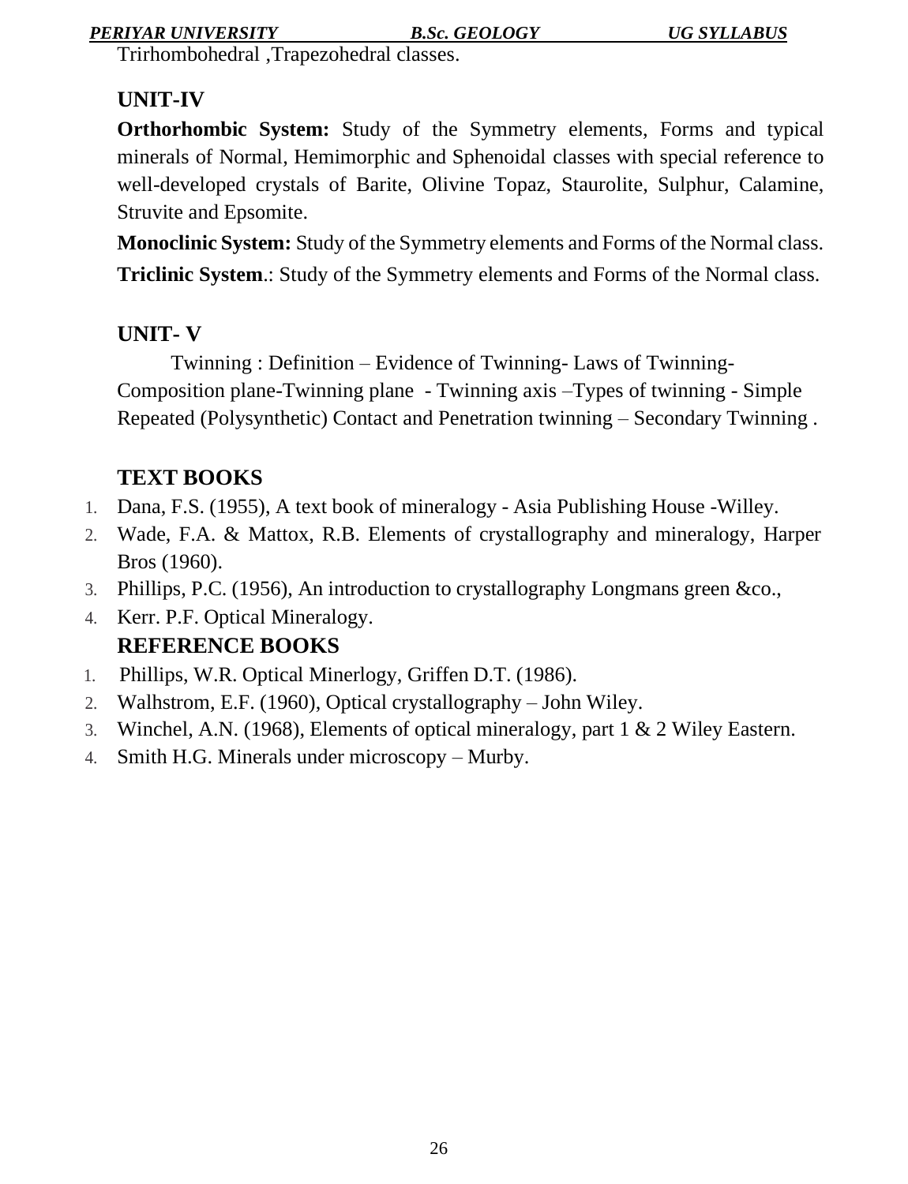Trirhombohedral ,Trapezohedral classes.

## UNIT-IV

**Orthorhombic System:** Study of the Symmetry elements, Forms and typical minerals of Normal, Hemimorphic and Sphenoidal classes with special reference to well-developed crystals of Barite, Olivine Topaz, Staurolite, Sulphur, Calamine, Struvite and Epsomite.

**Monoclinic System:** Study of the Symmetry elements and Forms of the Normal class.

**Triclinic System**.: Study of the Symmetry elements and Forms of the Normal class.

## UNIT- V

Twinning : Definition – Evidence of Twinning- Laws of Twinning- Composition plane-Twinning plane - Twinning axis –Types of twinning - Simple Repeated (Polysynthetic) Contact and Penetration twinning – Secondary Twinning .

## TEXT BOOKS

1. Dana, F.S. (1955), A text book of mineralogy - Asia Publishing House -Willey.
2. Wade, F.A. & Mattox, R.B. Elements of crystallography and mineralogy, Harper Bros (1960).
3. Phillips, P.C. (1956), An introduction to crystallography Longmans green &co.,
4. Kerr. P.F. Optical Mineralogy.

## REFERENCE BOOKS

1. Phillips, W.R. Optical Minerlogy, Griffen D.T. (1986).
2. Walhstrom, E.F. (1960), Optical crystallography – John Wiley.
3. Winchel, A.N. (1968), Elements of optical mineralogy, part 1 & 2 Wiley Eastern.
4. Smith H.G. Minerals under microscopy – Murby.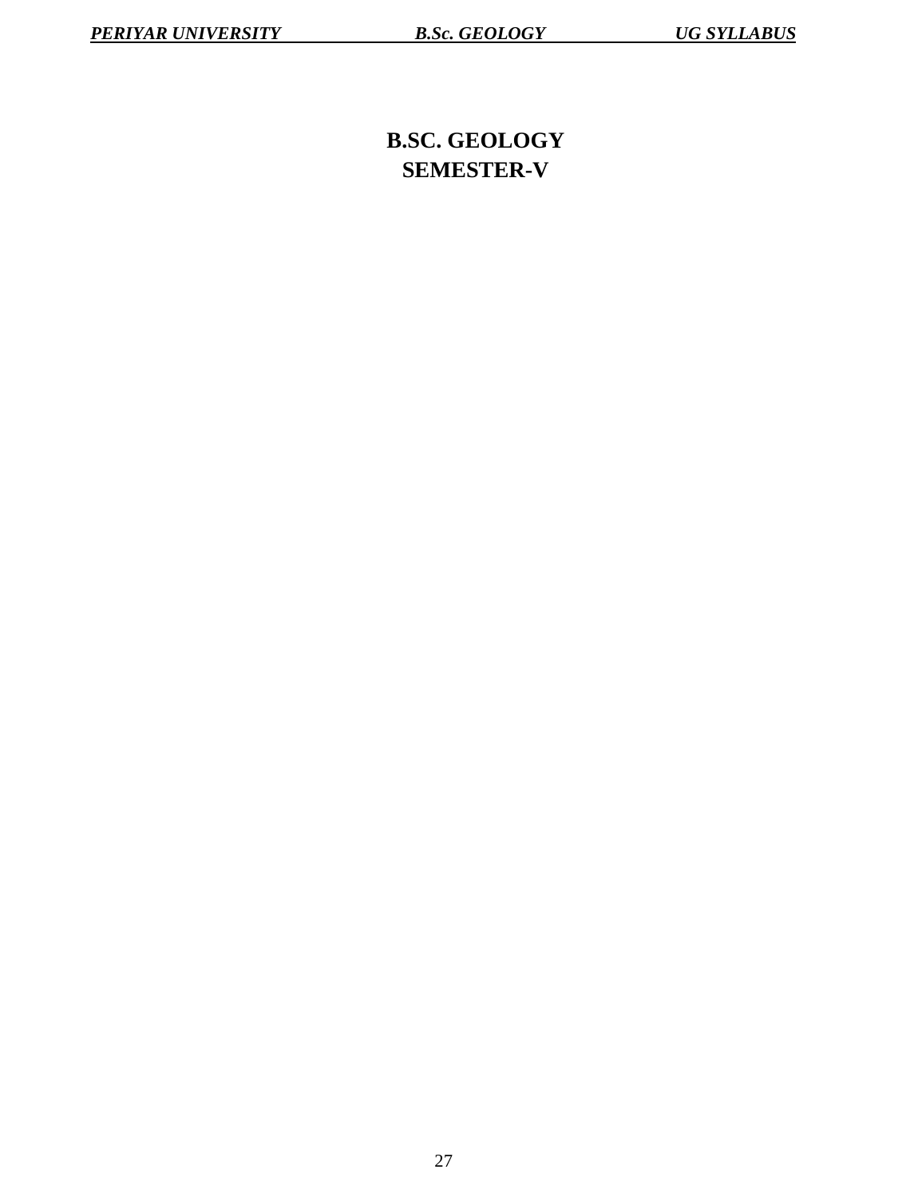# B.SC. GEOLOGY
# SEMESTER-V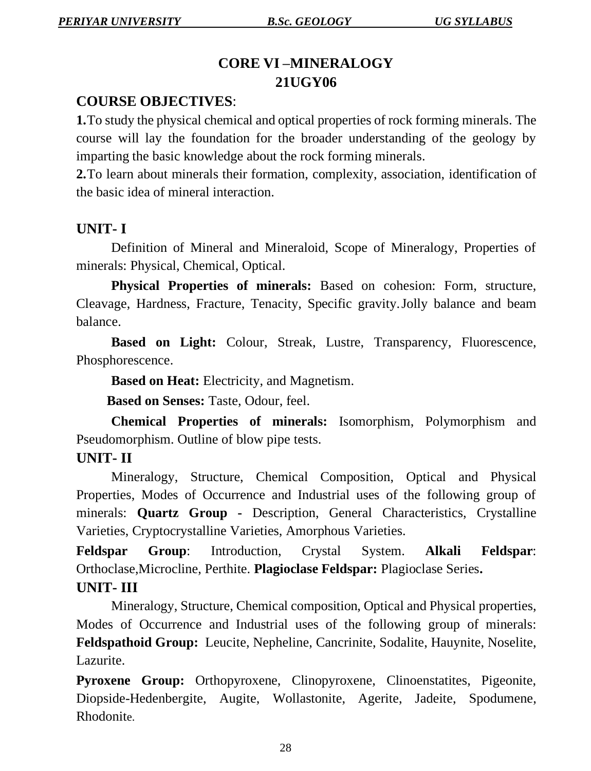# CORE VI –MINERALOGY
## 21UGY06

## COURSE OBJECTIVES:

**1.** To study the physical chemical and optical properties of rock forming minerals. The course will lay the foundation for the broader understanding of the geology by imparting the basic knowledge about the rock forming minerals.

**2.** To learn about minerals their formation, complexity, association, identification of the basic idea of mineral interaction.

### UNIT- I

Definition of Mineral and Mineraloid, Scope of Mineralogy, Properties of minerals: Physical, Chemical, Optical.

**Physical Properties of minerals:** Based on cohesion: Form, structure, Cleavage, Hardness, Fracture, Tenacity, Specific gravity. Jolly balance and beam balance.

**Based on Light:** Colour, Streak, Lustre, Transparency, Fluorescence, Phosphorescence.

**Based on Heat:** Electricity, and Magnetism.

**Based on Senses:** Taste, Odour, feel.

**Chemical Properties of minerals:** Isomorphism, Polymorphism and Pseudomorphism. Outline of blow pipe tests.

### UNIT- II

Mineralogy, Structure, Chemical Composition, Optical and Physical Properties, Modes of Occurrence and Industrial uses of the following group of minerals: **Quartz Group -** Description, General Characteristics, Crystalline Varieties, Cryptocrystalline Varieties, Amorphous Varieties.

**Feldspar Group**: Introduction, Crystal System. **Alkali Feldspar**: Orthoclase,Microcline, Perthite. **Plagioclase Feldspar:** Plagioclase Series**.**

### UNIT- III

Mineralogy, Structure, Chemical composition, Optical and Physical properties, Modes of Occurrence and Industrial uses of the following group of minerals: **Feldspathoid Group:** Leucite, Nepheline, Cancrinite, Sodalite, Hauynite, Noselite, Lazurite.

**Pyroxene Group:** Orthopyroxene, Clinopyroxene, Clinoenstatites, Pigeonite, Diopside-Hedenbergite, Augite, Wollastonite, Agerite, Jadeite, Spodumene, Rhodonite.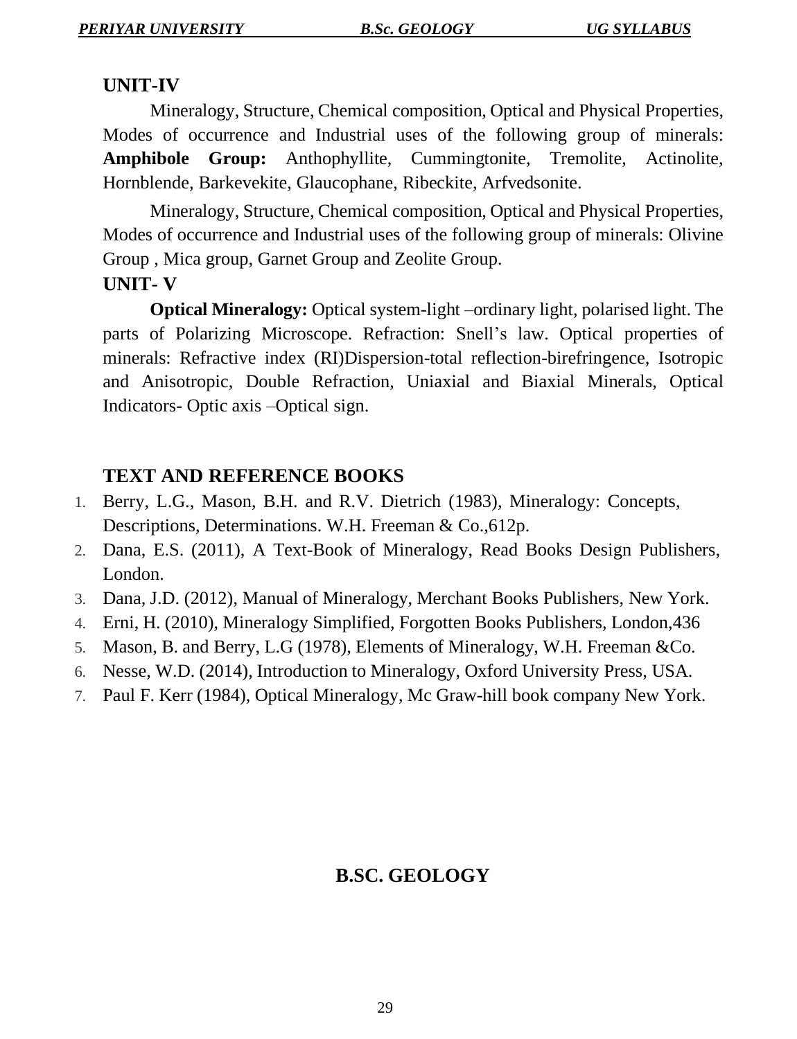## UNIT-IV

Mineralogy, Structure, Chemical composition, Optical and Physical Properties, Modes of occurrence and Industrial uses of the following group of minerals: **Amphibole Group:** Anthophyllite, Cummingtonite, Tremolite, Actinolite, Hornblende, Barkevekite, Glaucophane, Ribeckite, Arfvedsonite.

Mineralogy, Structure, Chemical composition, Optical and Physical Properties, Modes of occurrence and Industrial uses of the following group of minerals: Olivine Group , Mica group, Garnet Group and Zeolite Group.

## UNIT- V

**Optical Mineralogy:** Optical system-light –ordinary light, polarised light. The parts of Polarizing Microscope. Refraction: Snell's law. Optical properties of minerals: Refractive index (RI)Dispersion-total reflection-birefringence, Isotropic and Anisotropic, Double Refraction, Uniaxial and Biaxial Minerals, Optical Indicators- Optic axis –Optical sign.

## TEXT AND REFERENCE BOOKS

1. Berry, L.G., Mason, B.H. and R.V. Dietrich (1983), Mineralogy: Concepts, Descriptions, Determinations. W.H. Freeman & Co.,612p.
2. Dana, E.S. (2011), A Text-Book of Mineralogy, Read Books Design Publishers, London.
3. Dana, J.D. (2012), Manual of Mineralogy, Merchant Books Publishers, New York.
4. Erni, H. (2010), Mineralogy Simplified, Forgotten Books Publishers, London,436
5. Mason, B. and Berry, L.G (1978), Elements of Mineralogy, W.H. Freeman &Co.
6. Nesse, W.D. (2014), Introduction to Mineralogy, Oxford University Press, USA.
7. Paul F. Kerr (1984), Optical Mineralogy, Mc Graw-hill book company New York.

## B.SC. GEOLOGY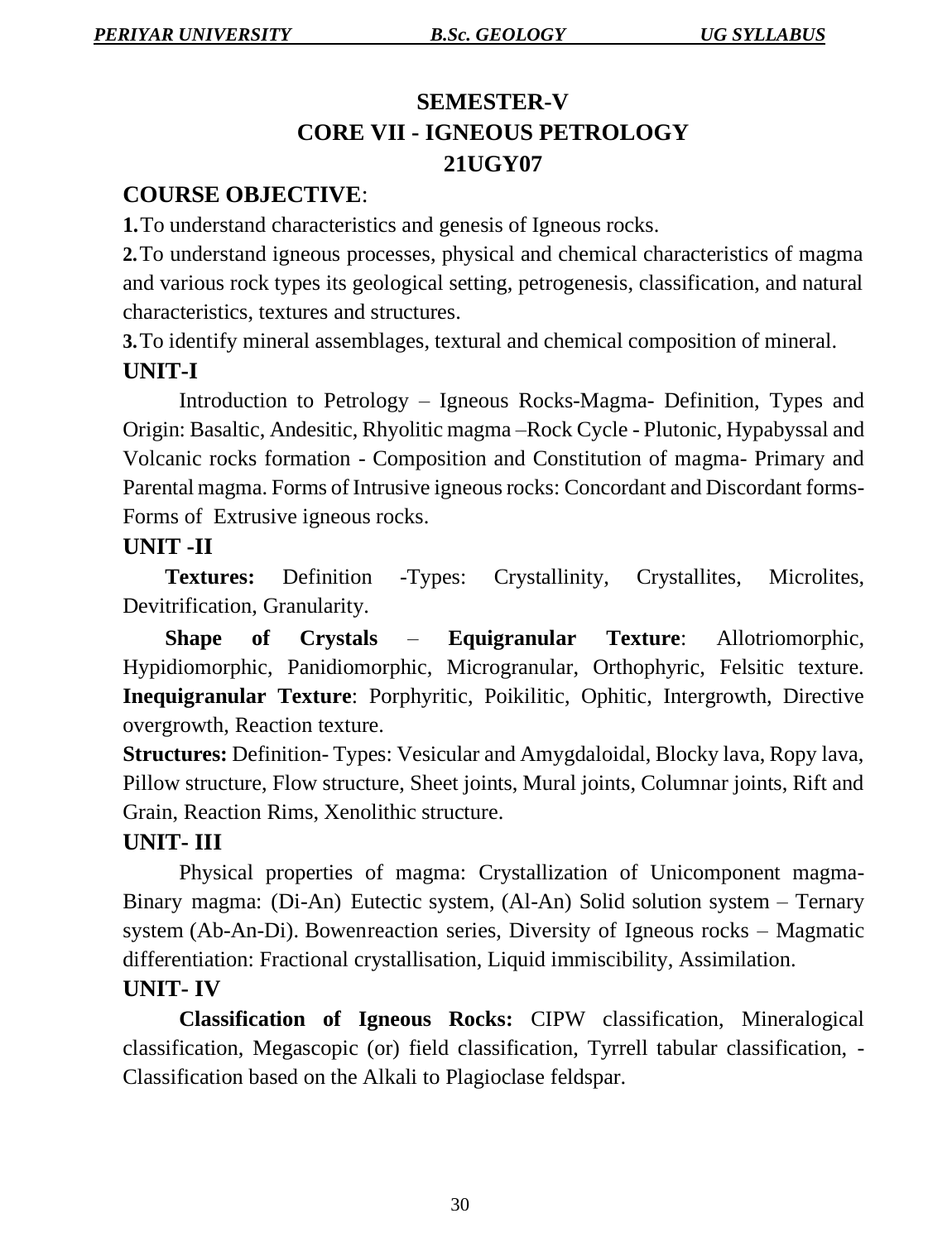# SEMESTER-V

# CORE VII - IGNEOUS PETROLOGY

# 21UGY07

## COURSE OBJECTIVE:

**1.** To understand characteristics and genesis of Igneous rocks.

**2.** To understand igneous processes, physical and chemical characteristics of magma and various rock types its geological setting, petrogenesis, classification, and natural characteristics, textures and structures.

**3.** To identify mineral assemblages, textural and chemical composition of mineral.

## UNIT-I

Introduction to Petrology – Igneous Rocks-Magma- Definition, Types and Origin: Basaltic, Andesitic, Rhyolitic magma –Rock Cycle - Plutonic, Hypabyssal and Volcanic rocks formation - Composition and Constitution of magma- Primary and Parental magma. Forms of Intrusive igneous rocks: Concordant and Discordant forms- Forms of Extrusive igneous rocks.

## UNIT -II

**Textures:** Definition -Types: Crystallinity, Crystallites, Microlites, Devitrification, Granularity.

**Shape of Crystals** – **Equigranular Texture**: Allotriomorphic, Hypidiomorphic, Panidiomorphic, Microgranular, Orthophyric, Felsitic texture. **Inequigranular Texture**: Porphyritic, Poikilitic, Ophitic, Intergrowth, Directive overgrowth, Reaction texture.

**Structures:** Definition- Types: Vesicular and Amygdaloidal, Blocky lava, Ropy lava, Pillow structure, Flow structure, Sheet joints, Mural joints, Columnar joints, Rift and Grain, Reaction Rims, Xenolithic structure.

## UNIT- III

Physical properties of magma: Crystallization of Unicomponent magma- Binary magma: (Di-An) Eutectic system, (Al-An) Solid solution system – Ternary system (Ab-An-Di). Bowenreaction series, Diversity of Igneous rocks – Magmatic differentiation: Fractional crystallisation, Liquid immiscibility, Assimilation.

## UNIT- IV

**Classification of Igneous Rocks:** CIPW classification, Mineralogical classification, Megascopic (or) field classification, Tyrrell tabular classification, - Classification based on the Alkali to Plagioclase feldspar.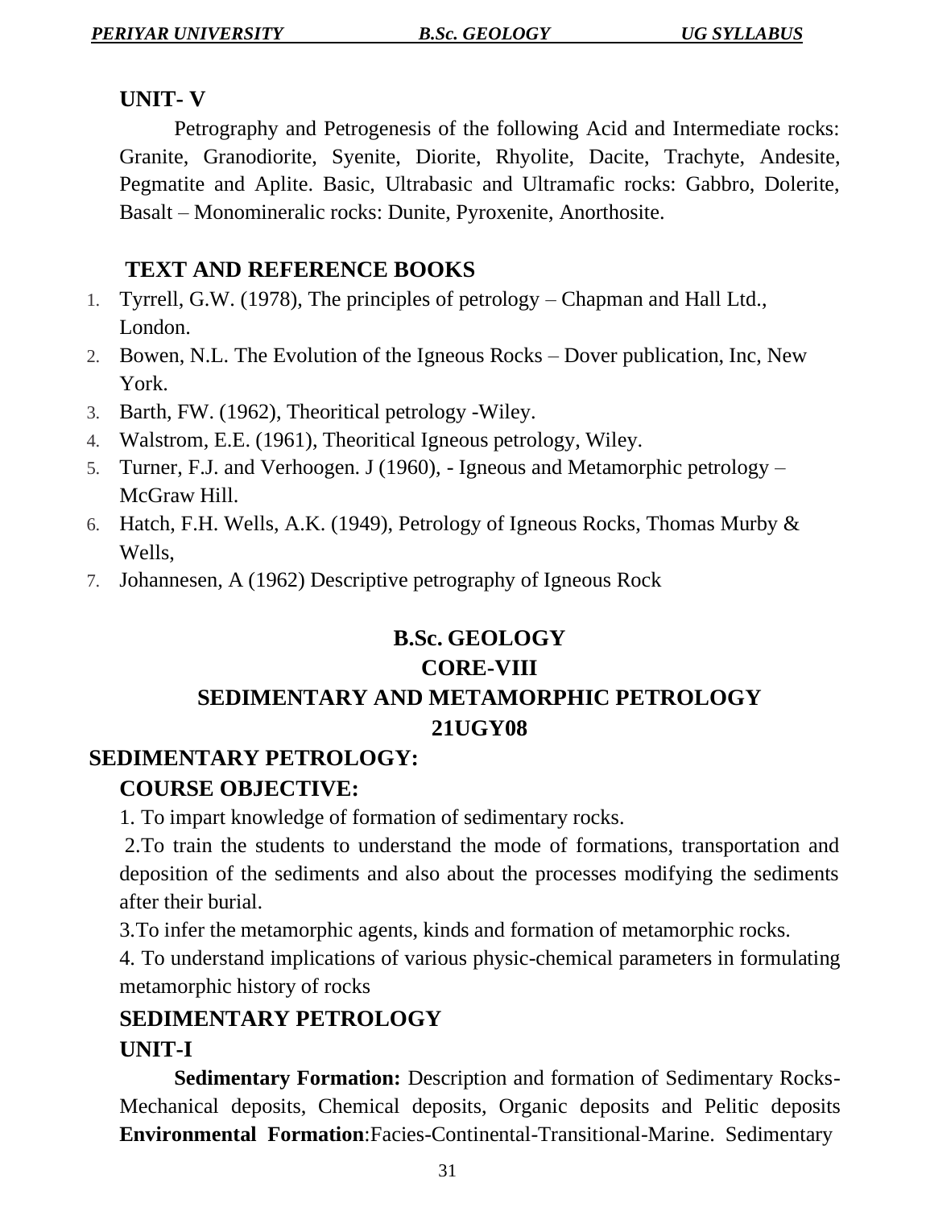## UNIT- V

Petrography and Petrogenesis of the following Acid and Intermediate rocks: Granite, Granodiorite, Syenite, Diorite, Rhyolite, Dacite, Trachyte, Andesite, Pegmatite and Aplite. Basic, Ultrabasic and Ultramafic rocks: Gabbro, Dolerite, Basalt – Monomineralic rocks: Dunite, Pyroxenite, Anorthosite.

## TEXT AND REFERENCE BOOKS

1. Tyrrell, G.W. (1978), The principles of petrology – Chapman and Hall Ltd., London.
2. Bowen, N.L. The Evolution of the Igneous Rocks – Dover publication, Inc, New York.
3. Barth, FW. (1962), Theoritical petrology -Wiley.
4. Walstrom, E.E. (1961), Theoritical Igneous petrology, Wiley.
5. Turner, F.J. and Verhoogen. J (1960), - Igneous and Metamorphic petrology – McGraw Hill.
6. Hatch, F.H. Wells, A.K. (1949), Petrology of Igneous Rocks, Thomas Murby & Wells,
7. Johannesen, A (1962) Descriptive petrography of Igneous Rock

# B.Sc. GEOLOGY
# CORE-VIII
# SEDIMENTARY AND METAMORPHIC PETROLOGY
# 21UGY08

## SEDIMENTARY PETROLOGY:

### COURSE OBJECTIVE:

1. To impart knowledge of formation of sedimentary rocks.

2.To train the students to understand the mode of formations, transportation and deposition of the sediments and also about the processes modifying the sediments after their burial.

3.To infer the metamorphic agents, kinds and formation of metamorphic rocks.

4. To understand implications of various physic-chemical parameters in formulating metamorphic history of rocks

### SEDIMENTARY PETROLOGY

### UNIT-I

**Sedimentary Formation:** Description and formation of Sedimentary Rocks-Mechanical deposits, Chemical deposits, Organic deposits and Pelitic deposits **Environmental Formation**:Facies-Continental-Transitional-Marine. Sedimentary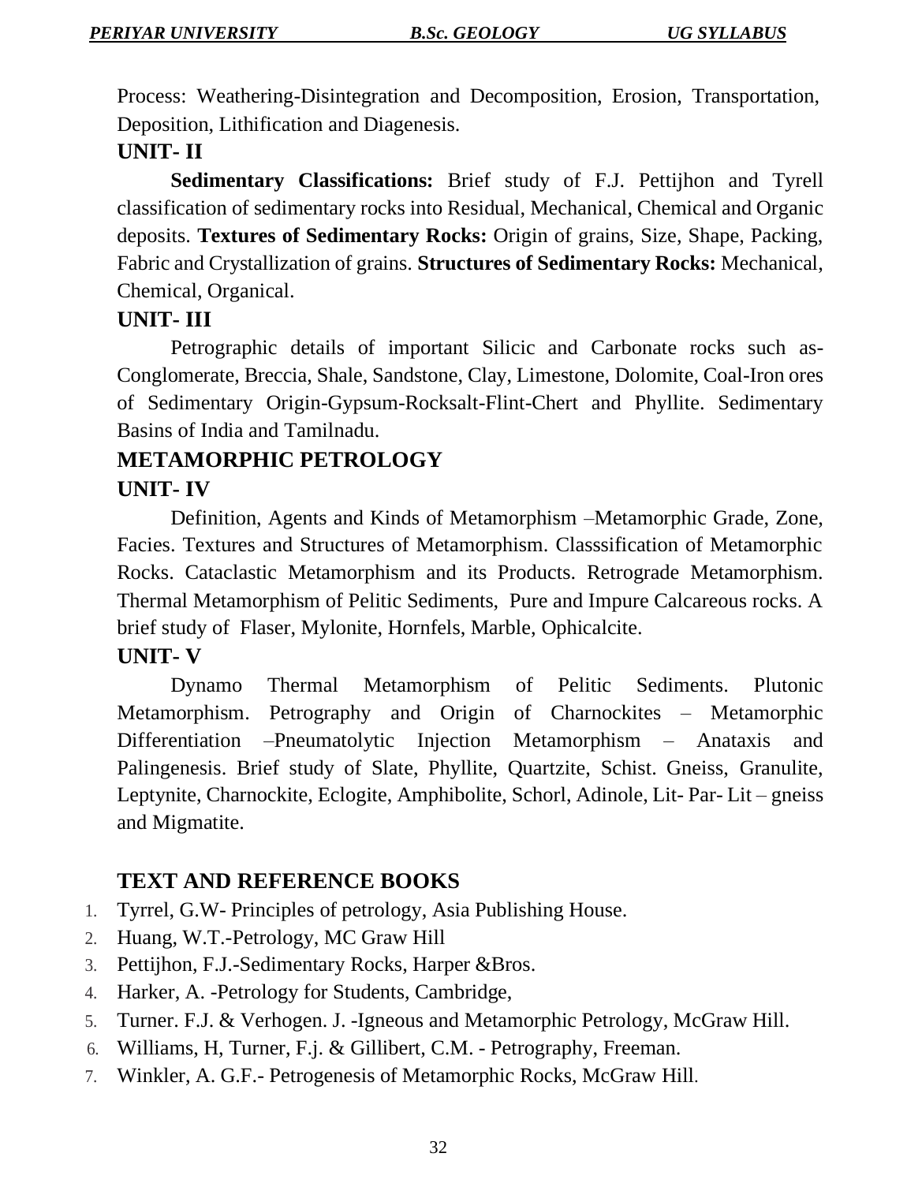Process: Weathering-Disintegration and Decomposition, Erosion, Transportation, Deposition, Lithification and Diagenesis.

**UNIT- II**

**Sedimentary Classifications:** Brief study of F.J. Pettijhon and Tyrell classification of sedimentary rocks into Residual, Mechanical, Chemical and Organic deposits. **Textures of Sedimentary Rocks:** Origin of grains, Size, Shape, Packing, Fabric and Crystallization of grains. **Structures of Sedimentary Rocks:** Mechanical, Chemical, Organical.

**UNIT- III**

Petrographic details of important Silicic and Carbonate rocks such as- Conglomerate, Breccia, Shale, Sandstone, Clay, Limestone, Dolomite, Coal-Iron ores of Sedimentary Origin-Gypsum-Rocksalt-Flint-Chert and Phyllite. Sedimentary Basins of India and Tamilnadu.

## METAMORPHIC PETROLOGY

**UNIT- IV**

Definition, Agents and Kinds of Metamorphism –Metamorphic Grade, Zone, Facies. Textures and Structures of Metamorphism. Classsification of Metamorphic Rocks. Cataclastic Metamorphism and its Products. Retrograde Metamorphism. Thermal Metamorphism of Pelitic Sediments, Pure and Impure Calcareous rocks. A brief study of Flaser, Mylonite, Hornfels, Marble, Ophicalcite.

**UNIT- V**

Dynamo Thermal Metamorphism of Pelitic Sediments. Plutonic Metamorphism. Petrography and Origin of Charnockites – Metamorphic Differentiation –Pneumatolytic Injection Metamorphism – Anataxis and Palingenesis. Brief study of Slate, Phyllite, Quartzite, Schist. Gneiss, Granulite, Leptynite, Charnockite, Eclogite, Amphibolite, Schorl, Adinole, Lit- Par- Lit – gneiss and Migmatite.

## TEXT AND REFERENCE BOOKS

1. Tyrrel, G.W- Principles of petrology, Asia Publishing House.
2. Huang, W.T.-Petrology, MC Graw Hill
3. Pettijhon, F.J.-Sedimentary Rocks, Harper &Bros.
4. Harker, A. -Petrology for Students, Cambridge,
5. Turner. F.J. & Verhogen. J. -Igneous and Metamorphic Petrology, McGraw Hill.
6. Williams, H, Turner, F.j. & Gillibert, C.M. - Petrography, Freeman.
7. Winkler, A. G.F.- Petrogenesis of Metamorphic Rocks, McGraw Hill.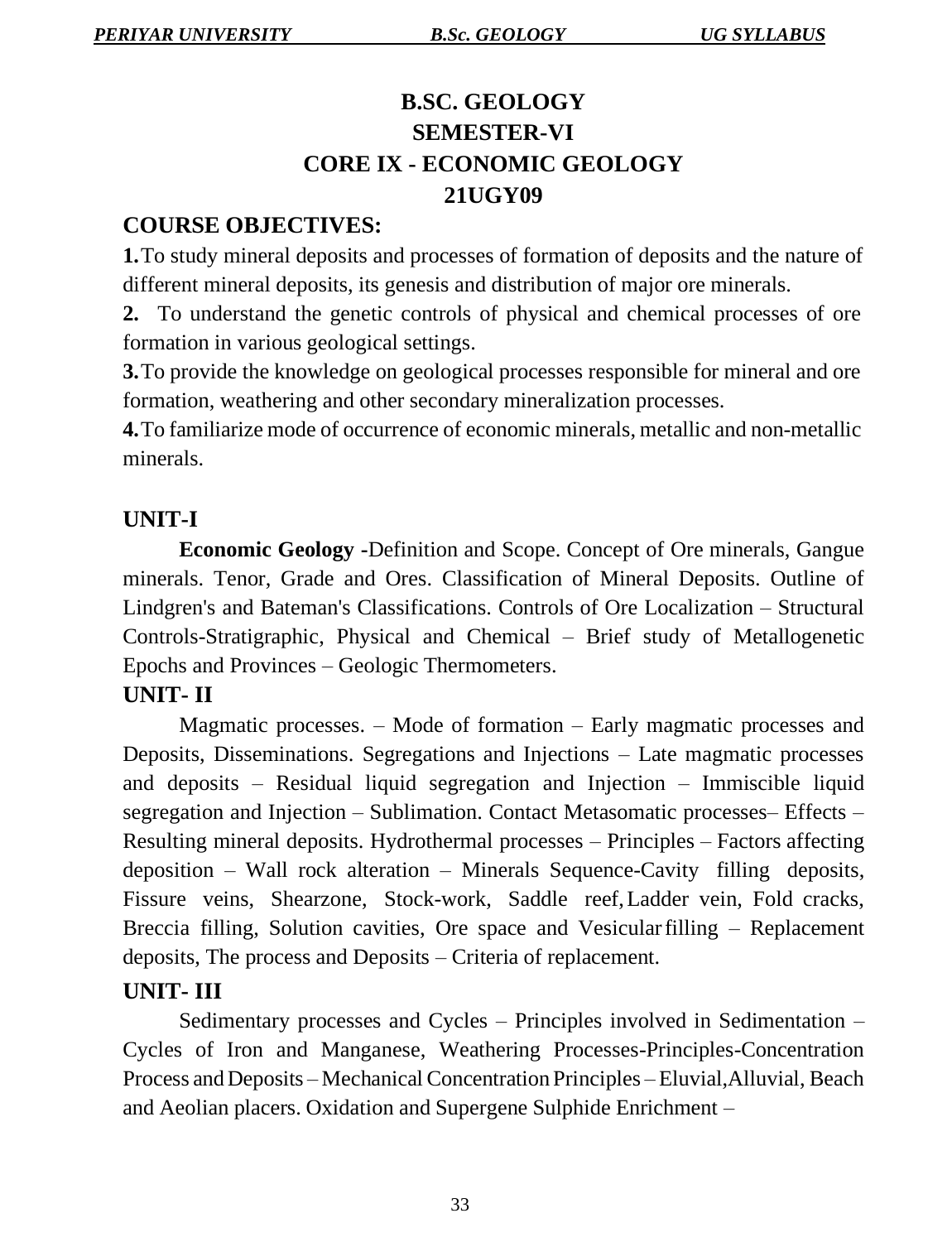# B.SC. GEOLOGY
## SEMESTER-VI
## CORE IX - ECONOMIC GEOLOGY
## 21UGY09

### COURSE OBJECTIVES:

**1.** To study mineral deposits and processes of formation of deposits and the nature of different mineral deposits, its genesis and distribution of major ore minerals.

**2.** To understand the genetic controls of physical and chemical processes of ore formation in various geological settings.

**3.** To provide the knowledge on geological processes responsible for mineral and ore formation, weathering and other secondary mineralization processes.

**4.** To familiarize mode of occurrence of economic minerals, metallic and non-metallic minerals.

### UNIT-I

**Economic Geology -** Definition and Scope. Concept of Ore minerals, Gangue minerals. Tenor, Grade and Ores. Classification of Mineral Deposits. Outline of Lindgren's and Bateman's Classifications. Controls of Ore Localization – Structural Controls-Stratigraphic, Physical and Chemical – Brief study of Metallogenetic Epochs and Provinces – Geologic Thermometers.

### UNIT- II

Magmatic processes. – Mode of formation – Early magmatic processes and Deposits, Disseminations. Segregations and Injections – Late magmatic processes and deposits – Residual liquid segregation and Injection – Immiscible liquid segregation and Injection – Sublimation. Contact Metasomatic processes– Effects – Resulting mineral deposits. Hydrothermal processes – Principles – Factors affecting deposition – Wall rock alteration – Minerals Sequence-Cavity filling deposits, Fissure veins, Shearzone, Stock-work, Saddle reef, Ladder vein, Fold cracks, Breccia filling, Solution cavities, Ore space and Vesicular filling – Replacement deposits, The process and Deposits – Criteria of replacement.

### UNIT- III

Sedimentary processes and Cycles – Principles involved in Sedimentation – Cycles of Iron and Manganese, Weathering Processes-Principles-Concentration Process and Deposits – Mechanical Concentration Principles – Eluvial, Alluvial, Beach and Aeolian placers. Oxidation and Supergene Sulphide Enrichment –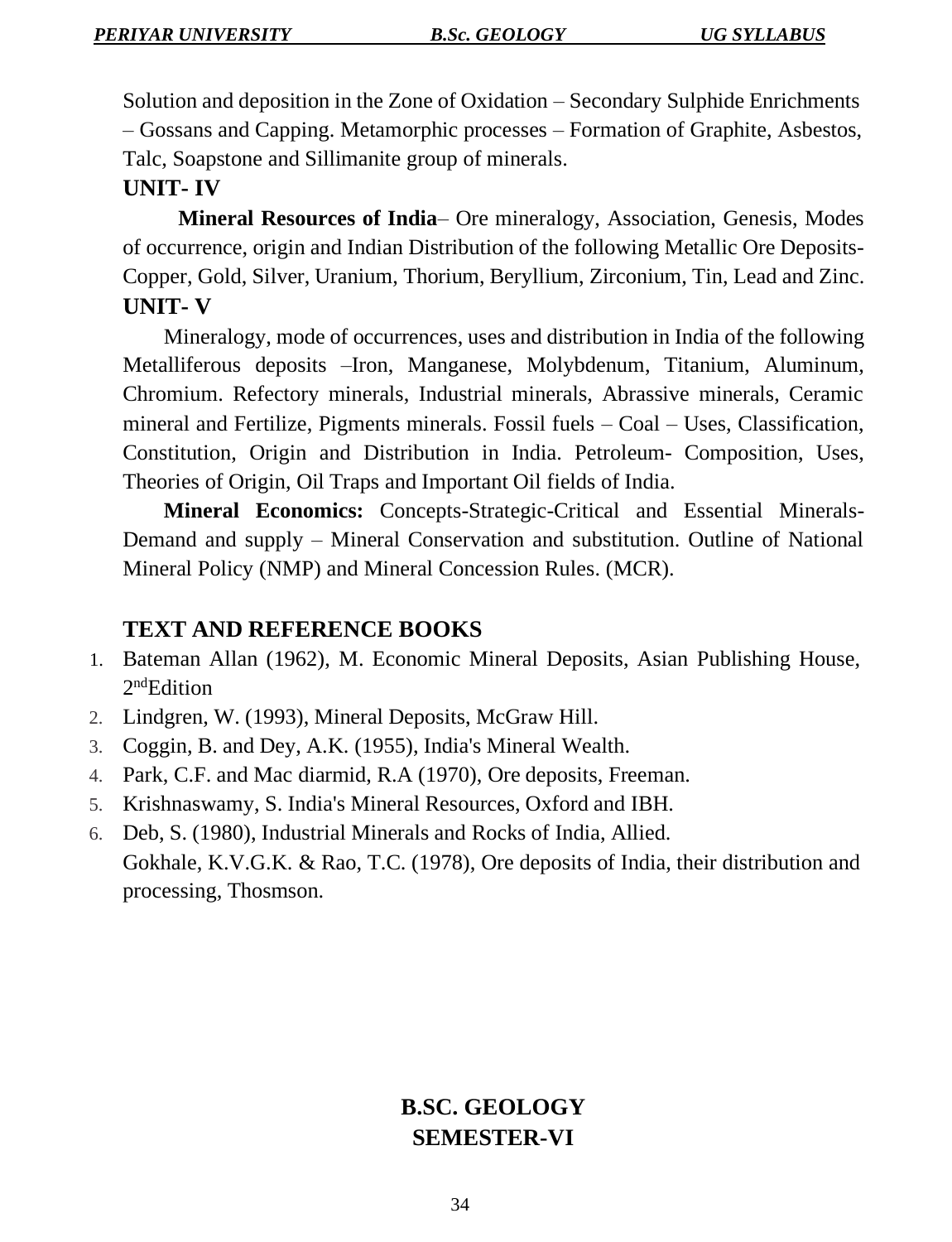Solution and deposition in the Zone of Oxidation – Secondary Sulphide Enrichments – Gossans and Capping. Metamorphic processes – Formation of Graphite, Asbestos, Talc, Soapstone and Sillimanite group of minerals.

**UNIT- IV**

**Mineral Resources of India**– Ore mineralogy, Association, Genesis, Modes of occurrence, origin and Indian Distribution of the following Metallic Ore Deposits- Copper, Gold, Silver, Uranium, Thorium, Beryllium, Zirconium, Tin, Lead and Zinc.

**UNIT- V**

Mineralogy, mode of occurrences, uses and distribution in India of the following Metalliferous deposits –Iron, Manganese, Molybdenum, Titanium, Aluminum, Chromium. Refectory minerals, Industrial minerals, Abrassive minerals, Ceramic mineral and Fertilize, Pigments minerals. Fossil fuels – Coal – Uses, Classification, Constitution, Origin and Distribution in India. Petroleum- Composition, Uses, Theories of Origin, Oil Traps and Important Oil fields of India.

**Mineral Economics:** Concepts-Strategic-Critical and Essential Minerals- Demand and supply – Mineral Conservation and substitution. Outline of National Mineral Policy (NMP) and Mineral Concession Rules. (MCR).

**TEXT AND REFERENCE BOOKS**

1. Bateman Allan (1962), M. Economic Mineral Deposits, Asian Publishing House, 2nd Edition
2. Lindgren, W. (1993), Mineral Deposits, McGraw Hill.
3. Coggin, B. and Dey, A.K. (1955), India's Mineral Wealth.
4. Park, C.F. and Mac diarmid, R.A (1970), Ore deposits, Freeman.
5. Krishnaswamy, S. India's Mineral Resources, Oxford and IBH.
6. Deb, S. (1980), Industrial Minerals and Rocks of India, Allied.

Gokhale, K.V.G.K. & Rao, T.C. (1978), Ore deposits of India, their distribution and processing, Thosmson.

**B.SC. GEOLOGY**
**SEMESTER-VI**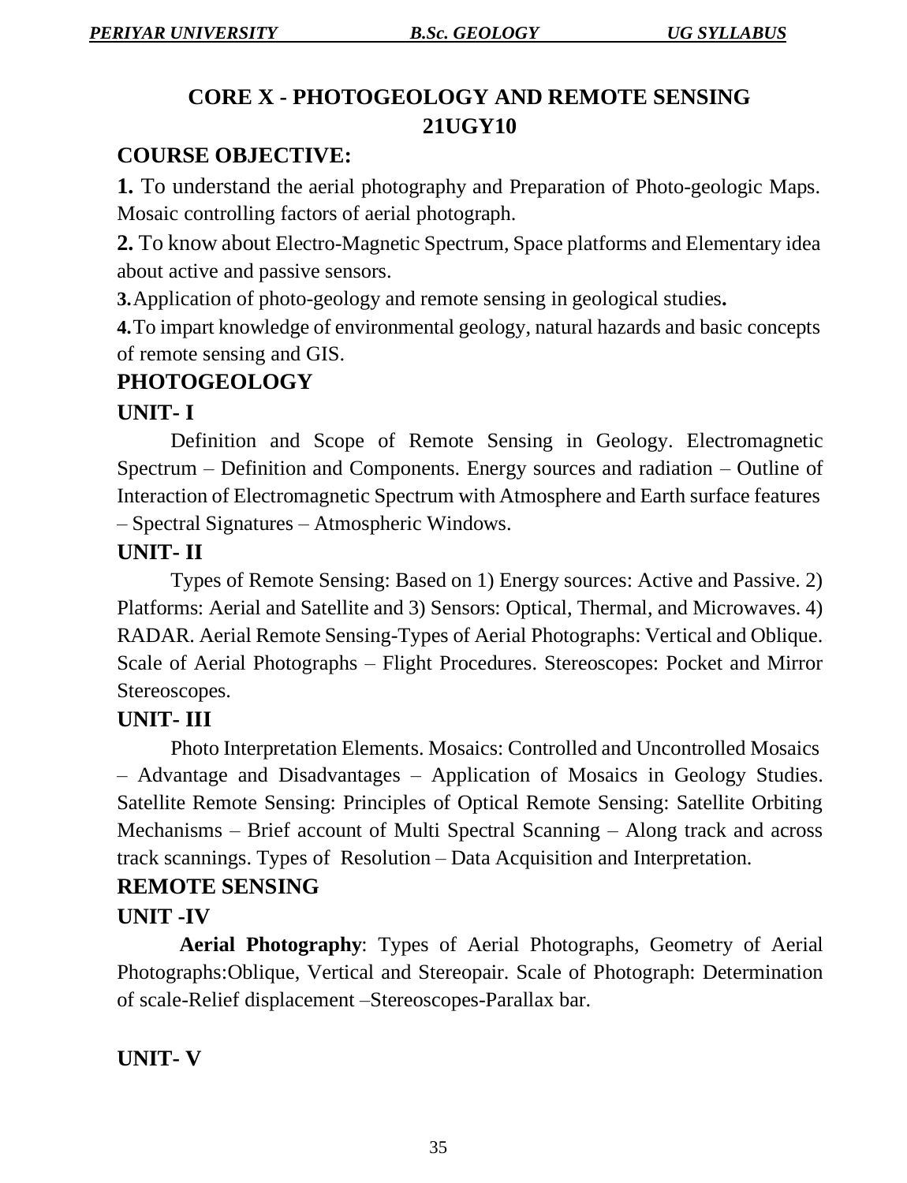# CORE X - PHOTOGEOLOGY AND REMOTE SENSING
# 21UGY10

## COURSE OBJECTIVE:

**1.** To understand the aerial photography and Preparation of Photo-geologic Maps. Mosaic controlling factors of aerial photograph.

**2.** To know about Electro-Magnetic Spectrum, Space platforms and Elementary idea about active and passive sensors.

**3.** Application of photo-geology and remote sensing in geological studies**.**

**4.** To impart knowledge of environmental geology, natural hazards and basic concepts of remote sensing and GIS.

## PHOTOGEOLOGY

### UNIT- I

Definition and Scope of Remote Sensing in Geology. Electromagnetic Spectrum – Definition and Components. Energy sources and radiation – Outline of Interaction of Electromagnetic Spectrum with Atmosphere and Earth surface features – Spectral Signatures – Atmospheric Windows.

### UNIT- II

Types of Remote Sensing: Based on 1) Energy sources: Active and Passive. 2) Platforms: Aerial and Satellite and 3) Sensors: Optical, Thermal, and Microwaves. 4) RADAR. Aerial Remote Sensing-Types of Aerial Photographs: Vertical and Oblique. Scale of Aerial Photographs – Flight Procedures. Stereoscopes: Pocket and Mirror Stereoscopes.

### UNIT- III

Photo Interpretation Elements. Mosaics: Controlled and Uncontrolled Mosaics – Advantage and Disadvantages – Application of Mosaics in Geology Studies. Satellite Remote Sensing: Principles of Optical Remote Sensing: Satellite Orbiting Mechanisms – Brief account of Multi Spectral Scanning – Along track and across track scannings. Types of Resolution – Data Acquisition and Interpretation.

## REMOTE SENSING

### UNIT -IV

**Aerial Photography**: Types of Aerial Photographs, Geometry of Aerial Photographs:Oblique, Vertical and Stereopair. Scale of Photograph: Determination of scale-Relief displacement –Stereoscopes-Parallax bar.

### UNIT- V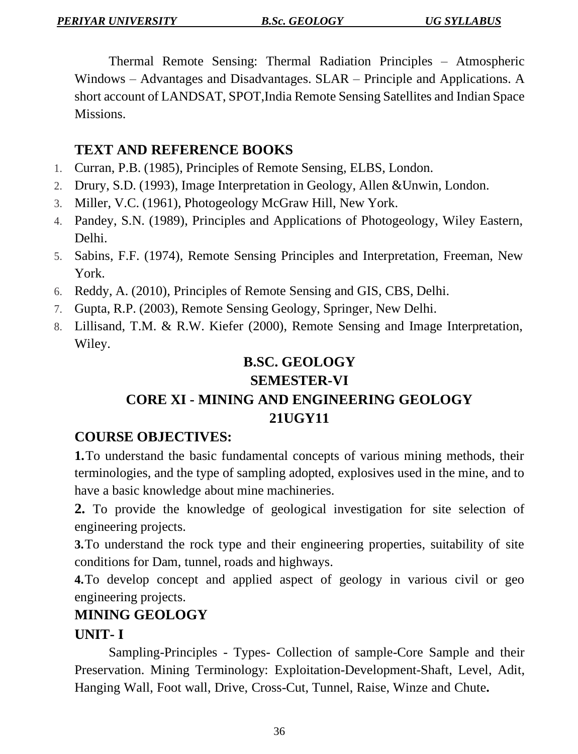Thermal Remote Sensing: Thermal Radiation Principles – Atmospheric Windows – Advantages and Disadvantages. SLAR – Principle and Applications. A short account of LANDSAT, SPOT,India Remote Sensing Satellites and Indian Space Missions.

## TEXT AND REFERENCE BOOKS

1. Curran, P.B. (1985), Principles of Remote Sensing, ELBS, London.
2. Drury, S.D. (1993), Image Interpretation in Geology, Allen &Unwin, London.
3. Miller, V.C. (1961), Photogeology McGraw Hill, New York.
4. Pandey, S.N. (1989), Principles and Applications of Photogeology, Wiley Eastern, Delhi.
5. Sabins, F.F. (1974), Remote Sensing Principles and Interpretation, Freeman, New York.
6. Reddy, A. (2010), Principles of Remote Sensing and GIS, CBS, Delhi.
7. Gupta, R.P. (2003), Remote Sensing Geology, Springer, New Delhi.
8. Lillisand, T.M. & R.W. Kiefer (2000), Remote Sensing and Image Interpretation, Wiley.

# B.SC. GEOLOGY
# SEMESTER-VI
# CORE XI - MINING AND ENGINEERING GEOLOGY
# 21UGY11

## COURSE OBJECTIVES:

**1.** To understand the basic fundamental concepts of various mining methods, their terminologies, and the type of sampling adopted, explosives used in the mine, and to have a basic knowledge about mine machineries.

**2.** To provide the knowledge of geological investigation for site selection of engineering projects.

**3.** To understand the rock type and their engineering properties, suitability of site conditions for Dam, tunnel, roads and highways.

**4.** To develop concept and applied aspect of geology in various civil or geo engineering projects.

## MINING GEOLOGY

### UNIT- I

Sampling-Principles - Types- Collection of sample-Core Sample and their Preservation. Mining Terminology: Exploitation-Development-Shaft, Level, Adit, Hanging Wall, Foot wall, Drive, Cross-Cut, Tunnel, Raise, Winze and Chute**.**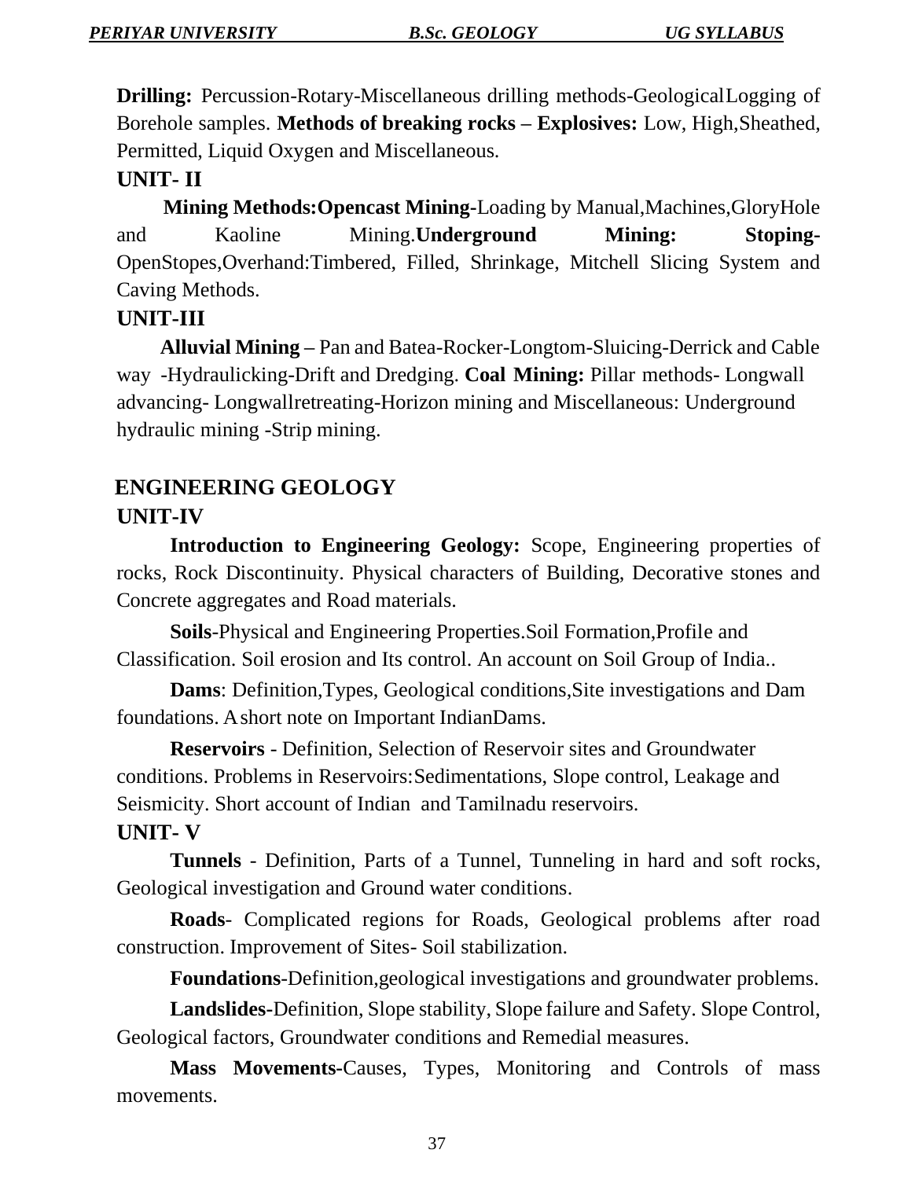**Drilling:** Percussion-Rotary-Miscellaneous drilling methods-GeologicalLogging of Borehole samples. **Methods of breaking rocks – Explosives:** Low, High,Sheathed, Permitted, Liquid Oxygen and Miscellaneous.

## UNIT- II

**Mining Methods:Opencast Mining-**Loading by Manual,Machines,GloryHole and Kaoline Mining.**Underground Mining: Stoping-** OpenStopes,Overhand:Timbered, Filled, Shrinkage, Mitchell Slicing System and Caving Methods.

## UNIT-III

**Alluvial Mining –** Pan and Batea-Rocker-Longtom-Sluicing-Derrick and Cable way -Hydraulicking-Drift and Dredging. **Coal Mining:** Pillar methods- Longwall advancing- Longwallretreating-Horizon mining and Miscellaneous: Underground hydraulic mining -Strip mining.

# ENGINEERING GEOLOGY

## UNIT-IV

**Introduction to Engineering Geology:** Scope, Engineering properties of rocks, Rock Discontinuity. Physical characters of Building, Decorative stones and Concrete aggregates and Road materials.

**Soils**-Physical and Engineering Properties.Soil Formation,Profile and Classification. Soil erosion and Its control. An account on Soil Group of India..

**Dams**: Definition,Types, Geological conditions,Site investigations and Dam foundations. Ashort note on Important IndianDams.

**Reservoirs** - Definition, Selection of Reservoir sites and Groundwater conditions. Problems in Reservoirs:Sedimentations, Slope control, Leakage and Seismicity. Short account of Indian and Tamilnadu reservoirs.

## UNIT- V

**Tunnels** - Definition, Parts of a Tunnel, Tunneling in hard and soft rocks, Geological investigation and Ground water conditions.

**Roads**- Complicated regions for Roads, Geological problems after road construction. Improvement of Sites- Soil stabilization.

**Foundations**-Definition,geological investigations and groundwater problems.

**Landslides-**Definition, Slope stability, Slope failure and Safety. Slope Control, Geological factors, Groundwater conditions and Remedial measures.

**Mass Movements-**Causes, Types, Monitoring and Controls of mass movements.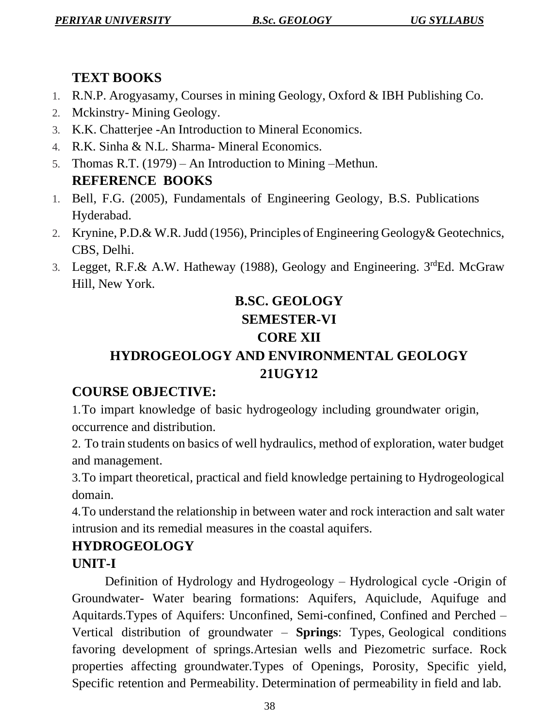**TEXT BOOKS**

1. R.N.P. Arogyasamy, Courses in mining Geology, Oxford & IBH Publishing Co.
2. Mckinstry- Mining Geology.
3. K.K. Chatterjee -An Introduction to Mineral Economics.
4. R.K. Sinha & N.L. Sharma- Mineral Economics.
5. Thomas R.T. (1979) – An Introduction to Mining –Methun.

**REFERENCE BOOKS**

1. Bell, F.G. (2005), Fundamentals of Engineering Geology, B.S. Publications Hyderabad.
2. Krynine, P.D.& W.R. Judd (1956), Principles of Engineering Geology& Geotechnics, CBS, Delhi.
3. Legget, R.F.& A.W. Hatheway (1988), Geology and Engineering. 3rd Ed. McGraw Hill, New York.

# B.SC. GEOLOGY
## SEMESTER-VI
## CORE XII
## HYDROGEOLOGY AND ENVIRONMENTAL GEOLOGY
## 21UGY12

**COURSE OBJECTIVE:**

1.To impart knowledge of basic hydrogeology including groundwater origin, occurrence and distribution.

2. To train students on basics of well hydraulics, method of exploration, water budget and management.

3.To impart theoretical, practical and field knowledge pertaining to Hydrogeological domain.

4.To understand the relationship in between water and rock interaction and salt water intrusion and its remedial measures in the coastal aquifers.

**HYDROGEOLOGY**

**UNIT-I**

Definition of Hydrology and Hydrogeology – Hydrological cycle -Origin of Groundwater- Water bearing formations: Aquifers, Aquiclude, Aquifuge and Aquitards.Types of Aquifers: Unconfined, Semi-confined, Confined and Perched – Vertical distribution of groundwater – **Springs**: Types, Geological conditions favoring development of springs.Artesian wells and Piezometric surface. Rock properties affecting groundwater.Types of Openings, Porosity, Specific yield, Specific retention and Permeability. Determination of permeability in field and lab.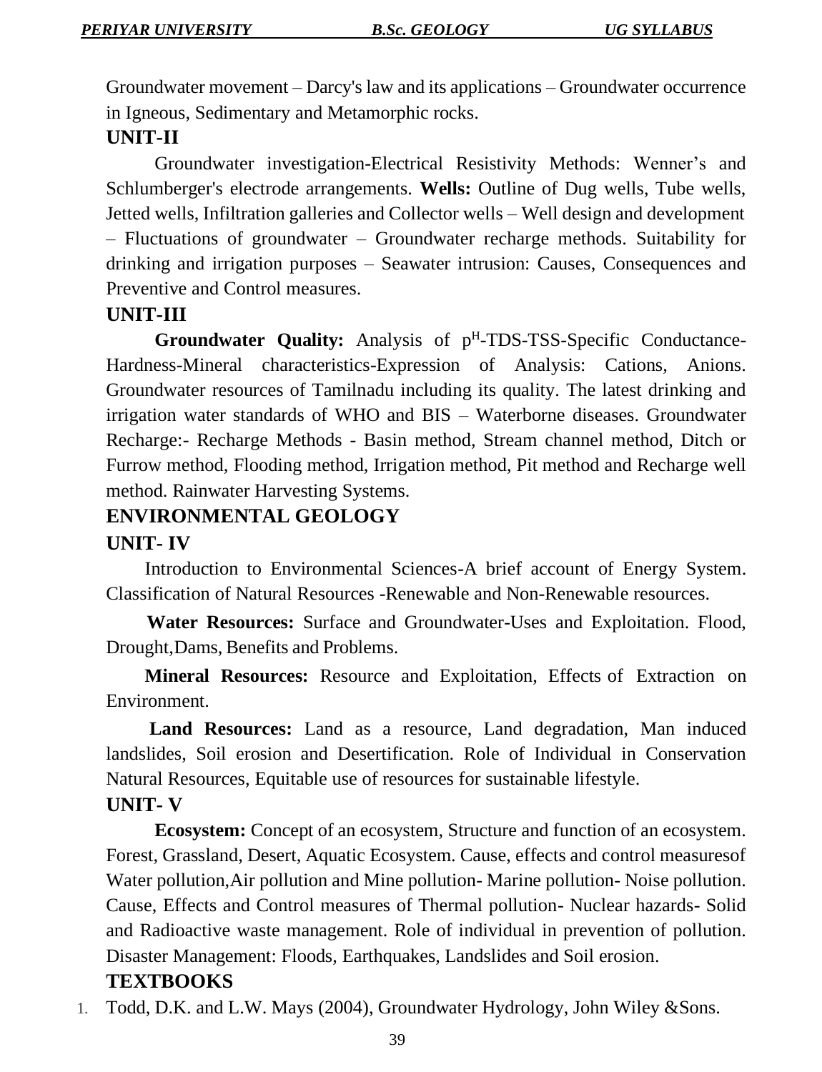Groundwater movement – Darcy's law and its applications – Groundwater occurrence in Igneous, Sedimentary and Metamorphic rocks.

**UNIT-II**

Groundwater investigation-Electrical Resistivity Methods: Wenner's and Schlumberger's electrode arrangements. **Wells:** Outline of Dug wells, Tube wells, Jetted wells, Infiltration galleries and Collector wells – Well design and development – Fluctuations of groundwater – Groundwater recharge methods. Suitability for drinking and irrigation purposes – Seawater intrusion: Causes, Consequences and Preventive and Control measures.

**UNIT-III**

**Groundwater Quality:** Analysis of $p^H$-TDS-TSS-Specific Conductance-Hardness-Mineral characteristics-Expression of Analysis: Cations, Anions. Groundwater resources of Tamilnadu including its quality. The latest drinking and irrigation water standards of WHO and BIS – Waterborne diseases. Groundwater Recharge:- Recharge Methods - Basin method, Stream channel method, Ditch or Furrow method, Flooding method, Irrigation method, Pit method and Recharge well method. Rainwater Harvesting Systems.

**ENVIRONMENTAL GEOLOGY**

**UNIT- IV**

Introduction to Environmental Sciences-A brief account of Energy System. Classification of Natural Resources -Renewable and Non-Renewable resources.

**Water Resources:** Surface and Groundwater-Uses and Exploitation. Flood, Drought,Dams, Benefits and Problems.

**Mineral Resources:** Resource and Exploitation, Effects of Extraction on Environment.

**Land Resources:** Land as a resource, Land degradation, Man induced landslides, Soil erosion and Desertification. Role of Individual in Conservation Natural Resources, Equitable use of resources for sustainable lifestyle.

**UNIT- V**

**Ecosystem:** Concept of an ecosystem, Structure and function of an ecosystem. Forest, Grassland, Desert, Aquatic Ecosystem. Cause, effects and control measuresof Water pollution,Air pollution and Mine pollution- Marine pollution- Noise pollution. Cause, Effects and Control measures of Thermal pollution- Nuclear hazards- Solid and Radioactive waste management. Role of individual in prevention of pollution. Disaster Management: Floods, Earthquakes, Landslides and Soil erosion.

**TEXTBOOKS**

1. Todd, D.K. and L.W. Mays (2004), Groundwater Hydrology, John Wiley &Sons.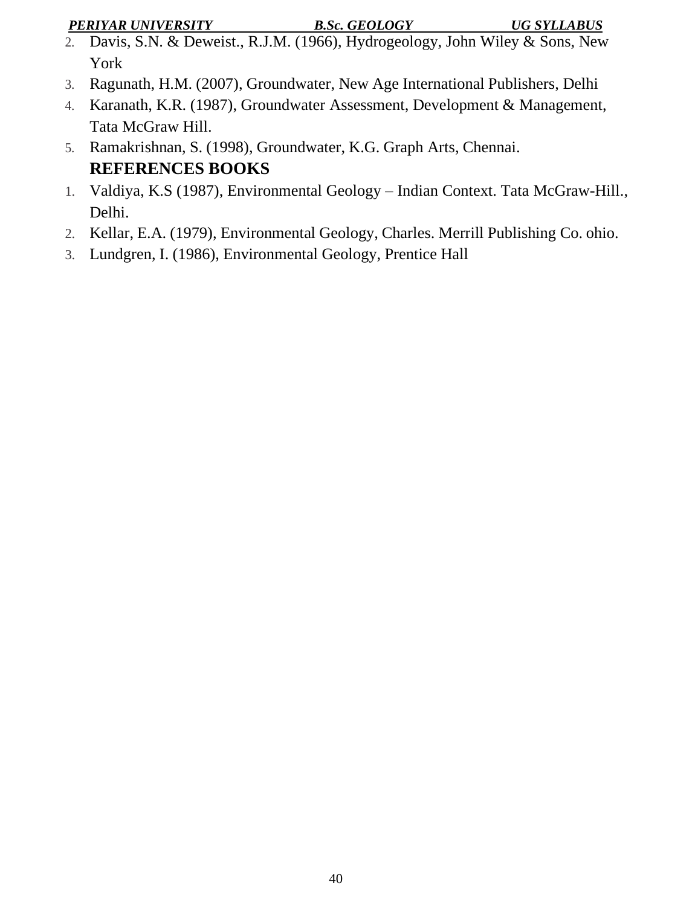2. Davis, S.N. & Deweist., R.J.M. (1966), Hydrogeology, John Wiley & Sons, New York
3. Ragunath, H.M. (2007), Groundwater, New Age International Publishers, Delhi
4. Karanath, K.R. (1987), Groundwater Assessment, Development & Management, Tata McGraw Hill.
5. Ramakrishnan, S. (1998), Groundwater, K.G. Graph Arts, Chennai.

**REFERENCES BOOKS**

1. Valdiya, K.S (1987), Environmental Geology – Indian Context. Tata McGraw-Hill., Delhi.
2. Kellar, E.A. (1979), Environmental Geology, Charles. Merrill Publishing Co. ohio.
3. Lundgren, I. (1986), Environmental Geology, Prentice Hall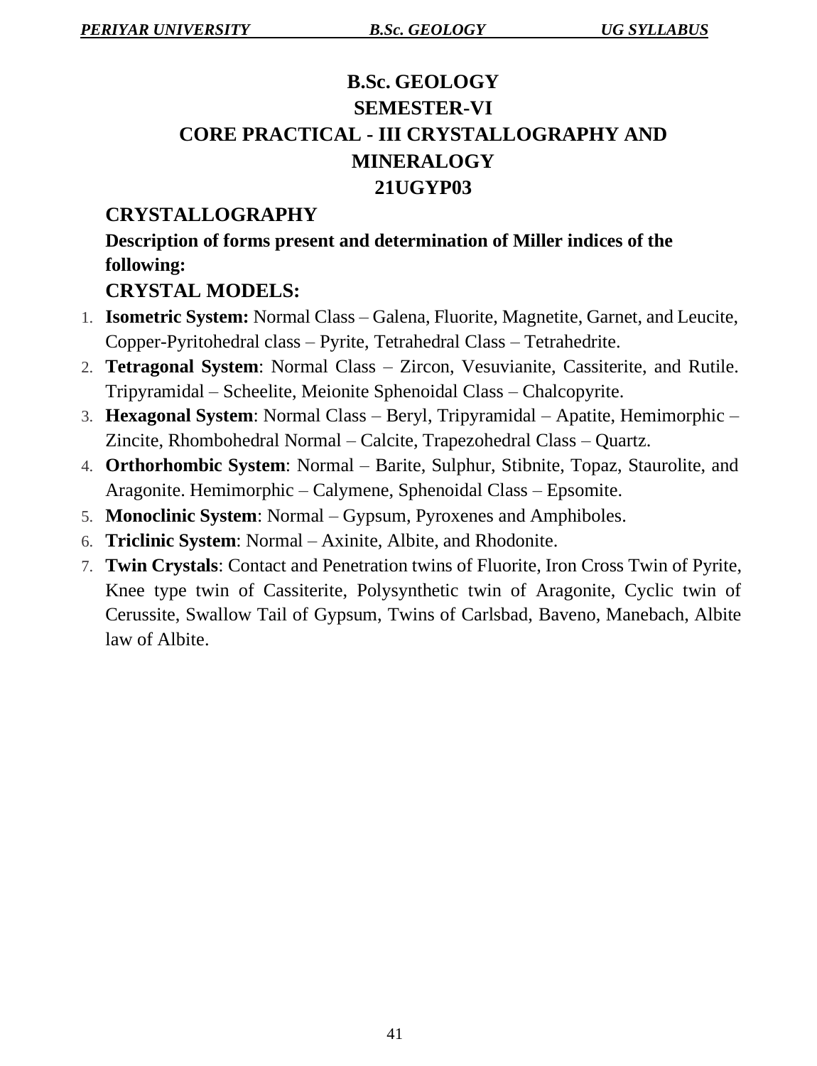# B.Sc. GEOLOGY

## SEMESTER-VI

## CORE PRACTICAL - III CRYSTALLOGRAPHY AND MINERALOGY

## 21UGYP03

### CRYSTALLOGRAPHY

**Description of forms present and determination of Miller indices of the following:**

### CRYSTAL MODELS:

1. **Isometric System:** Normal Class – Galena, Fluorite, Magnetite, Garnet, and Leucite, Copper-Pyritohedral class – Pyrite, Tetrahedral Class – Tetrahedrite.
2. **Tetragonal System**: Normal Class – Zircon, Vesuvianite, Cassiterite, and Rutile. Tripyramidal – Scheelite, Meionite Sphenoidal Class – Chalcopyrite.
3. **Hexagonal System**: Normal Class – Beryl, Tripyramidal – Apatite, Hemimorphic – Zincite, Rhombohedral Normal – Calcite, Trapezohedral Class – Quartz.
4. **Orthorhombic System**: Normal – Barite, Sulphur, Stibnite, Topaz, Staurolite, and Aragonite. Hemimorphic – Calymene, Sphenoidal Class – Epsomite.
5. **Monoclinic System**: Normal – Gypsum, Pyroxenes and Amphiboles.
6. **Triclinic System**: Normal – Axinite, Albite, and Rhodonite.
7. **Twin Crystals**: Contact and Penetration twins of Fluorite, Iron Cross Twin of Pyrite, Knee type twin of Cassiterite, Polysynthetic twin of Aragonite, Cyclic twin of Cerussite, Swallow Tail of Gypsum, Twins of Carlsbad, Baveno, Manebach, Albite law of Albite.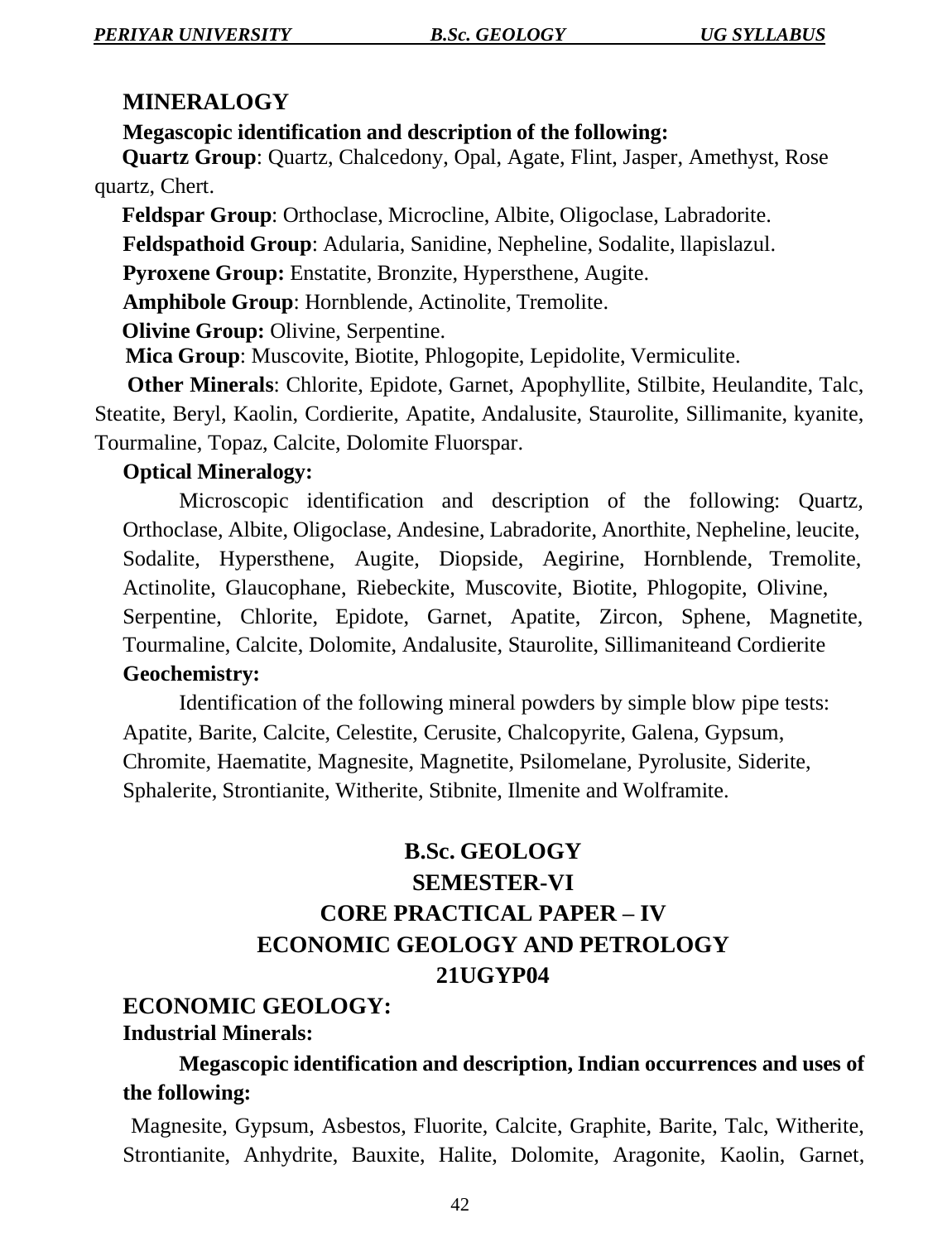## MINERALOGY

**Megascopic identification and description of the following:**

**Quartz Group**: Quartz, Chalcedony, Opal, Agate, Flint, Jasper, Amethyst, Rose quartz, Chert.

**Feldspar Group**: Orthoclase, Microcline, Albite, Oligoclase, Labradorite.

**Feldspathoid Group**: Adularia, Sanidine, Nepheline, Sodalite, llapislazul.

**Pyroxene Group:** Enstatite, Bronzite, Hypersthene, Augite.

**Amphibole Group**: Hornblende, Actinolite, Tremolite.

**Olivine Group:** Olivine, Serpentine.

**Mica Group**: Muscovite, Biotite, Phlogopite, Lepidolite, Vermiculite.

**Other Minerals**: Chlorite, Epidote, Garnet, Apophyllite, Stilbite, Heulandite, Talc, Steatite, Beryl, Kaolin, Cordierite, Apatite, Andalusite, Staurolite, Sillimanite, kyanite, Tourmaline, Topaz, Calcite, Dolomite Fluorspar.

**Optical Mineralogy:**

Microscopic identification and description of the following: Quartz, Orthoclase, Albite, Oligoclase, Andesine, Labradorite, Anorthite, Nepheline, leucite, Sodalite, Hypersthene, Augite, Diopside, Aegirine, Hornblende, Tremolite, Actinolite, Glaucophane, Riebeckite, Muscovite, Biotite, Phlogopite, Olivine, Serpentine, Chlorite, Epidote, Garnet, Apatite, Zircon, Sphene, Magnetite, Tourmaline, Calcite, Dolomite, Andalusite, Staurolite, Sillimaniteand Cordierite

**Geochemistry:**

Identification of the following mineral powders by simple blow pipe tests: Apatite, Barite, Calcite, Celestite, Cerusite, Chalcopyrite, Galena, Gypsum, Chromite, Haematite, Magnesite, Magnetite, Psilomelane, Pyrolusite, Siderite, Sphalerite, Strontianite, Witherite, Stibnite, Ilmenite and Wolframite.

# B.Sc. GEOLOGY
# SEMESTER-VI
# CORE PRACTICAL PAPER – IV
# ECONOMIC GEOLOGY AND PETROLOGY
# 21UGYP04

## ECONOMIC GEOLOGY:

**Industrial Minerals:**

**Megascopic identification and description, Indian occurrences and uses of the following:**

Magnesite, Gypsum, Asbestos, Fluorite, Calcite, Graphite, Barite, Talc, Witherite, Strontianite, Anhydrite, Bauxite, Halite, Dolomite, Aragonite, Kaolin, Garnet,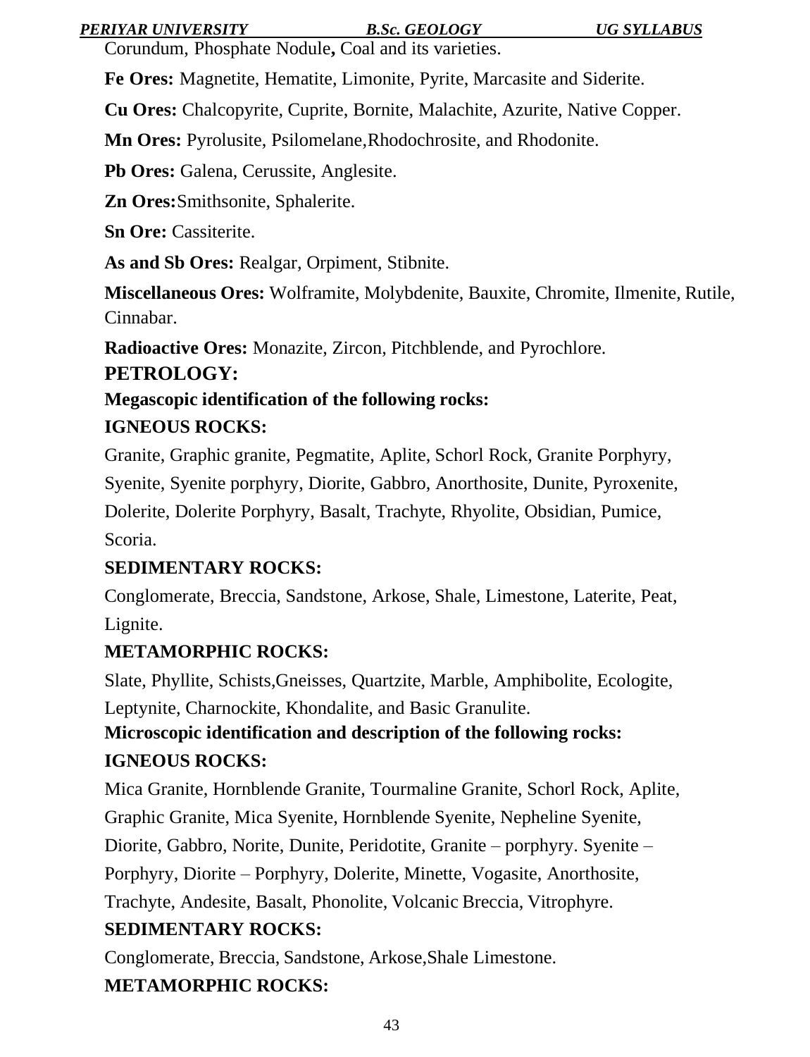Corundum, Phosphate Nodule**,** Coal and its varieties.

**Fe Ores:** Magnetite, Hematite, Limonite, Pyrite, Marcasite and Siderite.

**Cu Ores:** Chalcopyrite, Cuprite, Bornite, Malachite, Azurite, Native Copper.

**Mn Ores:** Pyrolusite, Psilomelane,Rhodochrosite, and Rhodonite.

**Pb Ores:** Galena, Cerussite, Anglesite.

**Zn Ores:**Smithsonite, Sphalerite.

**Sn Ore:** Cassiterite.

**As and Sb Ores:** Realgar, Orpiment, Stibnite.

**Miscellaneous Ores:** Wolframite, Molybdenite, Bauxite, Chromite, Ilmenite, Rutile, Cinnabar.

**Radioactive Ores:** Monazite, Zircon, Pitchblende, and Pyrochlore.

## PETROLOGY:

**Megascopic identification of the following rocks:**

**IGNEOUS ROCKS:**

Granite, Graphic granite, Pegmatite, Aplite, Schorl Rock, Granite Porphyry, Syenite, Syenite porphyry, Diorite, Gabbro, Anorthosite, Dunite, Pyroxenite, Dolerite, Dolerite Porphyry, Basalt, Trachyte, Rhyolite, Obsidian, Pumice, Scoria.

**SEDIMENTARY ROCKS:**

Conglomerate, Breccia, Sandstone, Arkose, Shale, Limestone, Laterite, Peat, Lignite.

**METAMORPHIC ROCKS:**

Slate, Phyllite, Schists,Gneisses, Quartzite, Marble, Amphibolite, Ecologite, Leptynite, Charnockite, Khondalite, and Basic Granulite.

**Microscopic identification and description of the following rocks:**

**IGNEOUS ROCKS:**

Mica Granite, Hornblende Granite, Tourmaline Granite, Schorl Rock, Aplite, Graphic Granite, Mica Syenite, Hornblende Syenite, Nepheline Syenite, Diorite, Gabbro, Norite, Dunite, Peridotite, Granite – porphyry. Syenite – Porphyry, Diorite – Porphyry, Dolerite, Minette, Vogasite, Anorthosite, Trachyte, Andesite, Basalt, Phonolite, Volcanic Breccia, Vitrophyre.

**SEDIMENTARY ROCKS:**

Conglomerate, Breccia, Sandstone, Arkose,Shale Limestone.

**METAMORPHIC ROCKS:**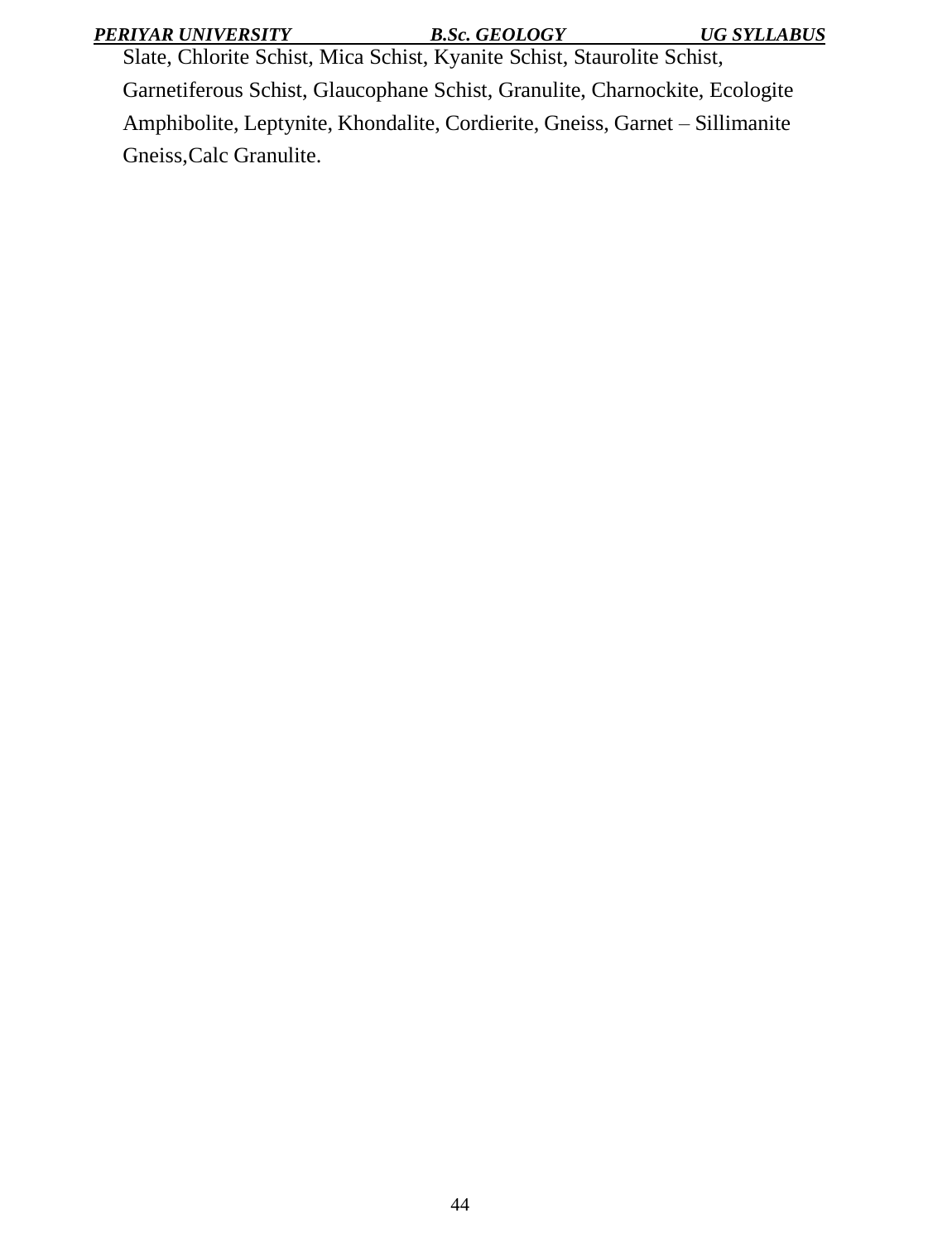Slate, Chlorite Schist, Mica Schist, Kyanite Schist, Staurolite Schist, Garnetiferous Schist, Glaucophane Schist, Granulite, Charnockite, Ecologite Amphibolite, Leptynite, Khondalite, Cordierite, Gneiss, Garnet – Sillimanite Gneiss,Calc Granulite.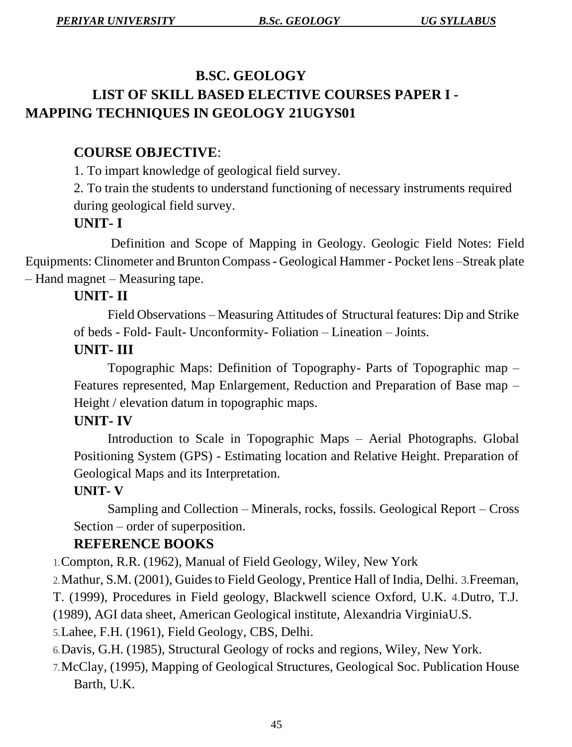# B.SC. GEOLOGY

## LIST OF SKILL BASED ELECTIVE COURSES PAPER I - MAPPING TECHNIQUES IN GEOLOGY 21UGYS01

### COURSE OBJECTIVE:

1. To impart knowledge of geological field survey.
2. To train the students to understand functioning of necessary instruments required during geological field survey.

### UNIT- I

Definition and Scope of Mapping in Geology. Geologic Field Notes: Field Equipments: Clinometer and Brunton Compass - Geological Hammer - Pocket lens –Streak plate – Hand magnet – Measuring tape.

### UNIT- II

Field Observations – Measuring Attitudes of Structural features: Dip and Strike of beds - Fold- Fault- Unconformity- Foliation – Lineation – Joints.

### UNIT- III

Topographic Maps: Definition of Topography- Parts of Topographic map – Features represented, Map Enlargement, Reduction and Preparation of Base map – Height / elevation datum in topographic maps.

### UNIT- IV

Introduction to Scale in Topographic Maps – Aerial Photographs. Global Positioning System (GPS) - Estimating location and Relative Height. Preparation of Geological Maps and its Interpretation.

### UNIT- V

Sampling and Collection – Minerals, rocks, fossils. Geological Report – Cross Section – order of superposition.

### REFERENCE BOOKS

1. Compton, R.R. (1962), Manual of Field Geology, Wiley, New York
2. Mathur, S.M. (2001), Guides to Field Geology, Prentice Hall of India, Delhi.
3. Freeman, T. (1999), Procedures in Field geology, Blackwell science Oxford, U.K.
4. Dutro, T.J. (1989), AGI data sheet, American Geological institute, Alexandria VirginiaU.S.
5. Lahee, F.H. (1961), Field Geology, CBS, Delhi.
6. Davis, G.H. (1985), Structural Geology of rocks and regions, Wiley, New York.
7. McClay, (1995), Mapping of Geological Structures, Geological Soc. Publication House Barth, U.K.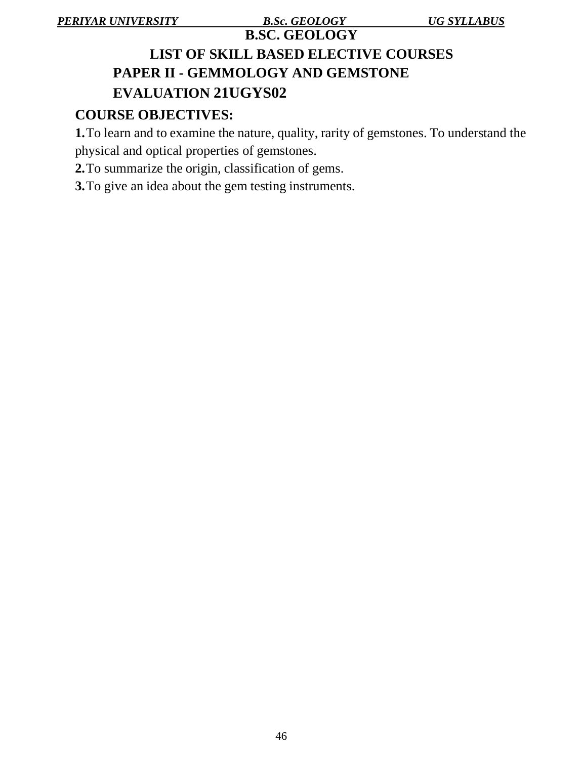# B.SC. GEOLOGY

## LIST OF SKILL BASED ELECTIVE COURSES

## PAPER II - GEMMOLOGY AND GEMSTONE EVALUATION 21UGYS02

### COURSE OBJECTIVES:

**1.** To learn and to examine the nature, quality, rarity of gemstones. To understand the physical and optical properties of gemstones.

**2.** To summarize the origin, classification of gems.

**3.** To give an idea about the gem testing instruments.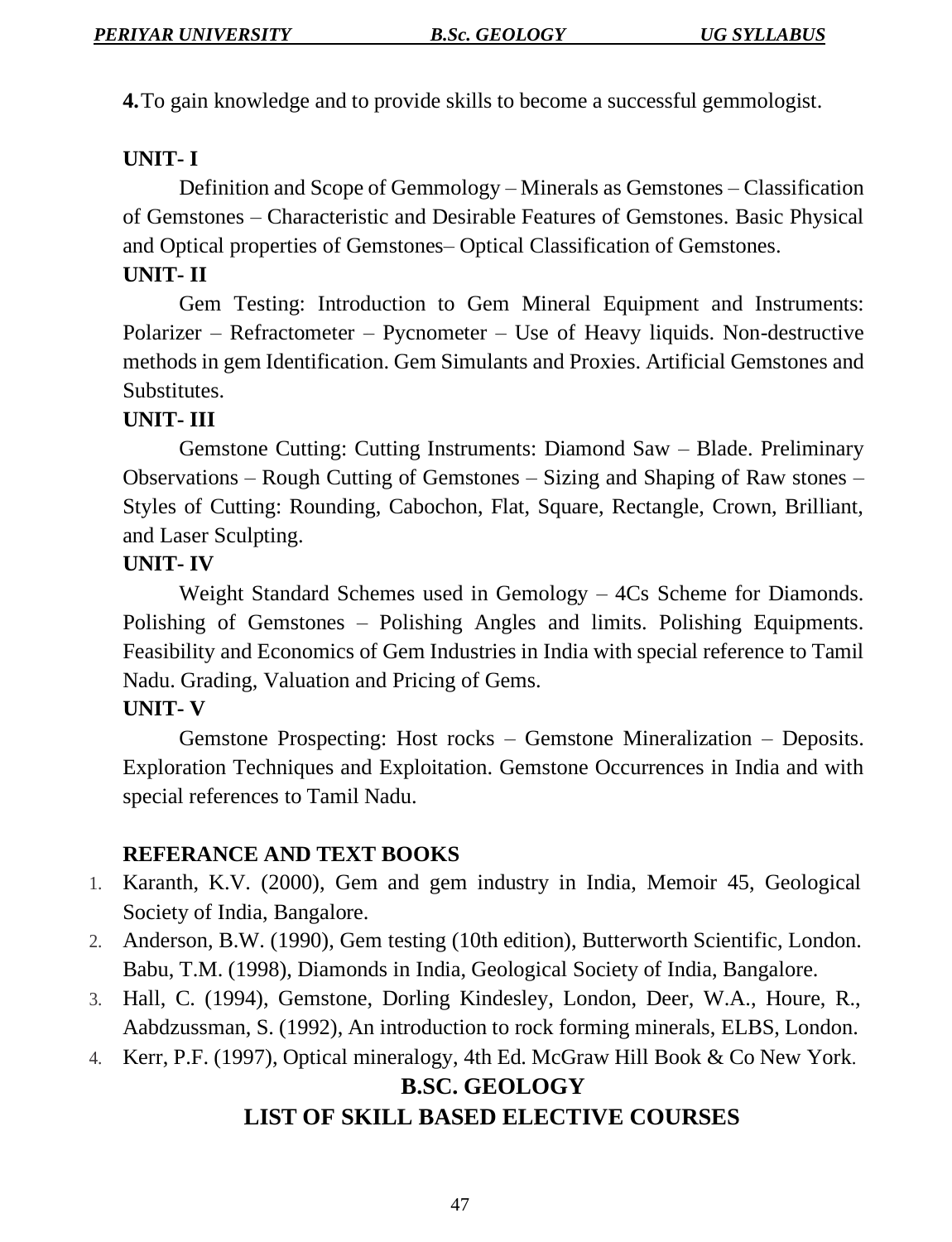**4.** To gain knowledge and to provide skills to become a successful gemmologist.

**UNIT- I**

Definition and Scope of Gemmology – Minerals as Gemstones – Classification of Gemstones – Characteristic and Desirable Features of Gemstones. Basic Physical and Optical properties of Gemstones– Optical Classification of Gemstones.

**UNIT- II**

Gem Testing: Introduction to Gem Mineral Equipment and Instruments: Polarizer – Refractometer – Pycnometer – Use of Heavy liquids. Non-destructive methods in gem Identification. Gem Simulants and Proxies. Artificial Gemstones and Substitutes.

**UNIT- III**

Gemstone Cutting: Cutting Instruments: Diamond Saw – Blade. Preliminary Observations – Rough Cutting of Gemstones – Sizing and Shaping of Raw stones – Styles of Cutting: Rounding, Cabochon, Flat, Square, Rectangle, Crown, Brilliant, and Laser Sculpting.

**UNIT- IV**

Weight Standard Schemes used in Gemology – 4Cs Scheme for Diamonds. Polishing of Gemstones – Polishing Angles and limits. Polishing Equipments. Feasibility and Economics of Gem Industries in India with special reference to Tamil Nadu. Grading, Valuation and Pricing of Gems.

**UNIT- V**

Gemstone Prospecting: Host rocks – Gemstone Mineralization – Deposits. Exploration Techniques and Exploitation. Gemstone Occurrences in India and with special references to Tamil Nadu.

**REFERANCE AND TEXT BOOKS**

1. Karanth, K.V. (2000), Gem and gem industry in India, Memoir 45, Geological Society of India, Bangalore.
2. Anderson, B.W. (1990), Gem testing (10th edition), Butterworth Scientific, London. Babu, T.M. (1998), Diamonds in India, Geological Society of India, Bangalore.
3. Hall, C. (1994), Gemstone, Dorling Kindesley, London, Deer, W.A., Houre, R., Aabdzussman, S. (1992), An introduction to rock forming minerals, ELBS, London.
4. Kerr, P.F. (1997), Optical mineralogy, 4th Ed. McGraw Hill Book & Co New York.

## B.SC. GEOLOGY

## LIST OF SKILL BASED ELECTIVE COURSES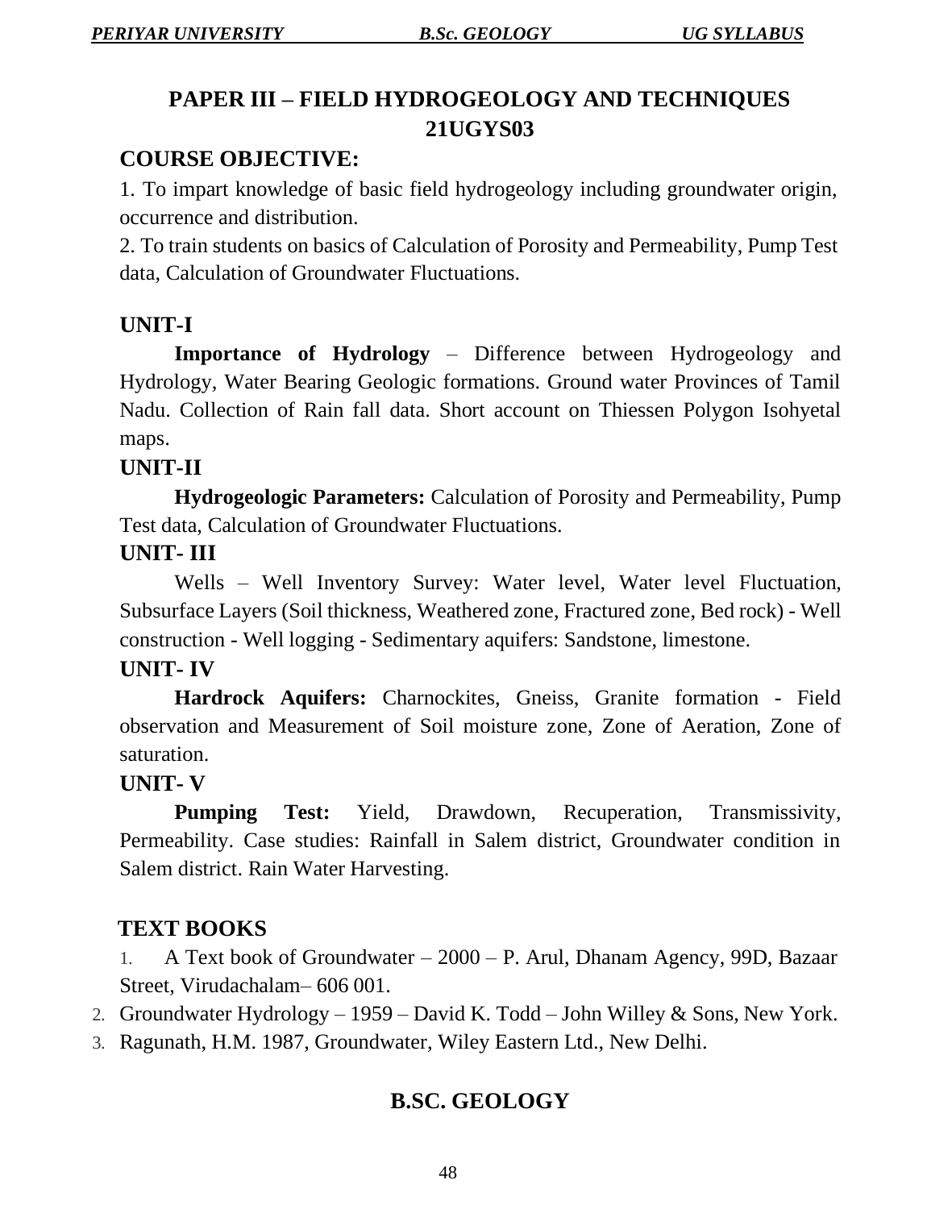# PAPER III – FIELD HYDROGEOLOGY AND TECHNIQUES
# 21UGYS03

## COURSE OBJECTIVE:

1. To impart knowledge of basic field hydrogeology including groundwater origin, occurrence and distribution.
2. To train students on basics of Calculation of Porosity and Permeability, Pump Test data, Calculation of Groundwater Fluctuations.

## UNIT-I

**Importance of Hydrology** – Difference between Hydrogeology and Hydrology, Water Bearing Geologic formations. Ground water Provinces of Tamil Nadu. Collection of Rain fall data. Short account on Thiessen Polygon Isohyetal maps.

## UNIT-II

**Hydrogeologic Parameters:** Calculation of Porosity and Permeability, Pump Test data, Calculation of Groundwater Fluctuations.

## UNIT- III

Wells – Well Inventory Survey: Water level, Water level Fluctuation, Subsurface Layers (Soil thickness, Weathered zone, Fractured zone, Bed rock) - Well construction - Well logging - Sedimentary aquifers: Sandstone, limestone.

## UNIT- IV

**Hardrock Aquifers:** Charnockites, Gneiss, Granite formation - Field observation and Measurement of Soil moisture zone, Zone of Aeration, Zone of saturation.

## UNIT- V

**Pumping Test:** Yield, Drawdown, Recuperation, Transmissivity, Permeability. Case studies: Rainfall in Salem district, Groundwater condition in Salem district. Rain Water Harvesting.

## TEXT BOOKS

1. A Text book of Groundwater – 2000 – P. Arul, Dhanam Agency, 99D, Bazaar Street, Virudachalam– 606 001.
2. Groundwater Hydrology – 1959 – David K. Todd – John Willey & Sons, New York.
3. Ragunath, H.M. 1987, Groundwater, Wiley Eastern Ltd., New Delhi.

## B.SC. GEOLOGY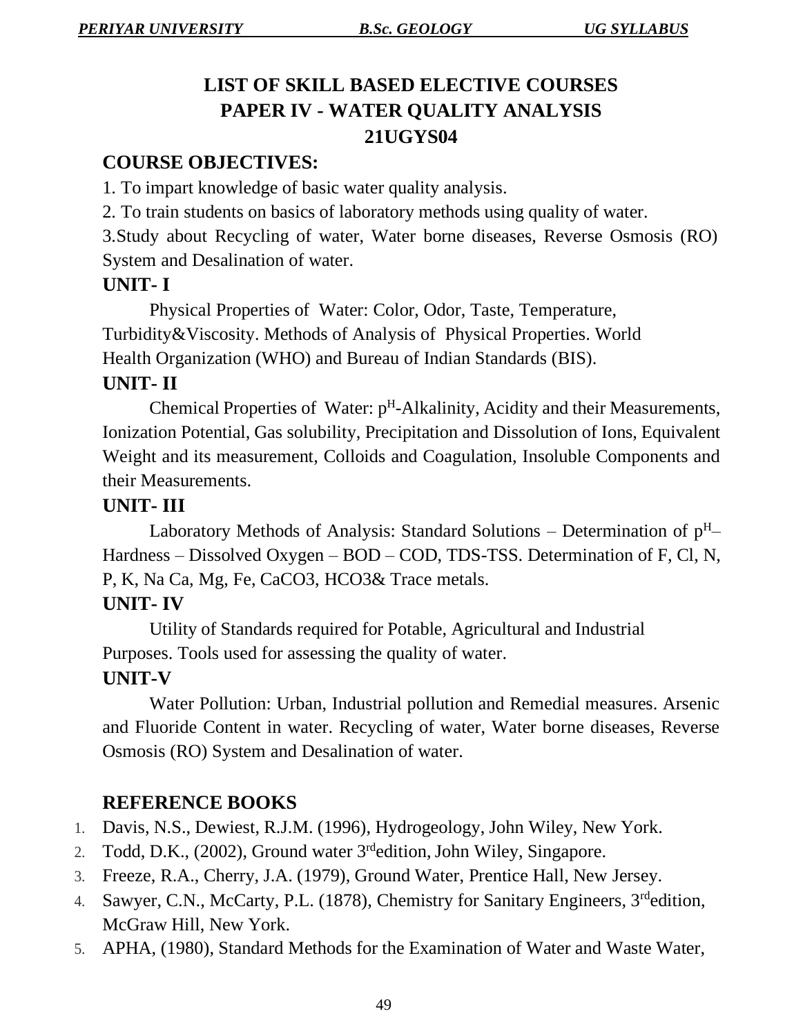# LIST OF SKILL BASED ELECTIVE COURSES
# PAPER IV - WATER QUALITY ANALYSIS
# 21UGYS04

## COURSE OBJECTIVES:

1. To impart knowledge of basic water quality analysis.
2. To train students on basics of laboratory methods using quality of water.
3. Study about Recycling of water, Water borne diseases, Reverse Osmosis (RO) System and Desalination of water.

## UNIT- I

Physical Properties of Water: Color, Odor, Taste, Temperature, Turbidity&Viscosity. Methods of Analysis of Physical Properties. World Health Organization (WHO) and Bureau of Indian Standards (BIS).

## UNIT- II

Chemical Properties of Water: $p^H$-Alkalinity, Acidity and their Measurements, Ionization Potential, Gas solubility, Precipitation and Dissolution of Ions, Equivalent Weight and its measurement, Colloids and Coagulation, Insoluble Components and their Measurements.

## UNIT- III

Laboratory Methods of Analysis: Standard Solutions – Determination of $p^H$– Hardness – Dissolved Oxygen – BOD – COD, TDS-TSS. Determination of F, Cl, N, P, K, Na Ca, Mg, Fe, CaCO3, HCO3& Trace metals.

## UNIT- IV

Utility of Standards required for Potable, Agricultural and Industrial Purposes. Tools used for assessing the quality of water.

## UNIT-V

Water Pollution: Urban, Industrial pollution and Remedial measures. Arsenic and Fluoride Content in water. Recycling of water, Water borne diseases, Reverse Osmosis (RO) System and Desalination of water.

## REFERENCE BOOKS

1. Davis, N.S., Dewiest, R.J.M. (1996), Hydrogeology, John Wiley, New York.
2. Todd, D.K., (2002), Ground water 3rdedition, John Wiley, Singapore.
3. Freeze, R.A., Cherry, J.A. (1979), Ground Water, Prentice Hall, New Jersey.
4. Sawyer, C.N., McCarty, P.L. (1878), Chemistry for Sanitary Engineers, 3rdedition, McGraw Hill, New York.
5. APHA, (1980), Standard Methods for the Examination of Water and Waste Water,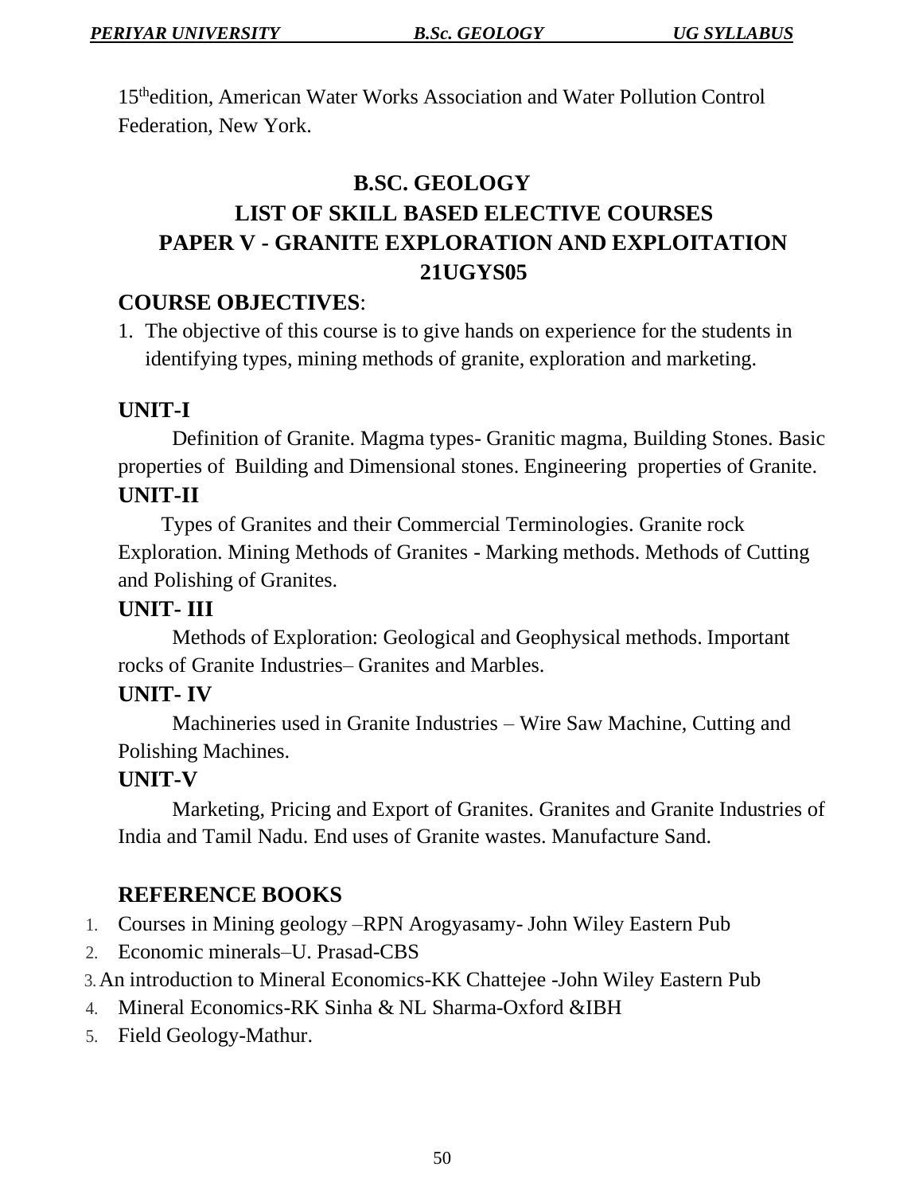15th edition, American Water Works Association and Water Pollution Control Federation, New York.

# B.SC. GEOLOGY
# LIST OF SKILL BASED ELECTIVE COURSES
# PAPER V - GRANITE EXPLORATION AND EXPLOITATION
# 21UGYS05

## COURSE OBJECTIVES:

1. The objective of this course is to give hands on experience for the students in identifying types, mining methods of granite, exploration and marketing.

### UNIT-I

Definition of Granite. Magma types- Granitic magma, Building Stones. Basic properties of Building and Dimensional stones. Engineering properties of Granite.

### UNIT-II

Types of Granites and their Commercial Terminologies. Granite rock Exploration. Mining Methods of Granites - Marking methods. Methods of Cutting and Polishing of Granites.

### UNIT- III

Methods of Exploration: Geological and Geophysical methods. Important rocks of Granite Industries– Granites and Marbles.

### UNIT- IV

Machineries used in Granite Industries – Wire Saw Machine, Cutting and Polishing Machines.

### UNIT-V

Marketing, Pricing and Export of Granites. Granites and Granite Industries of India and Tamil Nadu. End uses of Granite wastes. Manufacture Sand.

## REFERENCE BOOKS

1. Courses in Mining geology –RPN Arogyasamy- John Wiley Eastern Pub
2. Economic minerals–U. Prasad-CBS
3. An introduction to Mineral Economics-KK Chattejee -John Wiley Eastern Pub
4. Mineral Economics-RK Sinha & NL Sharma-Oxford &IBH
5. Field Geology-Mathur.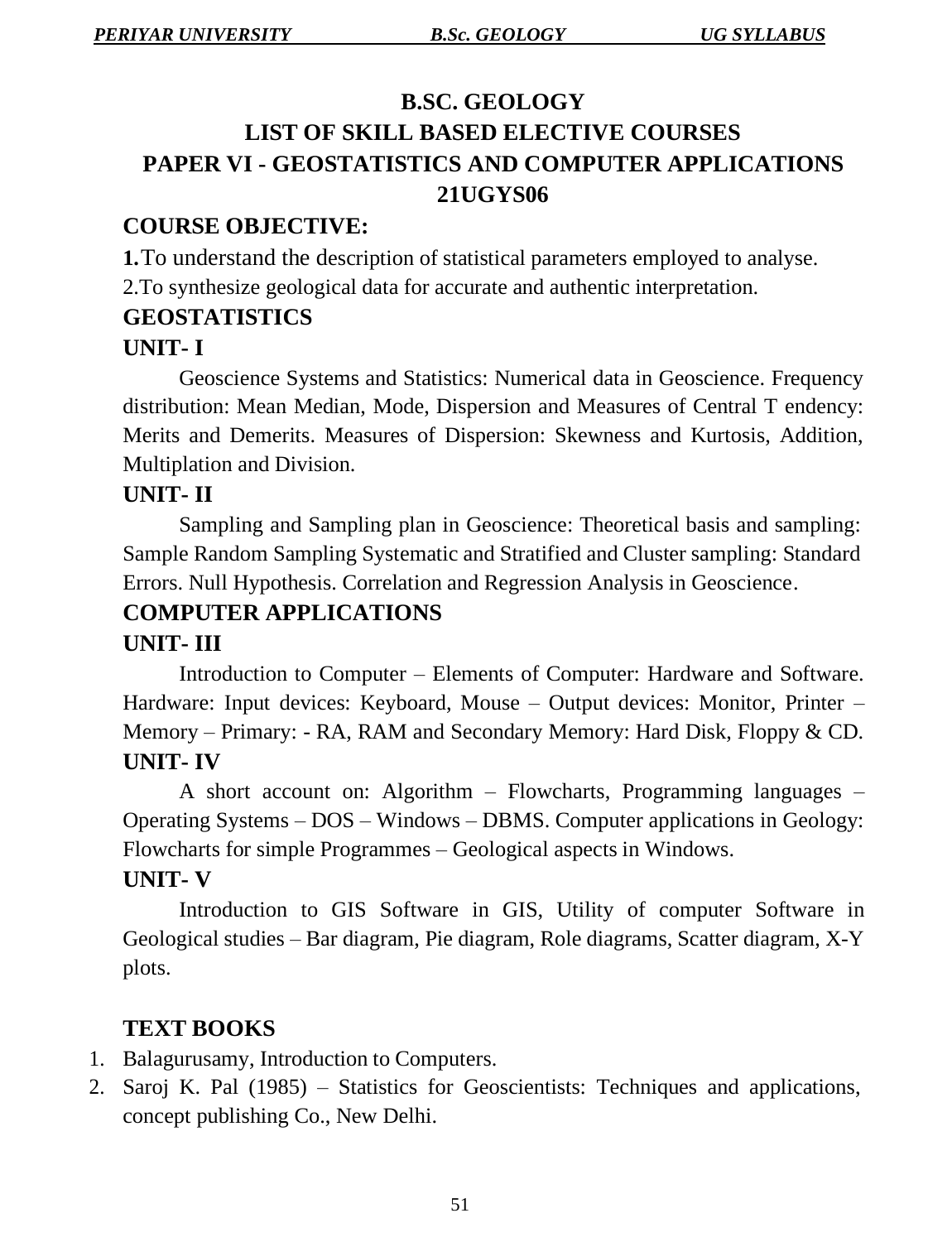# B.SC. GEOLOGY

# LIST OF SKILL BASED ELECTIVE COURSES

# PAPER VI - GEOSTATISTICS AND COMPUTER APPLICATIONS

# 21UGYS06

## COURSE OBJECTIVE:

**1.** To understand the description of statistical parameters employed to analyse.

2.To synthesize geological data for accurate and authentic interpretation.

## GEOSTATISTICS

### UNIT- I

Geoscience Systems and Statistics: Numerical data in Geoscience. Frequency distribution: Mean Median, Mode, Dispersion and Measures of Central T endency: Merits and Demerits. Measures of Dispersion: Skewness and Kurtosis, Addition, Multiplation and Division.

### UNIT- II

Sampling and Sampling plan in Geoscience: Theoretical basis and sampling: Sample Random Sampling Systematic and Stratified and Cluster sampling: Standard Errors. Null Hypothesis. Correlation and Regression Analysis in Geoscience.

## COMPUTER APPLICATIONS

### UNIT- III

Introduction to Computer – Elements of Computer: Hardware and Software. Hardware: Input devices: Keyboard, Mouse – Output devices: Monitor, Printer – Memory – Primary: - RA, RAM and Secondary Memory: Hard Disk, Floppy & CD.

### UNIT- IV

A short account on: Algorithm – Flowcharts, Programming languages – Operating Systems – DOS – Windows – DBMS. Computer applications in Geology: Flowcharts for simple Programmes – Geological aspects in Windows.

### UNIT- V

Introduction to GIS Software in GIS, Utility of computer Software in Geological studies – Bar diagram, Pie diagram, Role diagrams, Scatter diagram, X-Y plots.

## TEXT BOOKS

1. Balagurusamy, Introduction to Computers.
2. Saroj K. Pal (1985) – Statistics for Geoscientists: Techniques and applications, concept publishing Co., New Delhi.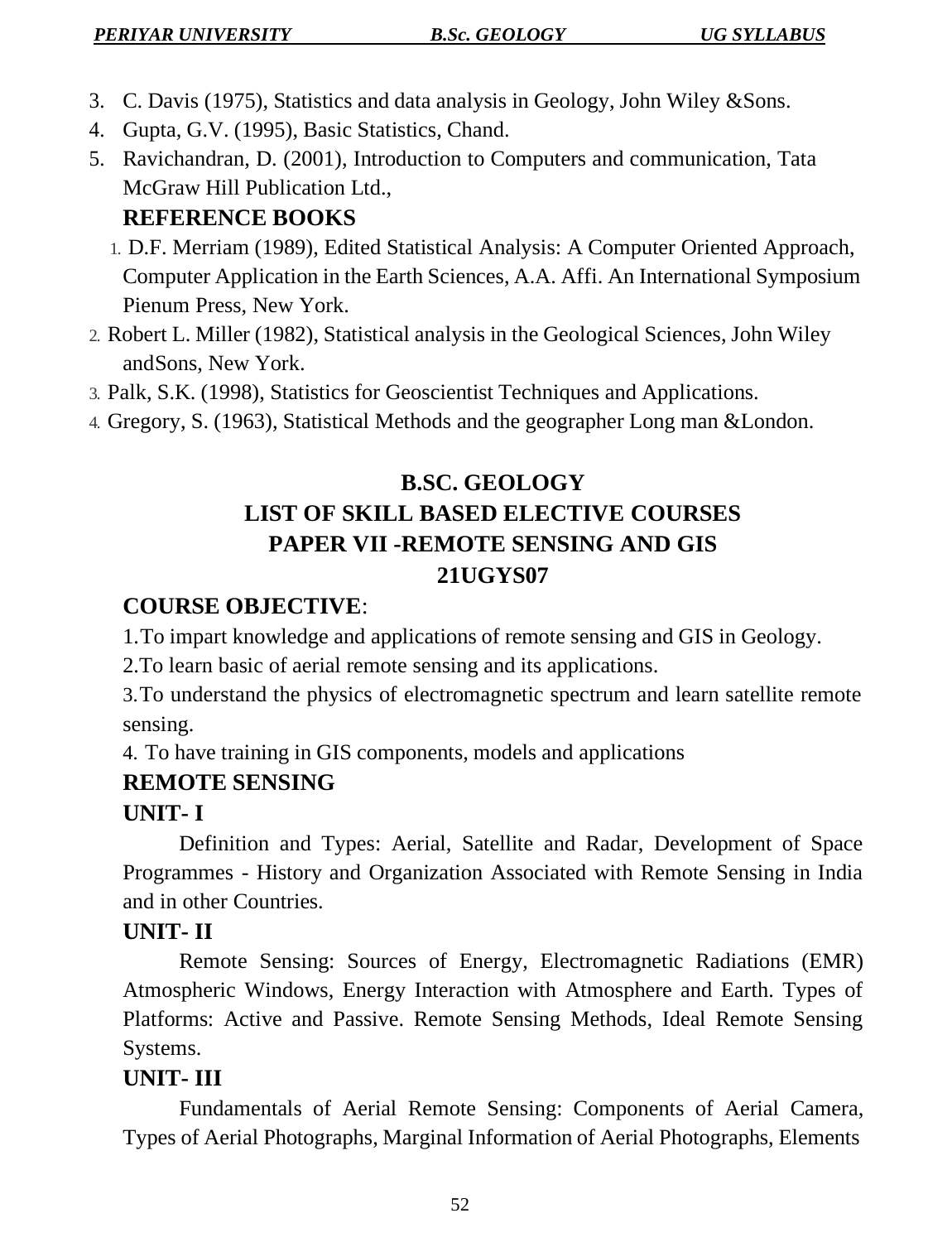3. C. Davis (1975), Statistics and data analysis in Geology, John Wiley &Sons.
4. Gupta, G.V. (1995), Basic Statistics, Chand.
5. Ravichandran, D. (2001), Introduction to Computers and communication, Tata McGraw Hill Publication Ltd.,

**REFERENCE BOOKS**

1. D.F. Merriam (1989), Edited Statistical Analysis: A Computer Oriented Approach, Computer Application in the Earth Sciences, A.A. Affi. An International Symposium Pienum Press, New York.
2. Robert L. Miller (1982), Statistical analysis in the Geological Sciences, John Wiley andSons, New York.
3. Palk, S.K. (1998), Statistics for Geoscientist Techniques and Applications.
4. Gregory, S. (1963), Statistical Methods and the geographer Long man &London.

## B.SC. GEOLOGY
## LIST OF SKILL BASED ELECTIVE COURSES
## PAPER VII -REMOTE SENSING AND GIS
## 21UGYS07

**COURSE OBJECTIVE**:

1.To impart knowledge and applications of remote sensing and GIS in Geology.

2.To learn basic of aerial remote sensing and its applications.

3.To understand the physics of electromagnetic spectrum and learn satellite remote sensing.

4. To have training in GIS components, models and applications

**REMOTE SENSING**

**UNIT- I**

Definition and Types: Aerial, Satellite and Radar, Development of Space Programmes - History and Organization Associated with Remote Sensing in India and in other Countries.

**UNIT- II**

Remote Sensing: Sources of Energy, Electromagnetic Radiations (EMR) Atmospheric Windows, Energy Interaction with Atmosphere and Earth. Types of Platforms: Active and Passive. Remote Sensing Methods, Ideal Remote Sensing Systems.

**UNIT- III**

Fundamentals of Aerial Remote Sensing: Components of Aerial Camera, Types of Aerial Photographs, Marginal Information of Aerial Photographs, Elements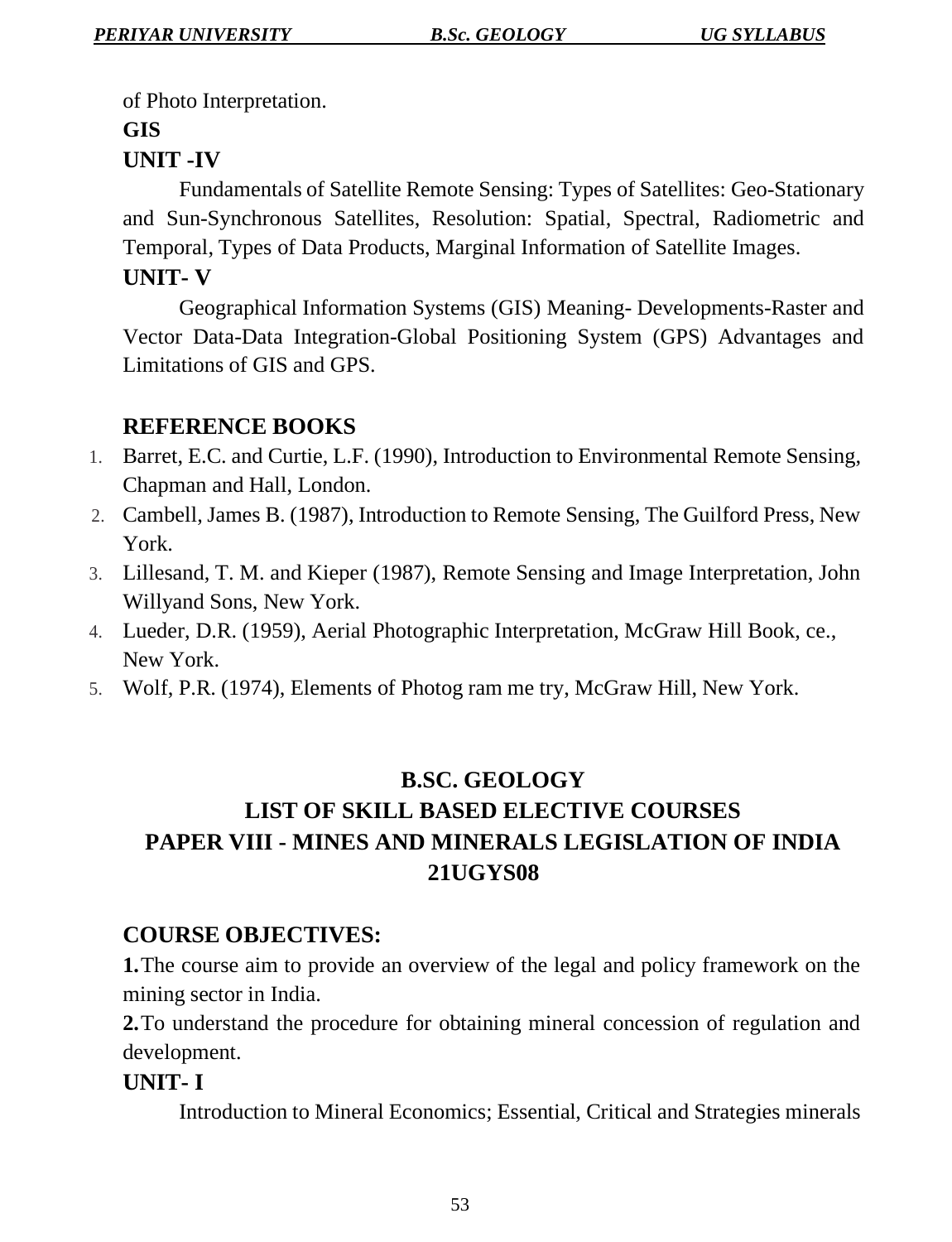of Photo Interpretation.

**GIS**

**UNIT -IV**

Fundamentals of Satellite Remote Sensing: Types of Satellites: Geo-Stationary and Sun-Synchronous Satellites, Resolution: Spatial, Spectral, Radiometric and Temporal, Types of Data Products, Marginal Information of Satellite Images.

**UNIT- V**

Geographical Information Systems (GIS) Meaning- Developments-Raster and Vector Data-Data Integration-Global Positioning System (GPS) Advantages and Limitations of GIS and GPS.

## REFERENCE BOOKS

1. Barret, E.C. and Curtie, L.F. (1990), Introduction to Environmental Remote Sensing, Chapman and Hall, London.
2. Cambell, James B. (1987), Introduction to Remote Sensing, The Guilford Press, New York.
3. Lillesand, T. M. and Kieper (1987), Remote Sensing and Image Interpretation, John Willyand Sons, New York.
4. Lueder, D.R. (1959), Aerial Photographic Interpretation, McGraw Hill Book, ce., New York.
5. Wolf, P.R. (1974), Elements of Photog ram me try, McGraw Hill, New York.

# B.SC. GEOLOGY
# LIST OF SKILL BASED ELECTIVE COURSES
# PAPER VIII - MINES AND MINERALS LEGISLATION OF INDIA
# 21UGYS08

## COURSE OBJECTIVES:

**1.** The course aim to provide an overview of the legal and policy framework on the mining sector in India.

**2.** To understand the procedure for obtaining mineral concession of regulation and development.

**UNIT- I**

Introduction to Mineral Economics; Essential, Critical and Strategies minerals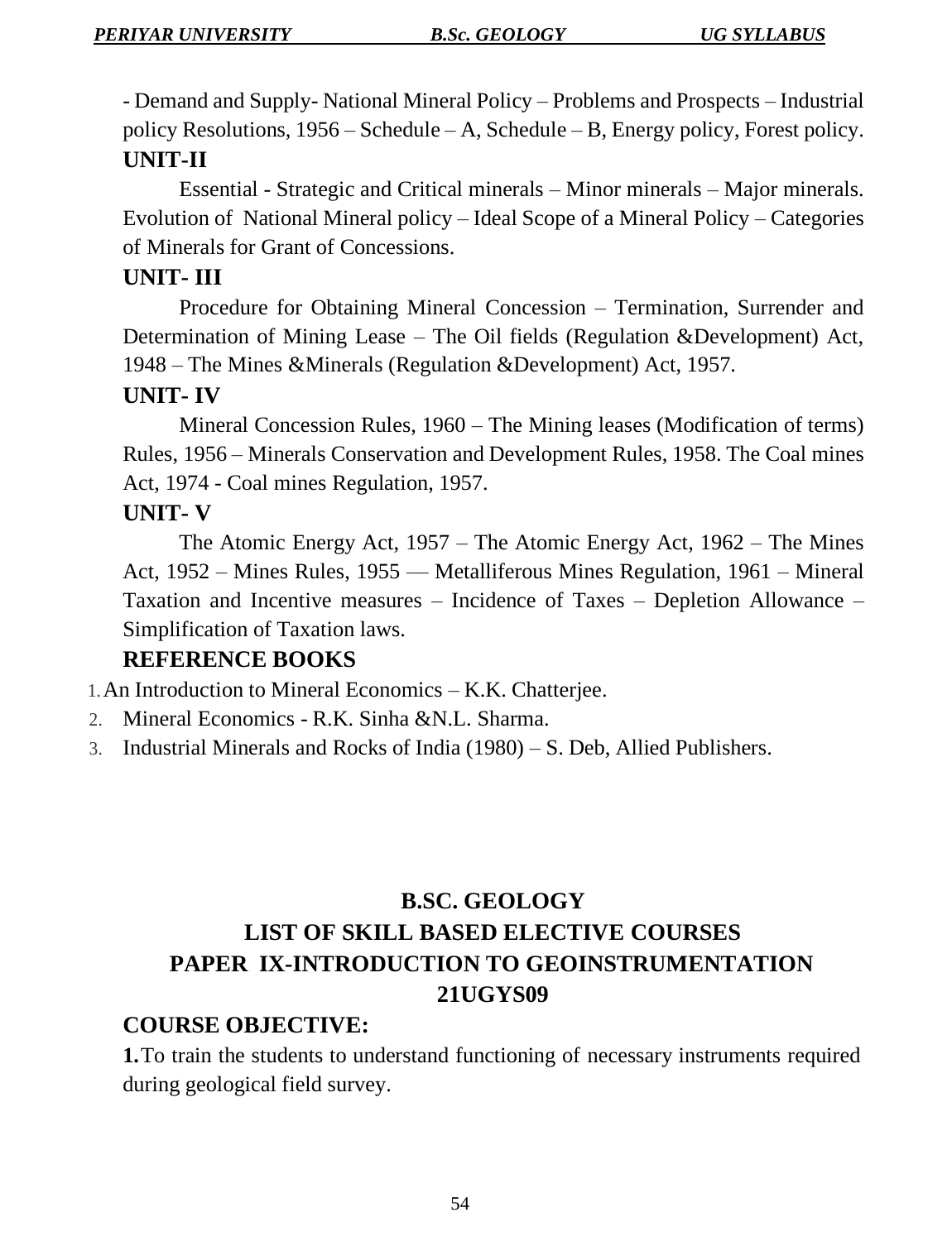- Demand and Supply- National Mineral Policy – Problems and Prospects – Industrial policy Resolutions, 1956 – Schedule – A, Schedule – B, Energy policy, Forest policy.

**UNIT-II**

Essential - Strategic and Critical minerals – Minor minerals – Major minerals. Evolution of National Mineral policy – Ideal Scope of a Mineral Policy – Categories of Minerals for Grant of Concessions.

**UNIT- III**

Procedure for Obtaining Mineral Concession – Termination, Surrender and Determination of Mining Lease – The Oil fields (Regulation &Development) Act, 1948 – The Mines &Minerals (Regulation &Development) Act, 1957.

**UNIT- IV**

Mineral Concession Rules, 1960 – The Mining leases (Modification of terms) Rules, 1956 – Minerals Conservation and Development Rules, 1958. The Coal mines Act, 1974 - Coal mines Regulation, 1957.

**UNIT- V**

The Atomic Energy Act, 1957 – The Atomic Energy Act, 1962 – The Mines Act, 1952 – Mines Rules, 1955 — Metalliferous Mines Regulation, 1961 – Mineral Taxation and Incentive measures – Incidence of Taxes – Depletion Allowance – Simplification of Taxation laws.

**REFERENCE BOOKS**

1. An Introduction to Mineral Economics – K.K. Chatterjee.
2. Mineral Economics - R.K. Sinha &N.L. Sharma.
3. Industrial Minerals and Rocks of India (1980) – S. Deb, Allied Publishers.

## B.SC. GEOLOGY
## LIST OF SKILL BASED ELECTIVE COURSES
## PAPER IX-INTRODUCTION TO GEOINSTRUMENTATION
## 21UGYS09

**COURSE OBJECTIVE:**

**1.** To train the students to understand functioning of necessary instruments required during geological field survey.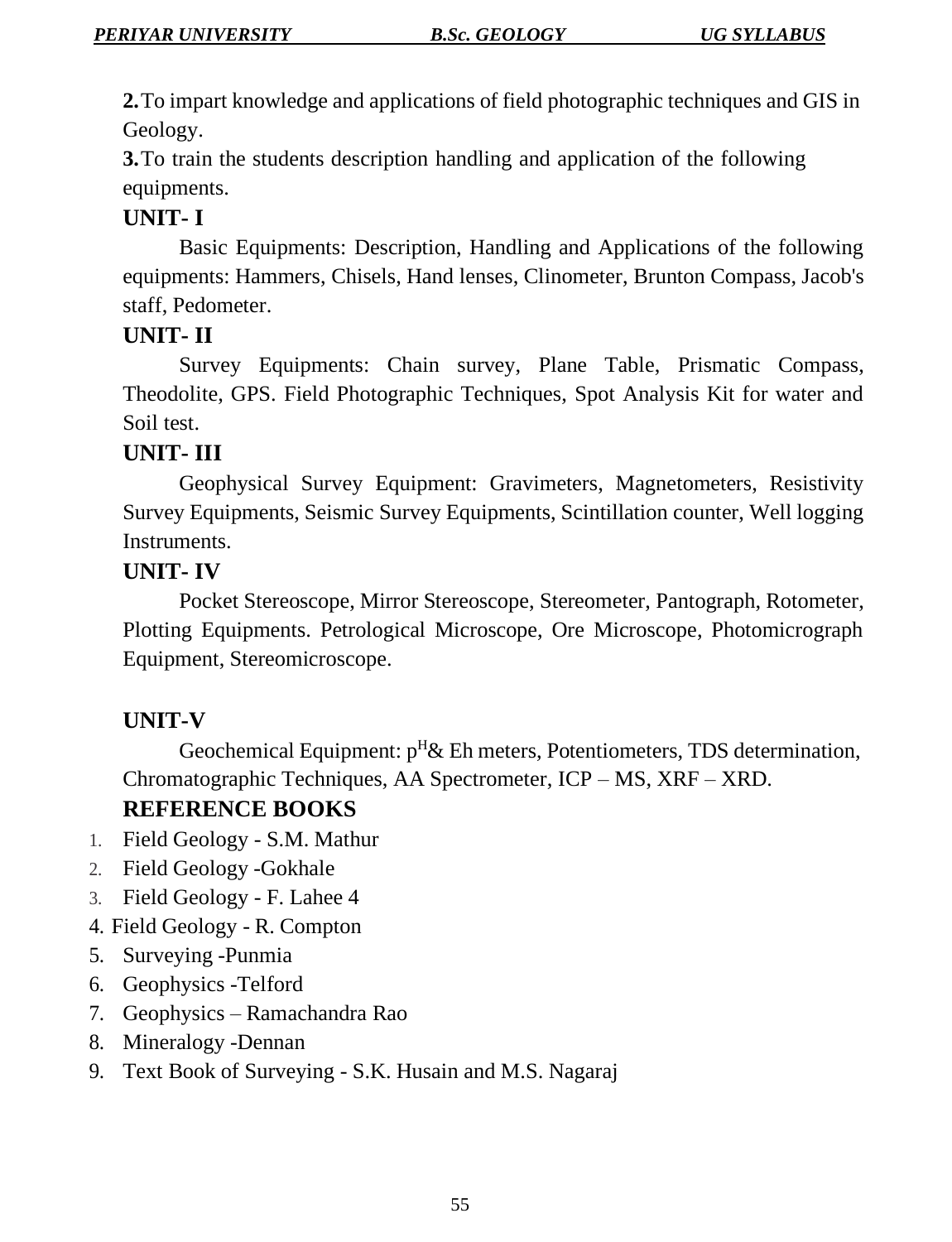**2.** To impart knowledge and applications of field photographic techniques and GIS in Geology.

**3.** To train the students description handling and application of the following equipments.

## UNIT- I

Basic Equipments: Description, Handling and Applications of the following equipments: Hammers, Chisels, Hand lenses, Clinometer, Brunton Compass, Jacob's staff, Pedometer.

## UNIT- II

Survey Equipments: Chain survey, Plane Table, Prismatic Compass, Theodolite, GPS. Field Photographic Techniques, Spot Analysis Kit for water and Soil test.

## UNIT- III

Geophysical Survey Equipment: Gravimeters, Magnetometers, Resistivity Survey Equipments, Seismic Survey Equipments, Scintillation counter, Well logging Instruments.

## UNIT- IV

Pocket Stereoscope, Mirror Stereoscope, Stereometer, Pantograph, Rotometer, Plotting Equipments. Petrological Microscope, Ore Microscope, Photomicrograph Equipment, Stereomicroscope.

## UNIT-V

Geochemical Equipment: $p^H$& Eh meters, Potentiometers, TDS determination, Chromatographic Techniques, AA Spectrometer, ICP – MS, XRF – XRD.

## REFERENCE BOOKS

1. Field Geology - S.M. Mathur
2. Field Geology -Gokhale
3. Field Geology - F. Lahee 4
4. Field Geology - R. Compton
5. Surveying -Punmia
6. Geophysics -Telford
7. Geophysics – Ramachandra Rao
8. Mineralogy -Dennan
9. Text Book of Surveying - S.K. Husain and M.S. Nagaraj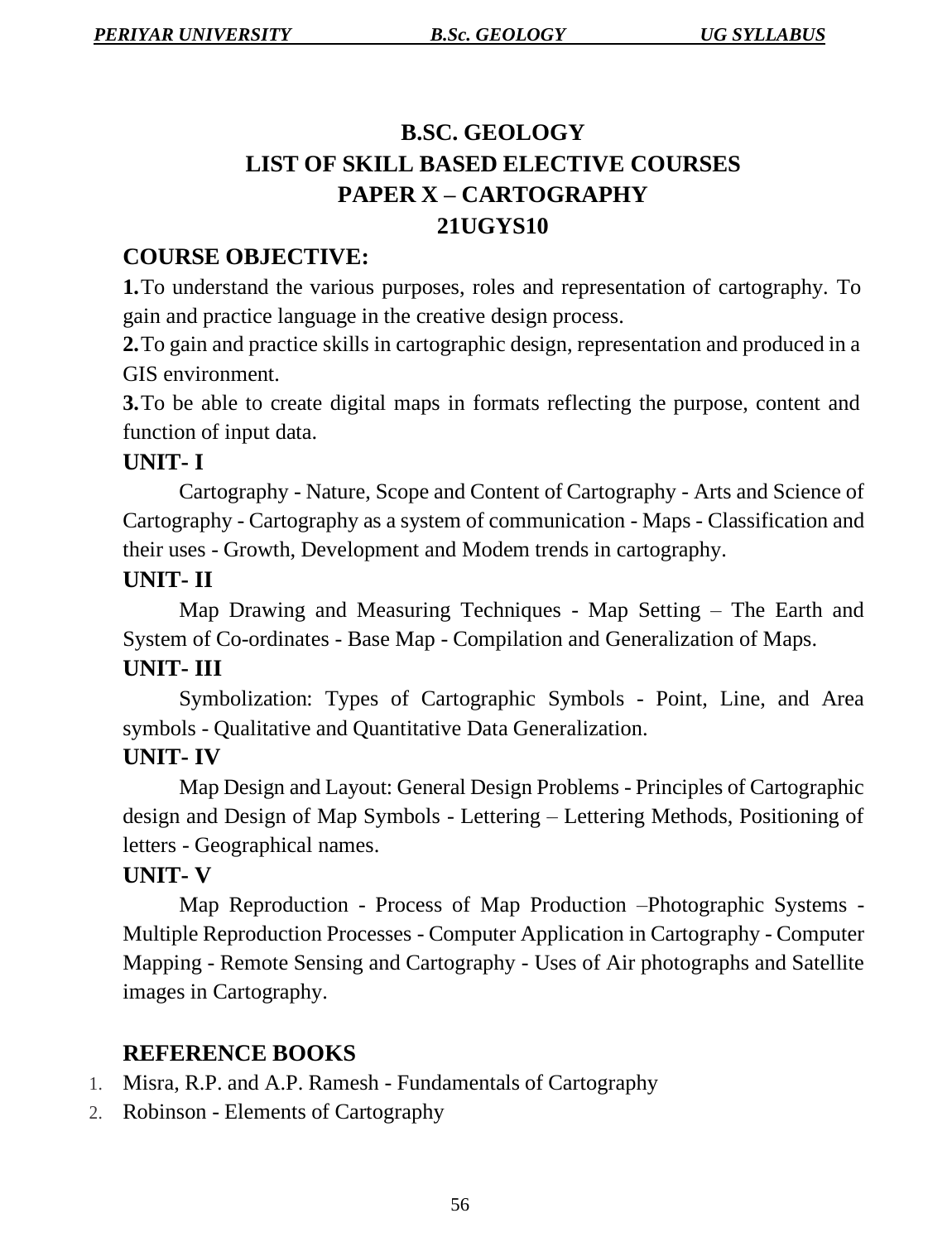# B.SC. GEOLOGY
# LIST OF SKILL BASED ELECTIVE COURSES
# PAPER X – CARTOGRAPHY
# 21UGYS10

## COURSE OBJECTIVE:

**1.** To understand the various purposes, roles and representation of cartography. To gain and practice language in the creative design process.

**2.** To gain and practice skills in cartographic design, representation and produced in a GIS environment.

**3.** To be able to create digital maps in formats reflecting the purpose, content and function of input data.

## UNIT- I

Cartography - Nature, Scope and Content of Cartography - Arts and Science of Cartography - Cartography as a system of communication - Maps - Classification and their uses - Growth, Development and Modem trends in cartography.

## UNIT- II

Map Drawing and Measuring Techniques - Map Setting – The Earth and System of Co-ordinates - Base Map - Compilation and Generalization of Maps.

## UNIT- III

Symbolization: Types of Cartographic Symbols - Point, Line, and Area symbols - Qualitative and Quantitative Data Generalization.

## UNIT- IV

Map Design and Layout: General Design Problems - Principles of Cartographic design and Design of Map Symbols - Lettering – Lettering Methods, Positioning of letters - Geographical names.

## UNIT- V

Map Reproduction - Process of Map Production –Photographic Systems - Multiple Reproduction Processes - Computer Application in Cartography - Computer Mapping - Remote Sensing and Cartography - Uses of Air photographs and Satellite images in Cartography.

## REFERENCE BOOKS

1. Misra, R.P. and A.P. Ramesh - Fundamentals of Cartography
2. Robinson - Elements of Cartography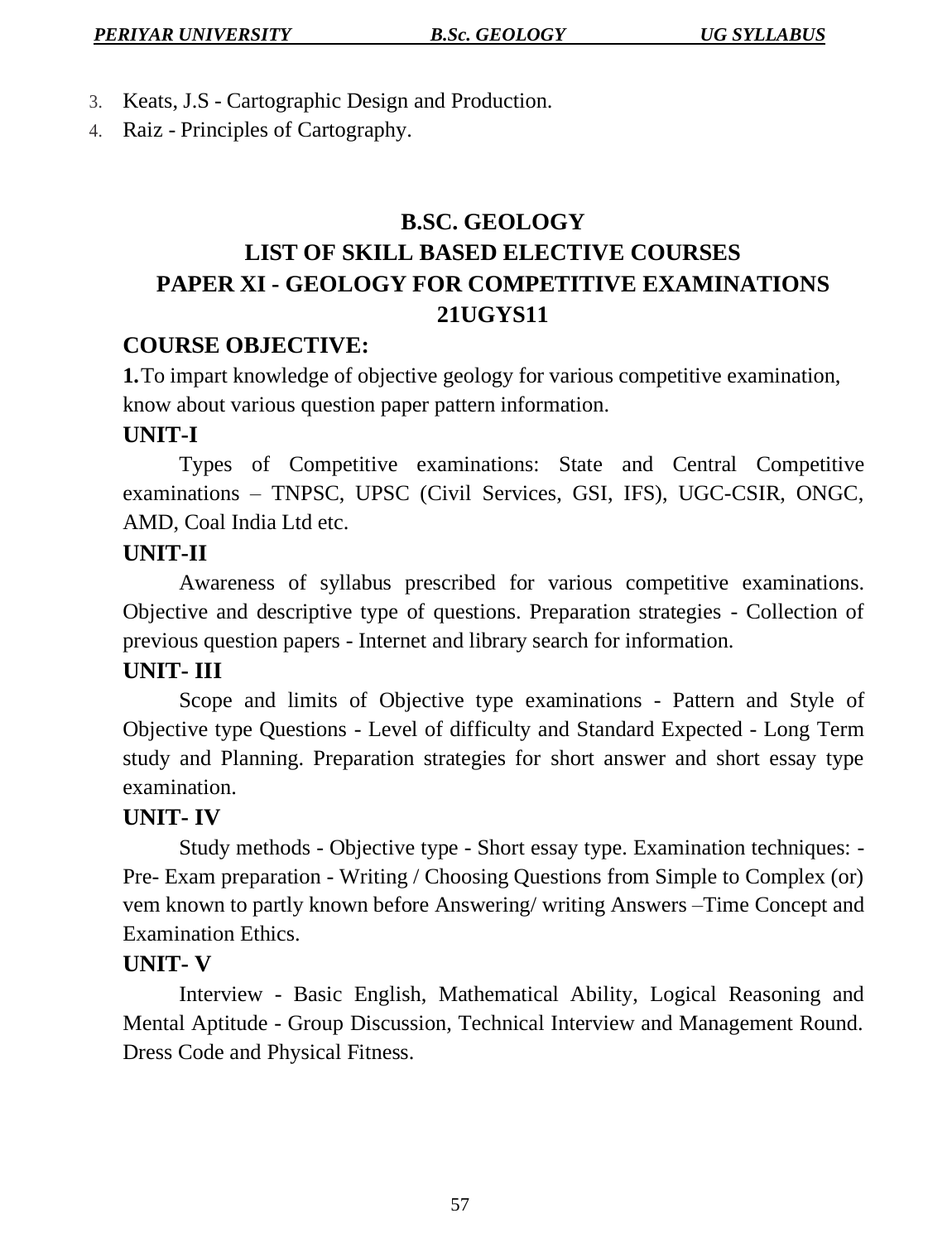3. Keats, J.S - Cartographic Design and Production.
4. Raiz - Principles of Cartography.

## B.SC. GEOLOGY
## LIST OF SKILL BASED ELECTIVE COURSES
## PAPER XI - GEOLOGY FOR COMPETITIVE EXAMINATIONS
## 21UGYS11

### COURSE OBJECTIVE:

**1.** To impart knowledge of objective geology for various competitive examination, know about various question paper pattern information.

### UNIT-I

Types of Competitive examinations: State and Central Competitive examinations – TNPSC, UPSC (Civil Services, GSI, IFS), UGC-CSIR, ONGC, AMD, Coal India Ltd etc.

### UNIT-II

Awareness of syllabus prescribed for various competitive examinations. Objective and descriptive type of questions. Preparation strategies - Collection of previous question papers - Internet and library search for information.

### UNIT- III

Scope and limits of Objective type examinations - Pattern and Style of Objective type Questions - Level of difficulty and Standard Expected - Long Term study and Planning. Preparation strategies for short answer and short essay type examination.

### UNIT- IV

Study methods - Objective type - Short essay type. Examination techniques: - Pre- Exam preparation - Writing / Choosing Questions from Simple to Complex (or) vem known to partly known before Answering/ writing Answers –Time Concept and Examination Ethics.

### UNIT- V

Interview - Basic English, Mathematical Ability, Logical Reasoning and Mental Aptitude - Group Discussion, Technical Interview and Management Round. Dress Code and Physical Fitness.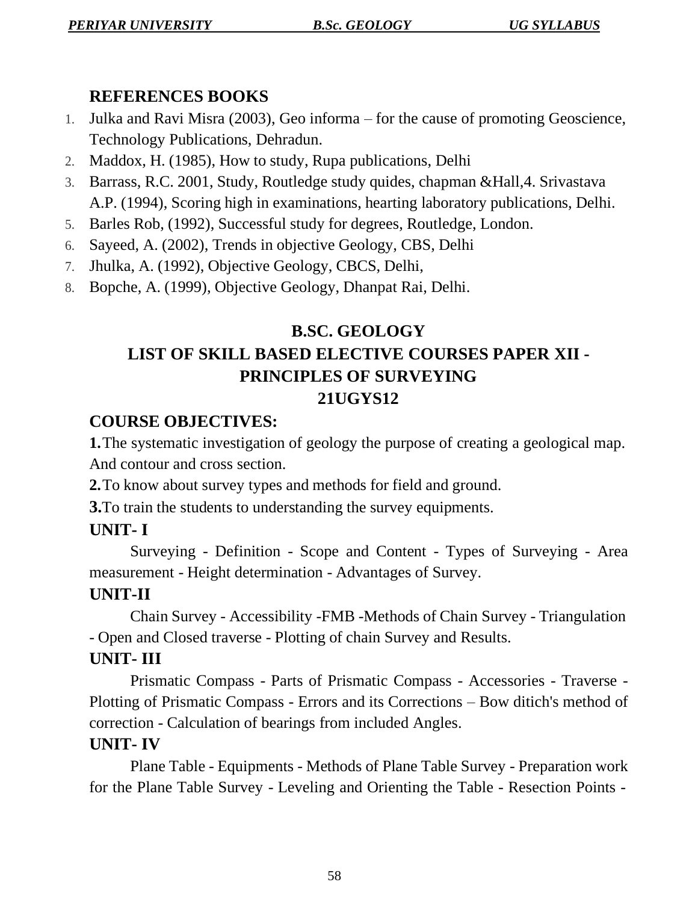## REFERENCES BOOKS

1. Julka and Ravi Misra (2003), Geo informa – for the cause of promoting Geoscience, Technology Publications, Dehradun.
2. Maddox, H. (1985), How to study, Rupa publications, Delhi
3. Barrass, R.C. 2001, Study, Routledge study quides, chapman &Hall,4. Srivastava A.P. (1994), Scoring high in examinations, hearting laboratory publications, Delhi.
5. Barles Rob, (1992), Successful study for degrees, Routledge, London.
6. Sayeed, A. (2002), Trends in objective Geology, CBS, Delhi
7. Jhulka, A. (1992), Objective Geology, CBCS, Delhi,
8. Bopche, A. (1999), Objective Geology, Dhanpat Rai, Delhi.

# B.SC. GEOLOGY
# LIST OF SKILL BASED ELECTIVE COURSES PAPER XII - PRINCIPLES OF SURVEYING
# 21UGYS12

## COURSE OBJECTIVES:

**1.** The systematic investigation of geology the purpose of creating a geological map. And contour and cross section.

**2.** To know about survey types and methods for field and ground.

**3.** To train the students to understanding the survey equipments.

## UNIT- I

Surveying - Definition - Scope and Content - Types of Surveying - Area measurement - Height determination - Advantages of Survey.

## UNIT-II

Chain Survey - Accessibility -FMB -Methods of Chain Survey - Triangulation - Open and Closed traverse - Plotting of chain Survey and Results.

## UNIT- III

Prismatic Compass - Parts of Prismatic Compass - Accessories - Traverse - Plotting of Prismatic Compass - Errors and its Corrections – Bow ditich's method of correction - Calculation of bearings from included Angles.

## UNIT- IV

Plane Table - Equipments - Methods of Plane Table Survey - Preparation work for the Plane Table Survey - Leveling and Orienting the Table - Resection Points -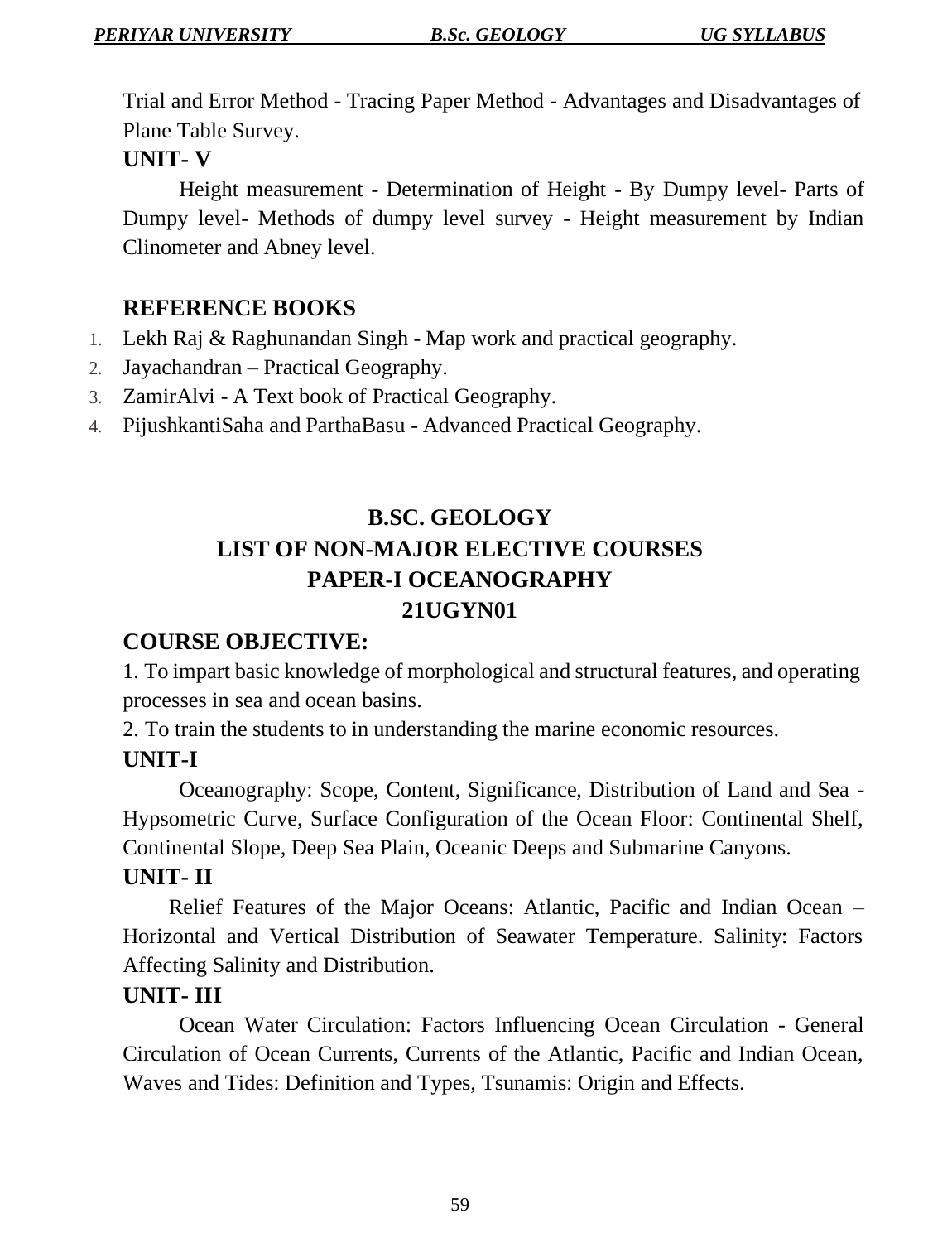Trial and Error Method - Tracing Paper Method - Advantages and Disadvantages of Plane Table Survey.

**UNIT- V**

Height measurement - Determination of Height - By Dumpy level- Parts of Dumpy level- Methods of dumpy level survey - Height measurement by Indian Clinometer and Abney level.

## REFERENCE BOOKS

1. Lekh Raj & Raghunandan Singh - Map work and practical geography.
2. Jayachandran – Practical Geography.
3. ZamirAlvi - A Text book of Practical Geography.
4. PijushkantiSaha and ParthaBasu - Advanced Practical Geography.

# B.SC. GEOLOGY
## LIST OF NON-MAJOR ELECTIVE COURSES
## PAPER-I OCEANOGRAPHY
## 21UGYN01

**COURSE OBJECTIVE:**

1. To impart basic knowledge of morphological and structural features, and operating processes in sea and ocean basins.
2. To train the students to in understanding the marine economic resources.

**UNIT-I**

Oceanography: Scope, Content, Significance, Distribution of Land and Sea - Hypsometric Curve, Surface Configuration of the Ocean Floor: Continental Shelf, Continental Slope, Deep Sea Plain, Oceanic Deeps and Submarine Canyons.

**UNIT- II**

Relief Features of the Major Oceans: Atlantic, Pacific and Indian Ocean – Horizontal and Vertical Distribution of Seawater Temperature. Salinity: Factors Affecting Salinity and Distribution.

**UNIT- III**

Ocean Water Circulation: Factors Influencing Ocean Circulation - General Circulation of Ocean Currents, Currents of the Atlantic, Pacific and Indian Ocean, Waves and Tides: Definition and Types, Tsunamis: Origin and Effects.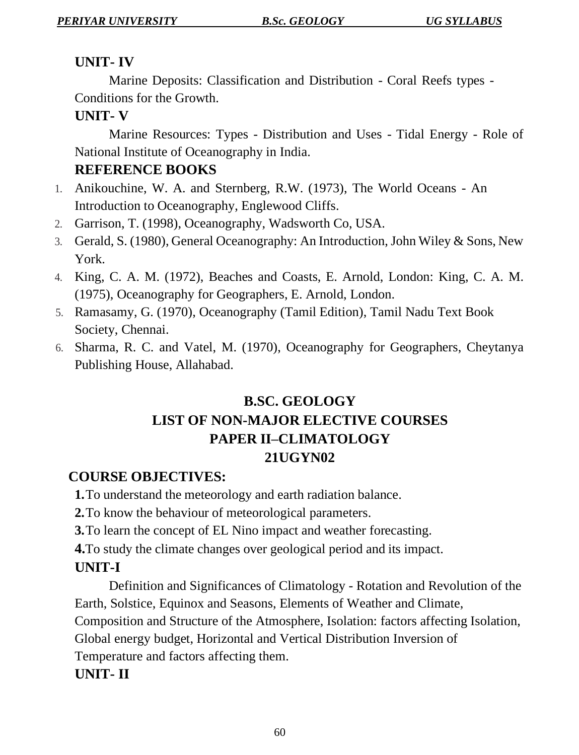**UNIT- IV**

Marine Deposits: Classification and Distribution - Coral Reefs types - Conditions for the Growth.

**UNIT- V**

Marine Resources: Types - Distribution and Uses - Tidal Energy - Role of National Institute of Oceanography in India.

**REFERENCE BOOKS**

1. Anikouchine, W. A. and Sternberg, R.W. (1973), The World Oceans - An Introduction to Oceanography, Englewood Cliffs.
2. Garrison, T. (1998), Oceanography, Wadsworth Co, USA.
3. Gerald, S. (1980), General Oceanography: An Introduction, John Wiley & Sons, New York.
4. King, C. A. M. (1972), Beaches and Coasts, E. Arnold, London: King, C. A. M. (1975), Oceanography for Geographers, E. Arnold, London.
5. Ramasamy, G. (1970), Oceanography (Tamil Edition), Tamil Nadu Text Book Society, Chennai.
6. Sharma, R. C. and Vatel, M. (1970), Oceanography for Geographers, Cheytanya Publishing House, Allahabad.

## B.SC. GEOLOGY
## LIST OF NON-MAJOR ELECTIVE COURSES
## PAPER II–CLIMATOLOGY
## 21UGYN02

**COURSE OBJECTIVES:**

**1.** To understand the meteorology and earth radiation balance.
**2.** To know the behaviour of meteorological parameters.
**3.** To learn the concept of EL Nino impact and weather forecasting.
**4.** To study the climate changes over geological period and its impact.

**UNIT-I**

Definition and Significances of Climatology - Rotation and Revolution of the Earth, Solstice, Equinox and Seasons, Elements of Weather and Climate, Composition and Structure of the Atmosphere, Isolation: factors affecting Isolation, Global energy budget, Horizontal and Vertical Distribution Inversion of Temperature and factors affecting them.

**UNIT- II**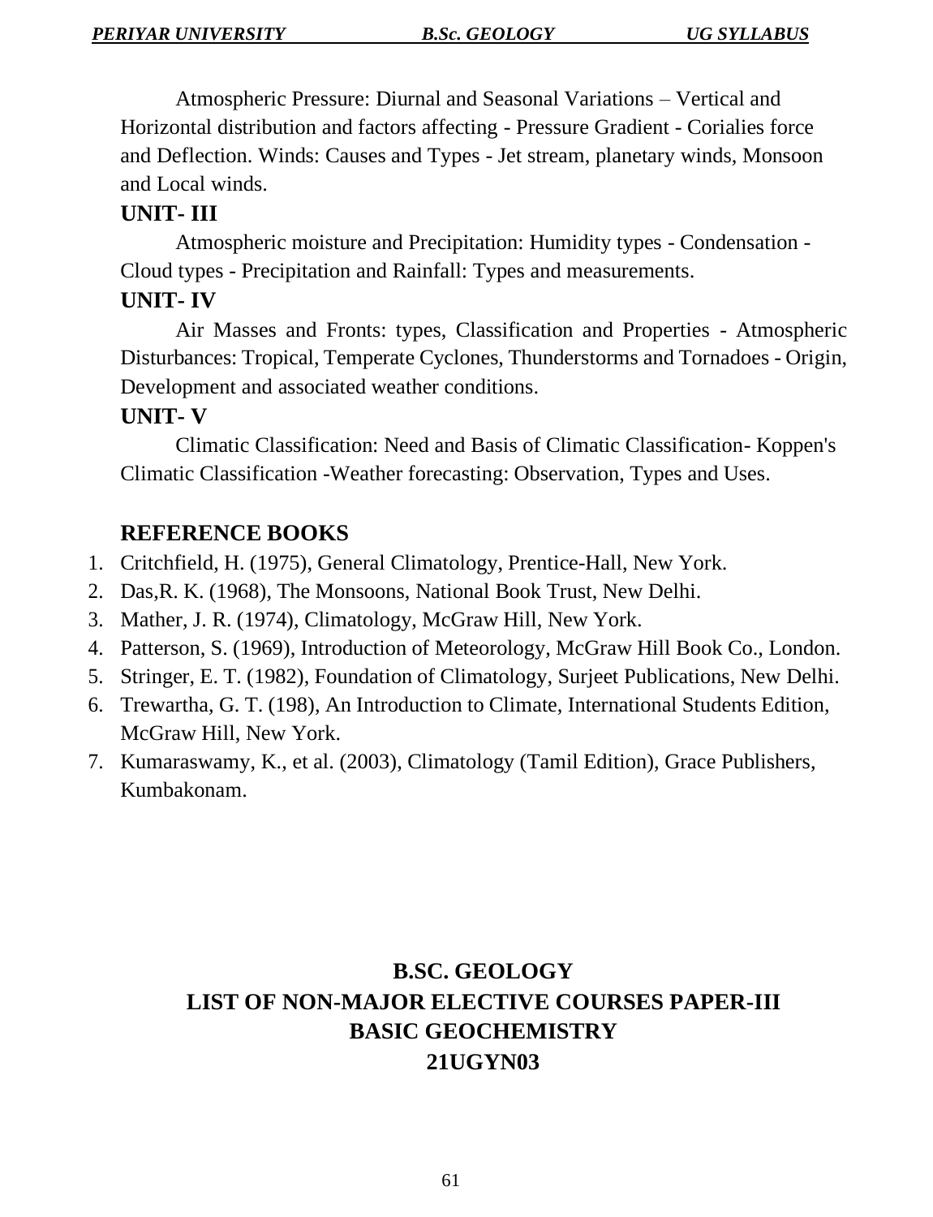Atmospheric Pressure: Diurnal and Seasonal Variations – Vertical and Horizontal distribution and factors affecting - Pressure Gradient - Corialies force and Deflection. Winds: Causes and Types - Jet stream, planetary winds, Monsoon and Local winds.

**UNIT- III**

Atmospheric moisture and Precipitation: Humidity types - Condensation - Cloud types - Precipitation and Rainfall: Types and measurements.

**UNIT- IV**

Air Masses and Fronts: types, Classification and Properties - Atmospheric Disturbances: Tropical, Temperate Cyclones, Thunderstorms and Tornadoes - Origin, Development and associated weather conditions.

**UNIT- V**

Climatic Classification: Need and Basis of Climatic Classification- Koppen's Climatic Classification -Weather forecasting: Observation, Types and Uses.

**REFERENCE BOOKS**

1. Critchfield, H. (1975), General Climatology, Prentice-Hall, New York.
2. Das,R. K. (1968), The Monsoons, National Book Trust, New Delhi.
3. Mather, J. R. (1974), Climatology, McGraw Hill, New York.
4. Patterson, S. (1969), Introduction of Meteorology, McGraw Hill Book Co., London.
5. Stringer, E. T. (1982), Foundation of Climatology, Surjeet Publications, New Delhi.
6. Trewartha, G. T. (198), An Introduction to Climate, International Students Edition, McGraw Hill, New York.
7. Kumaraswamy, K., et al. (2003), Climatology (Tamil Edition), Grace Publishers, Kumbakonam.

## B.SC. GEOLOGY
## LIST OF NON-MAJOR ELECTIVE COURSES PAPER-III
## BASIC GEOCHEMISTRY
## 21UGYN03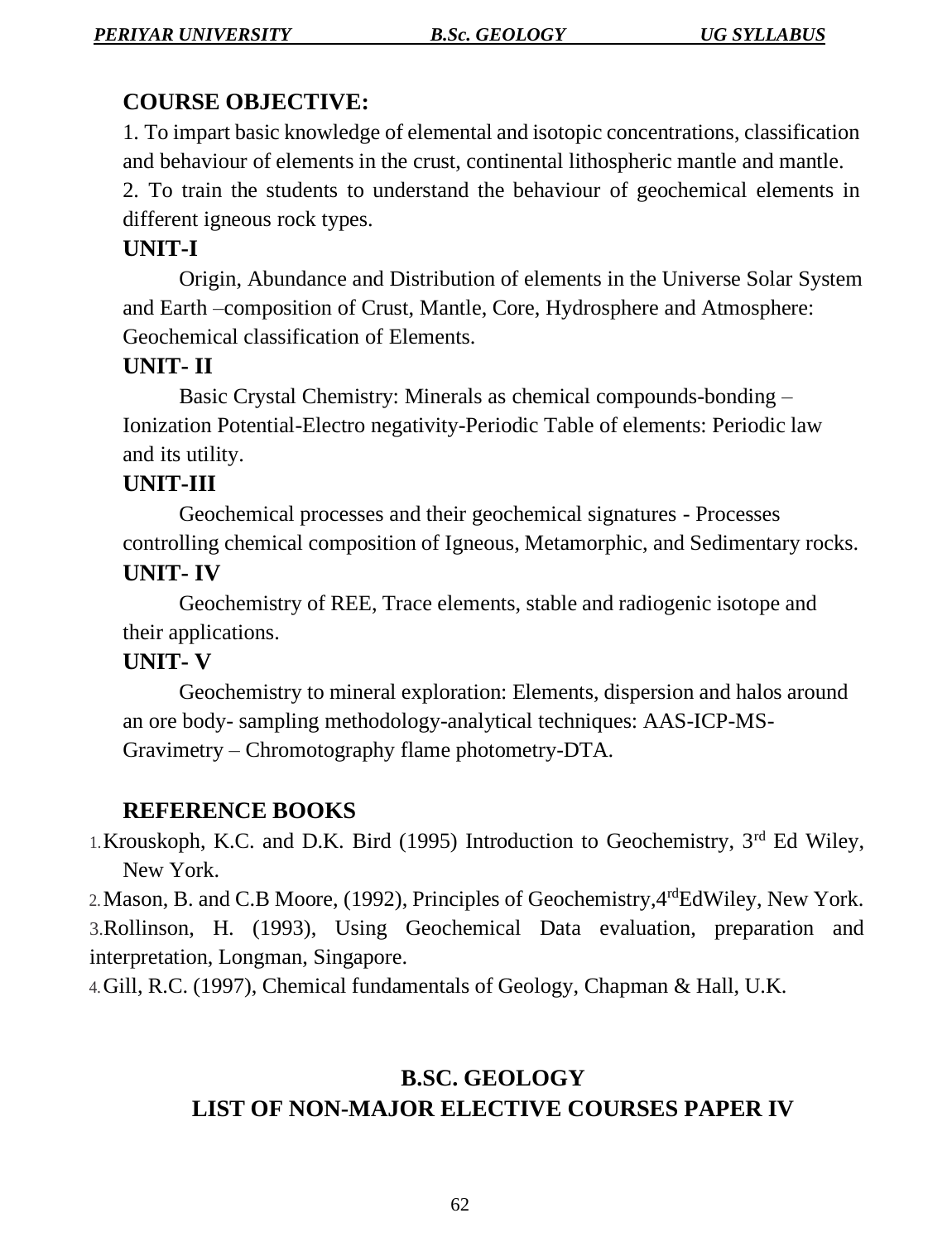## COURSE OBJECTIVE:

1. To impart basic knowledge of elemental and isotopic concentrations, classification and behaviour of elements in the crust, continental lithospheric mantle and mantle.
2. To train the students to understand the behaviour of geochemical elements in different igneous rock types.

### UNIT-I

Origin, Abundance and Distribution of elements in the Universe Solar System and Earth –composition of Crust, Mantle, Core, Hydrosphere and Atmosphere: Geochemical classification of Elements.

### UNIT- II

Basic Crystal Chemistry: Minerals as chemical compounds-bonding – Ionization Potential-Electro negativity-Periodic Table of elements: Periodic law and its utility.

### UNIT-III

Geochemical processes and their geochemical signatures - Processes controlling chemical composition of Igneous, Metamorphic, and Sedimentary rocks.

### UNIT- IV

Geochemistry of REE, Trace elements, stable and radiogenic isotope and their applications.

### UNIT- V

Geochemistry to mineral exploration: Elements, dispersion and halos around an ore body- sampling methodology-analytical techniques: AAS-ICP-MS-Gravimetry – Chromotography flame photometry-DTA.

## REFERENCE BOOKS

1. Krouskoph, K.C. and D.K. Bird (1995) Introduction to Geochemistry, 3rd Ed Wiley, New York.
2. Mason, B. and C.B Moore, (1992), Principles of Geochemistry,4rdEdWiley, New York.
3. Rollinson, H. (1993), Using Geochemical Data evaluation, preparation and interpretation, Longman, Singapore.
4. Gill, R.C. (1997), Chemical fundamentals of Geology, Chapman & Hall, U.K.

## B.SC. GEOLOGY
## LIST OF NON-MAJOR ELECTIVE COURSES PAPER IV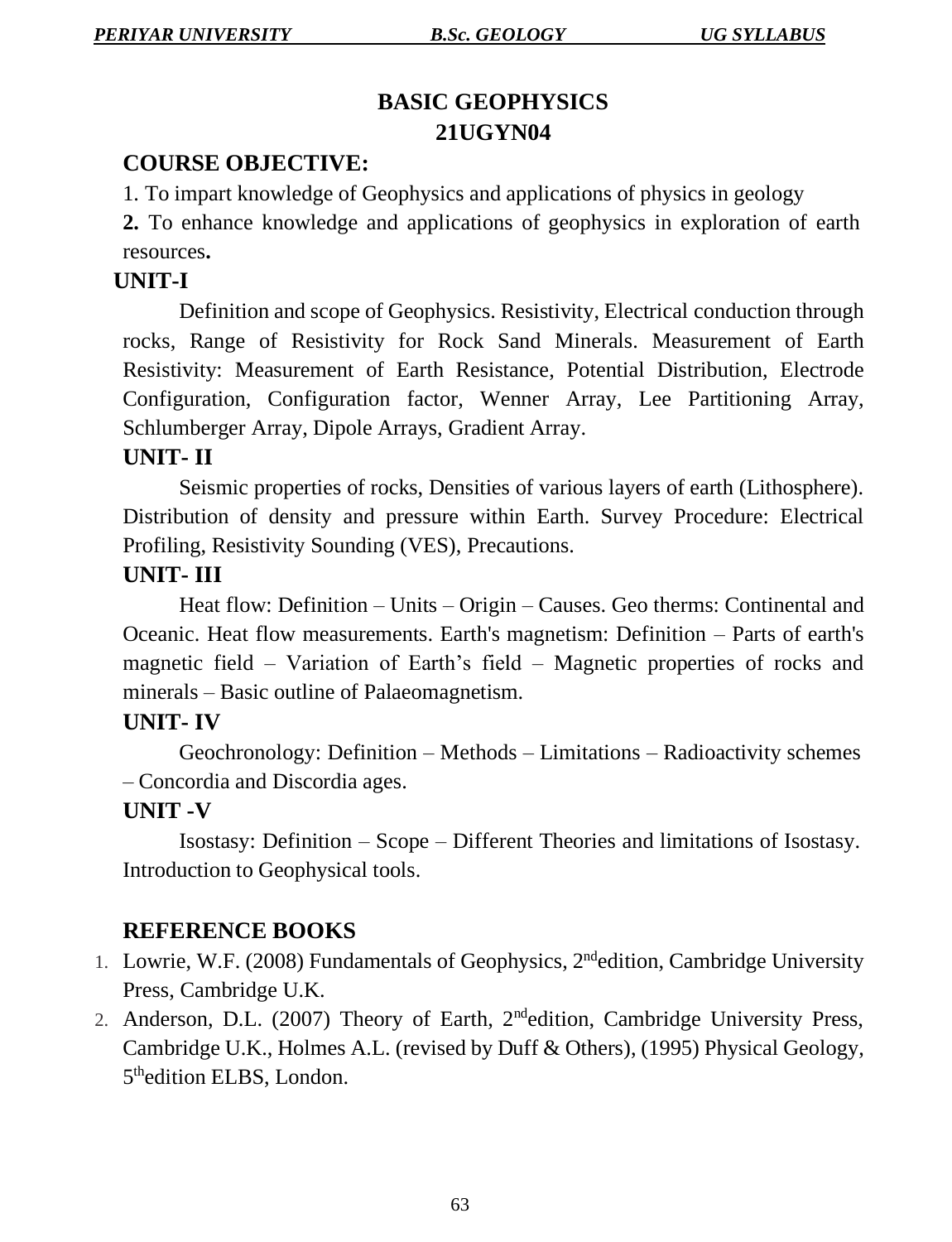# BASIC GEOPHYSICS

# 21UGYN04

## COURSE OBJECTIVE:

1. To impart knowledge of Geophysics and applications of physics in geology
2. To enhance knowledge and applications of geophysics in exploration of earth resources**.**

## UNIT-I

Definition and scope of Geophysics. Resistivity, Electrical conduction through rocks, Range of Resistivity for Rock Sand Minerals. Measurement of Earth Resistivity: Measurement of Earth Resistance, Potential Distribution, Electrode Configuration, Configuration factor, Wenner Array, Lee Partitioning Array, Schlumberger Array, Dipole Arrays, Gradient Array.

## UNIT- II

Seismic properties of rocks, Densities of various layers of earth (Lithosphere). Distribution of density and pressure within Earth. Survey Procedure: Electrical Profiling, Resistivity Sounding (VES), Precautions.

## UNIT- III

Heat flow: Definition – Units – Origin – Causes. Geo therms: Continental and Oceanic. Heat flow measurements. Earth's magnetism: Definition – Parts of earth's magnetic field – Variation of Earth's field – Magnetic properties of rocks and minerals – Basic outline of Palaeomagnetism.

## UNIT- IV

Geochronology: Definition – Methods – Limitations – Radioactivity schemes – Concordia and Discordia ages.

## UNIT -V

Isostasy: Definition – Scope – Different Theories and limitations of Isostasy. Introduction to Geophysical tools.

## REFERENCE BOOKS

1. Lowrie, W.F. (2008) Fundamentals of Geophysics, 2nd edition, Cambridge University Press, Cambridge U.K.
2. Anderson, D.L. (2007) Theory of Earth, 2nd edition, Cambridge University Press, Cambridge U.K., Holmes A.L. (revised by Duff & Others), (1995) Physical Geology, 5th edition ELBS, London.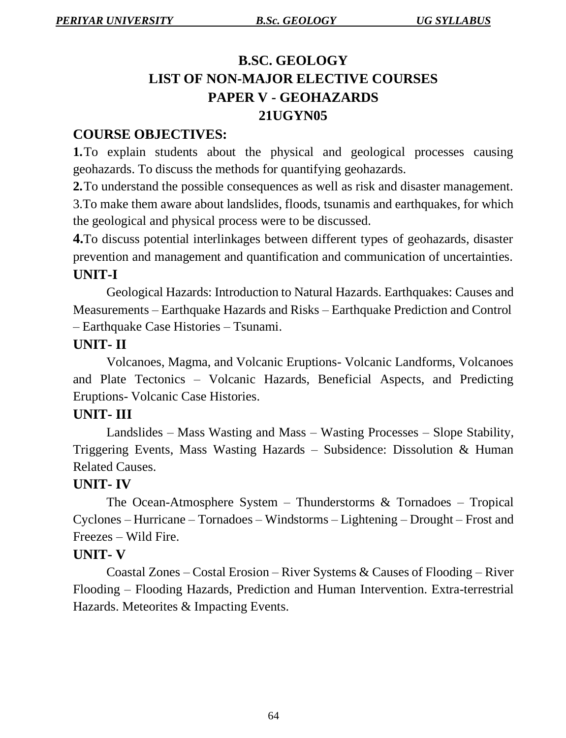# B.SC. GEOLOGY
# LIST OF NON-MAJOR ELECTIVE COURSES
# PAPER V - GEOHAZARDS
# 21UGYN05

## COURSE OBJECTIVES:

**1.** To explain students about the physical and geological processes causing geohazards. To discuss the methods for quantifying geohazards.

**2.** To understand the possible consequences as well as risk and disaster management.

3. To make them aware about landslides, floods, tsunamis and earthquakes, for which the geological and physical process were to be discussed.

**4.** To discuss potential interlinkages between different types of geohazards, disaster prevention and management and quantification and communication of uncertainties.

## UNIT-I

Geological Hazards: Introduction to Natural Hazards. Earthquakes: Causes and Measurements – Earthquake Hazards and Risks – Earthquake Prediction and Control – Earthquake Case Histories – Tsunami.

## UNIT- II

Volcanoes, Magma, and Volcanic Eruptions- Volcanic Landforms, Volcanoes and Plate Tectonics – Volcanic Hazards, Beneficial Aspects, and Predicting Eruptions- Volcanic Case Histories.

## UNIT- III

Landslides – Mass Wasting and Mass – Wasting Processes – Slope Stability, Triggering Events, Mass Wasting Hazards – Subsidence: Dissolution & Human Related Causes.

## UNIT- IV

The Ocean-Atmosphere System – Thunderstorms & Tornadoes – Tropical Cyclones – Hurricane – Tornadoes – Windstorms – Lightening – Drought – Frost and Freezes – Wild Fire.

## UNIT- V

Coastal Zones – Costal Erosion – River Systems & Causes of Flooding – River Flooding – Flooding Hazards, Prediction and Human Intervention. Extra-terrestrial Hazards. Meteorites & Impacting Events.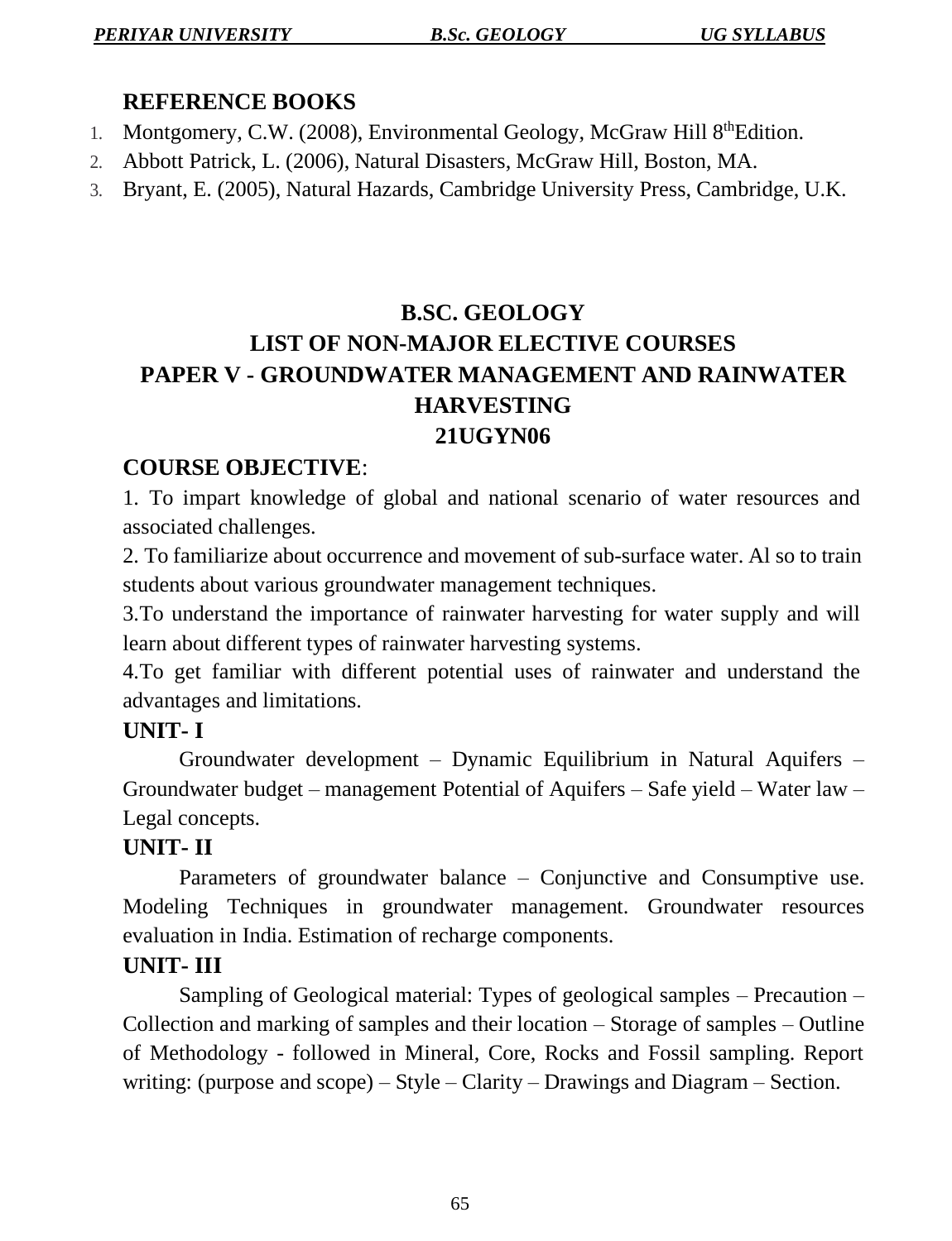## REFERENCE BOOKS

1. Montgomery, C.W. (2008), Environmental Geology, McGraw Hill 8thEdition.
2. Abbott Patrick, L. (2006), Natural Disasters, McGraw Hill, Boston, MA.
3. Bryant, E. (2005), Natural Hazards, Cambridge University Press, Cambridge, U.K.

# B.SC. GEOLOGY
# LIST OF NON-MAJOR ELECTIVE COURSES
# PAPER V - GROUNDWATER MANAGEMENT AND RAINWATER HARVESTING
# 21UGYN06

## COURSE OBJECTIVE:

1. To impart knowledge of global and national scenario of water resources and associated challenges.

2. To familiarize about occurrence and movement of sub-surface water. Al so to train students about various groundwater management techniques.

3.To understand the importance of rainwater harvesting for water supply and will learn about different types of rainwater harvesting systems.

4.To get familiar with different potential uses of rainwater and understand the advantages and limitations.

## UNIT- I

Groundwater development – Dynamic Equilibrium in Natural Aquifers – Groundwater budget – management Potential of Aquifers – Safe yield – Water law – Legal concepts.

## UNIT- II

Parameters of groundwater balance – Conjunctive and Consumptive use. Modeling Techniques in groundwater management. Groundwater resources evaluation in India. Estimation of recharge components.

## UNIT- III

Sampling of Geological material: Types of geological samples – Precaution – Collection and marking of samples and their location – Storage of samples – Outline of Methodology - followed in Mineral, Core, Rocks and Fossil sampling. Report writing: (purpose and scope) – Style – Clarity – Drawings and Diagram – Section.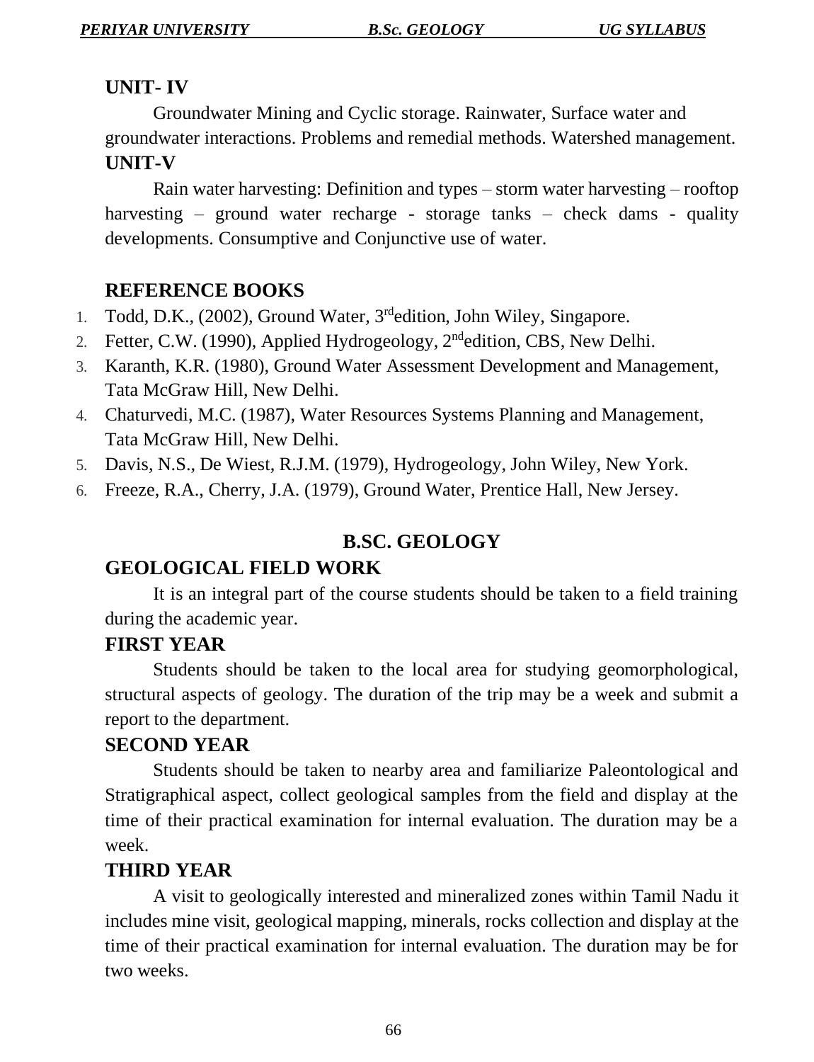## UNIT- IV

Groundwater Mining and Cyclic storage. Rainwater, Surface water and groundwater interactions. Problems and remedial methods. Watershed management.

## UNIT-V

Rain water harvesting: Definition and types – storm water harvesting – rooftop harvesting – ground water recharge - storage tanks – check dams - quality developments. Consumptive and Conjunctive use of water.

## REFERENCE BOOKS

1. Todd, D.K., (2002), Ground Water, 3rd edition, John Wiley, Singapore.
2. Fetter, C.W. (1990), Applied Hydrogeology, 2nd edition, CBS, New Delhi.
3. Karanth, K.R. (1980), Ground Water Assessment Development and Management, Tata McGraw Hill, New Delhi.
4. Chaturvedi, M.C. (1987), Water Resources Systems Planning and Management, Tata McGraw Hill, New Delhi.
5. Davis, N.S., De Wiest, R.J.M. (1979), Hydrogeology, John Wiley, New York.
6. Freeze, R.A., Cherry, J.A. (1979), Ground Water, Prentice Hall, New Jersey.

# B.SC. GEOLOGY

## GEOLOGICAL FIELD WORK

It is an integral part of the course students should be taken to a field training during the academic year.

## FIRST YEAR

Students should be taken to the local area for studying geomorphological, structural aspects of geology. The duration of the trip may be a week and submit a report to the department.

## SECOND YEAR

Students should be taken to nearby area and familiarize Paleontological and Stratigraphical aspect, collect geological samples from the field and display at the time of their practical examination for internal evaluation. The duration may be a week.

## THIRD YEAR

A visit to geologically interested and mineralized zones within Tamil Nadu it includes mine visit, geological mapping, minerals, rocks collection and display at the time of their practical examination for internal evaluation. The duration may be for two weeks.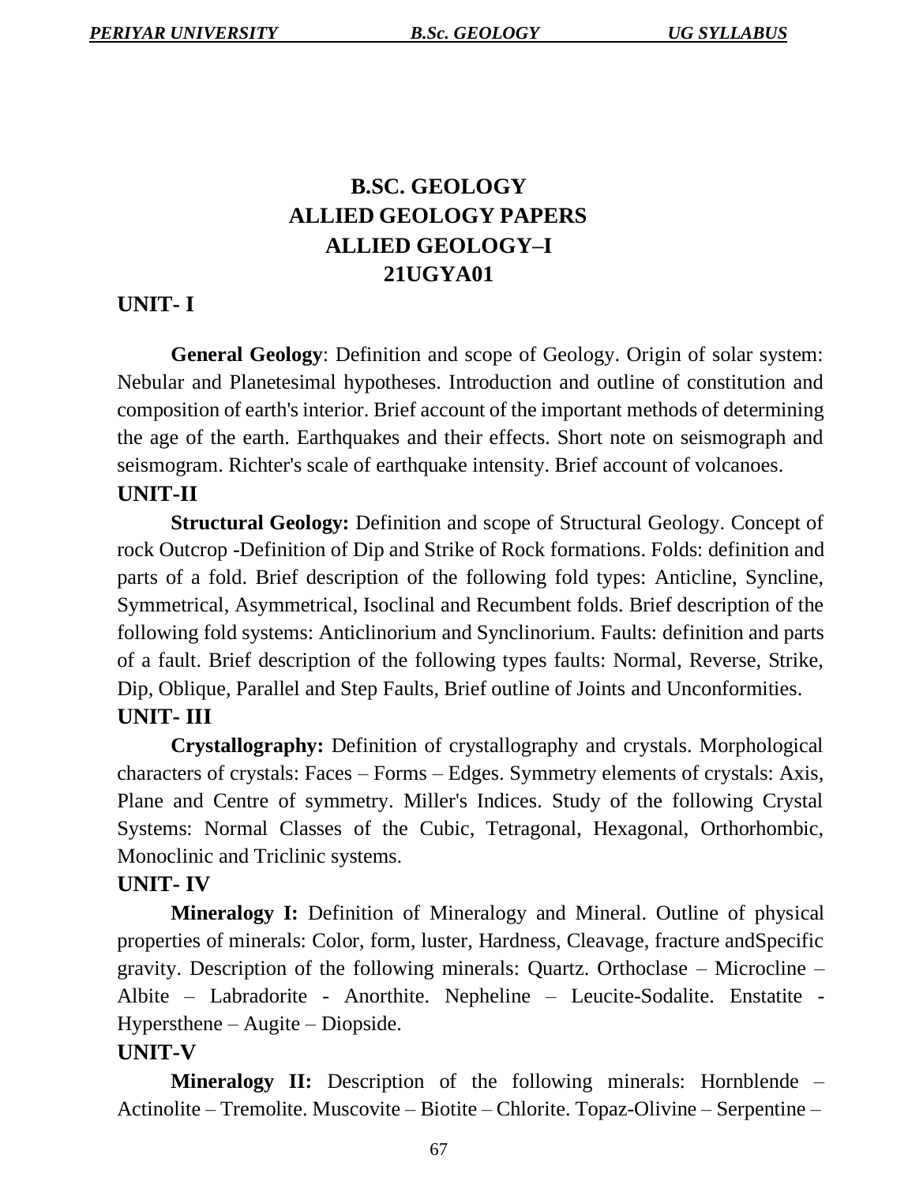# B.SC. GEOLOGY
# ALLIED GEOLOGY PAPERS
# ALLIED GEOLOGY–I
# 21UGYA01

## UNIT- I

**General Geology**: Definition and scope of Geology. Origin of solar system: Nebular and Planetesimal hypotheses. Introduction and outline of constitution and composition of earth's interior. Brief account of the important methods of determining the age of the earth. Earthquakes and their effects. Short note on seismograph and seismogram. Richter's scale of earthquake intensity. Brief account of volcanoes.

## UNIT-II

**Structural Geology:** Definition and scope of Structural Geology. Concept of rock Outcrop -Definition of Dip and Strike of Rock formations. Folds: definition and parts of a fold. Brief description of the following fold types: Anticline, Syncline, Symmetrical, Asymmetrical, Isoclinal and Recumbent folds. Brief description of the following fold systems: Anticlinorium and Synclinorium. Faults: definition and parts of a fault. Brief description of the following types faults: Normal, Reverse, Strike, Dip, Oblique, Parallel and Step Faults, Brief outline of Joints and Unconformities.

## UNIT- III

**Crystallography:** Definition of crystallography and crystals. Morphological characters of crystals: Faces – Forms – Edges. Symmetry elements of crystals: Axis, Plane and Centre of symmetry. Miller's Indices. Study of the following Crystal Systems: Normal Classes of the Cubic, Tetragonal, Hexagonal, Orthorhombic, Monoclinic and Triclinic systems.

## UNIT- IV

**Mineralogy I:** Definition of Mineralogy and Mineral. Outline of physical properties of minerals: Color, form, luster, Hardness, Cleavage, fracture andSpecific gravity. Description of the following minerals: Quartz. Orthoclase – Microcline – Albite – Labradorite - Anorthite. Nepheline – Leucite-Sodalite. Enstatite - Hypersthene – Augite – Diopside.

## UNIT-V

**Mineralogy II:** Description of the following minerals: Hornblende – Actinolite – Tremolite. Muscovite – Biotite – Chlorite. Topaz-Olivine – Serpentine –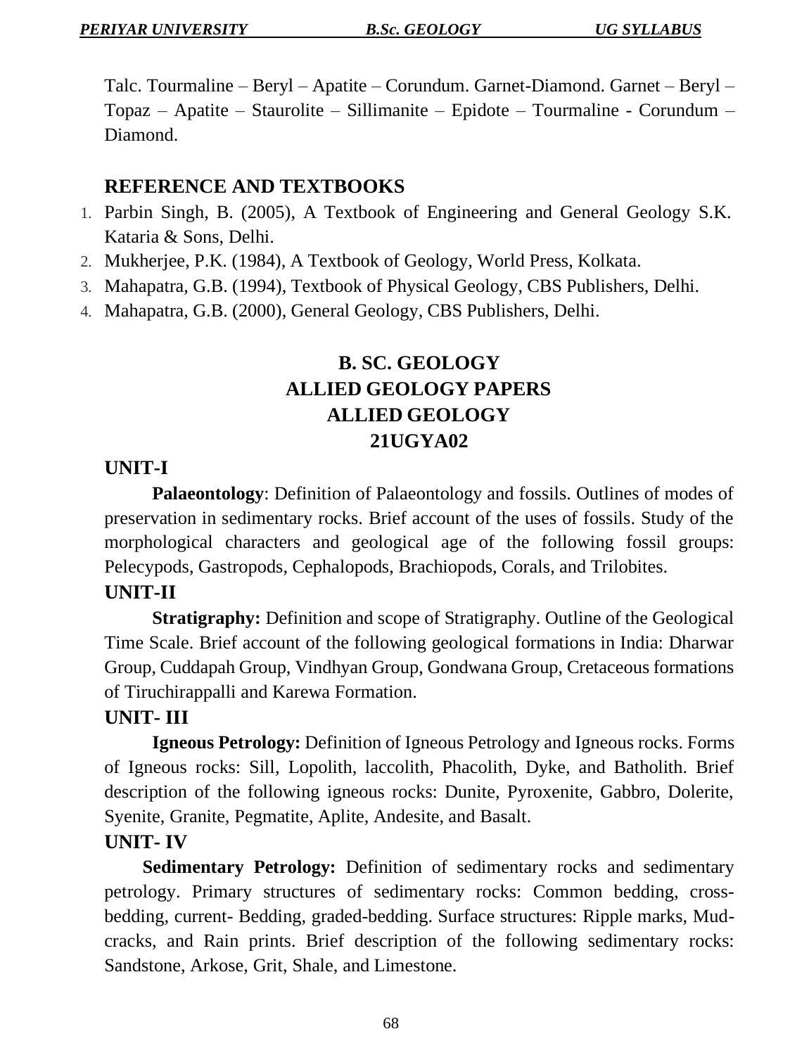Talc. Tourmaline – Beryl – Apatite – Corundum. Garnet-Diamond. Garnet – Beryl – Topaz – Apatite – Staurolite – Sillimanite – Epidote – Tourmaline - Corundum – Diamond.

## REFERENCE AND TEXTBOOKS

1. Parbin Singh, B. (2005), A Textbook of Engineering and General Geology S.K. Kataria & Sons, Delhi.
2. Mukherjee, P.K. (1984), A Textbook of Geology, World Press, Kolkata.
3. Mahapatra, G.B. (1994), Textbook of Physical Geology, CBS Publishers, Delhi.
4. Mahapatra, G.B. (2000), General Geology, CBS Publishers, Delhi.

# B. SC. GEOLOGY
# ALLIED GEOLOGY PAPERS
# ALLIED GEOLOGY
# 21UGYA02

### UNIT-I

**Palaeontology**: Definition of Palaeontology and fossils. Outlines of modes of preservation in sedimentary rocks. Brief account of the uses of fossils. Study of the morphological characters and geological age of the following fossil groups: Pelecypods, Gastropods, Cephalopods, Brachiopods, Corals, and Trilobites.

### UNIT-II

**Stratigraphy:** Definition and scope of Stratigraphy. Outline of the Geological Time Scale. Brief account of the following geological formations in India: Dharwar Group, Cuddapah Group, Vindhyan Group, Gondwana Group, Cretaceous formations of Tiruchirappalli and Karewa Formation.

### UNIT- III

**Igneous Petrology:** Definition of Igneous Petrology and Igneous rocks. Forms of Igneous rocks: Sill, Lopolith, laccolith, Phacolith, Dyke, and Batholith. Brief description of the following igneous rocks: Dunite, Pyroxenite, Gabbro, Dolerite, Syenite, Granite, Pegmatite, Aplite, Andesite, and Basalt.

### UNIT- IV

**Sedimentary Petrology:** Definition of sedimentary rocks and sedimentary petrology. Primary structures of sedimentary rocks: Common bedding, cross-bedding, current- Bedding, graded-bedding. Surface structures: Ripple marks, Mud-cracks, and Rain prints. Brief description of the following sedimentary rocks: Sandstone, Arkose, Grit, Shale, and Limestone.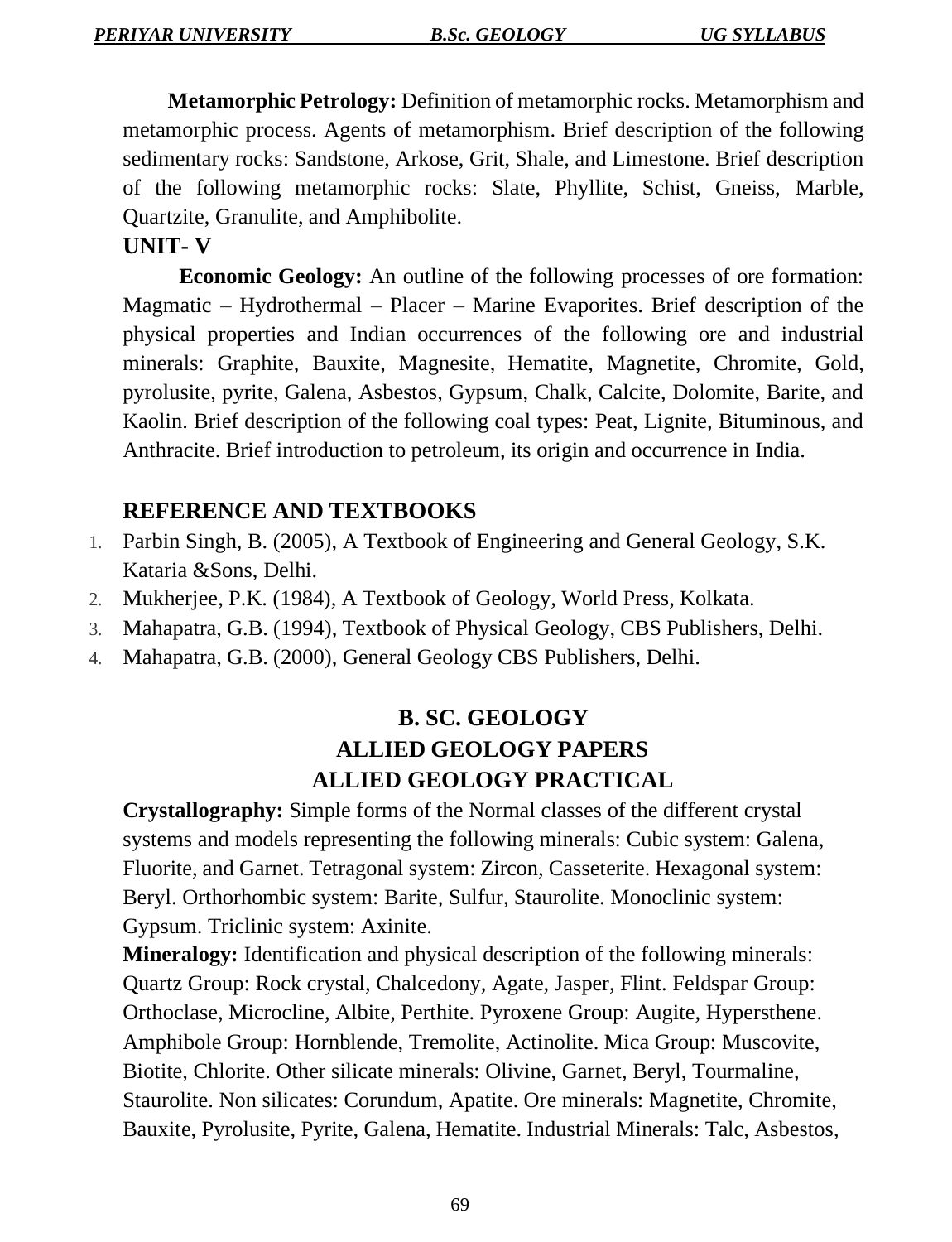**Metamorphic Petrology:** Definition of metamorphic rocks. Metamorphism and metamorphic process. Agents of metamorphism. Brief description of the following sedimentary rocks: Sandstone, Arkose, Grit, Shale, and Limestone. Brief description of the following metamorphic rocks: Slate, Phyllite, Schist, Gneiss, Marble, Quartzite, Granulite, and Amphibolite.

## UNIT- V

**Economic Geology:** An outline of the following processes of ore formation: Magmatic – Hydrothermal – Placer – Marine Evaporites. Brief description of the physical properties and Indian occurrences of the following ore and industrial minerals: Graphite, Bauxite, Magnesite, Hematite, Magnetite, Chromite, Gold, pyrolusite, pyrite, Galena, Asbestos, Gypsum, Chalk, Calcite, Dolomite, Barite, and Kaolin. Brief description of the following coal types: Peat, Lignite, Bituminous, and Anthracite. Brief introduction to petroleum, its origin and occurrence in India.

## REFERENCE AND TEXTBOOKS

1. Parbin Singh, B. (2005), A Textbook of Engineering and General Geology, S.K. Kataria &Sons, Delhi.
2. Mukherjee, P.K. (1984), A Textbook of Geology, World Press, Kolkata.
3. Mahapatra, G.B. (1994), Textbook of Physical Geology, CBS Publishers, Delhi.
4. Mahapatra, G.B. (2000), General Geology CBS Publishers, Delhi.

# B. SC. GEOLOGY
## ALLIED GEOLOGY PAPERS
## ALLIED GEOLOGY PRACTICAL

**Crystallography:** Simple forms of the Normal classes of the different crystal systems and models representing the following minerals: Cubic system: Galena, Fluorite, and Garnet. Tetragonal system: Zircon, Casseterite. Hexagonal system: Beryl. Orthorhombic system: Barite, Sulfur, Staurolite. Monoclinic system: Gypsum. Triclinic system: Axinite.

**Mineralogy:** Identification and physical description of the following minerals: Quartz Group: Rock crystal, Chalcedony, Agate, Jasper, Flint. Feldspar Group: Orthoclase, Microcline, Albite, Perthite. Pyroxene Group: Augite, Hypersthene. Amphibole Group: Hornblende, Tremolite, Actinolite. Mica Group: Muscovite, Biotite, Chlorite. Other silicate minerals: Olivine, Garnet, Beryl, Tourmaline, Staurolite. Non silicates: Corundum, Apatite. Ore minerals: Magnetite, Chromite, Bauxite, Pyrolusite, Pyrite, Galena, Hematite. Industrial Minerals: Talc, Asbestos,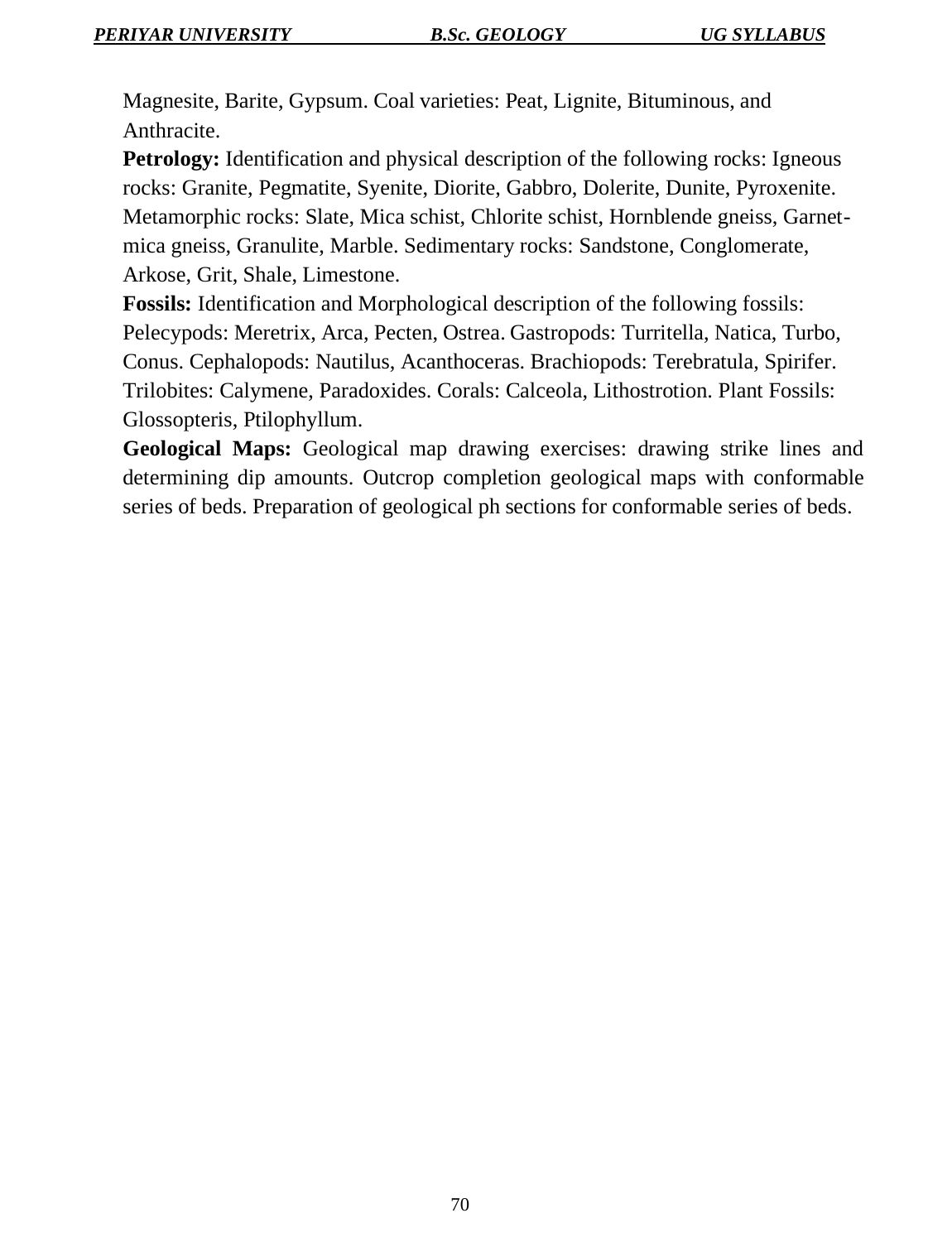Magnesite, Barite, Gypsum. Coal varieties: Peat, Lignite, Bituminous, and Anthracite.

**Petrology:** Identification and physical description of the following rocks: Igneous rocks: Granite, Pegmatite, Syenite, Diorite, Gabbro, Dolerite, Dunite, Pyroxenite. Metamorphic rocks: Slate, Mica schist, Chlorite schist, Hornblende gneiss, Garnet-mica gneiss, Granulite, Marble. Sedimentary rocks: Sandstone, Conglomerate, Arkose, Grit, Shale, Limestone.

**Fossils:** Identification and Morphological description of the following fossils: Pelecypods: Meretrix, Arca, Pecten, Ostrea. Gastropods: Turritella, Natica, Turbo, Conus. Cephalopods: Nautilus, Acanthoceras. Brachiopods: Terebratula, Spirifer. Trilobites: Calymene, Paradoxides. Corals: Calceola, Lithostrotion. Plant Fossils: Glossopteris, Ptilophyllum.

**Geological Maps:** Geological map drawing exercises: drawing strike lines and determining dip amounts. Outcrop completion geological maps with conformable series of beds. Preparation of geological ph sections for conformable series of beds.